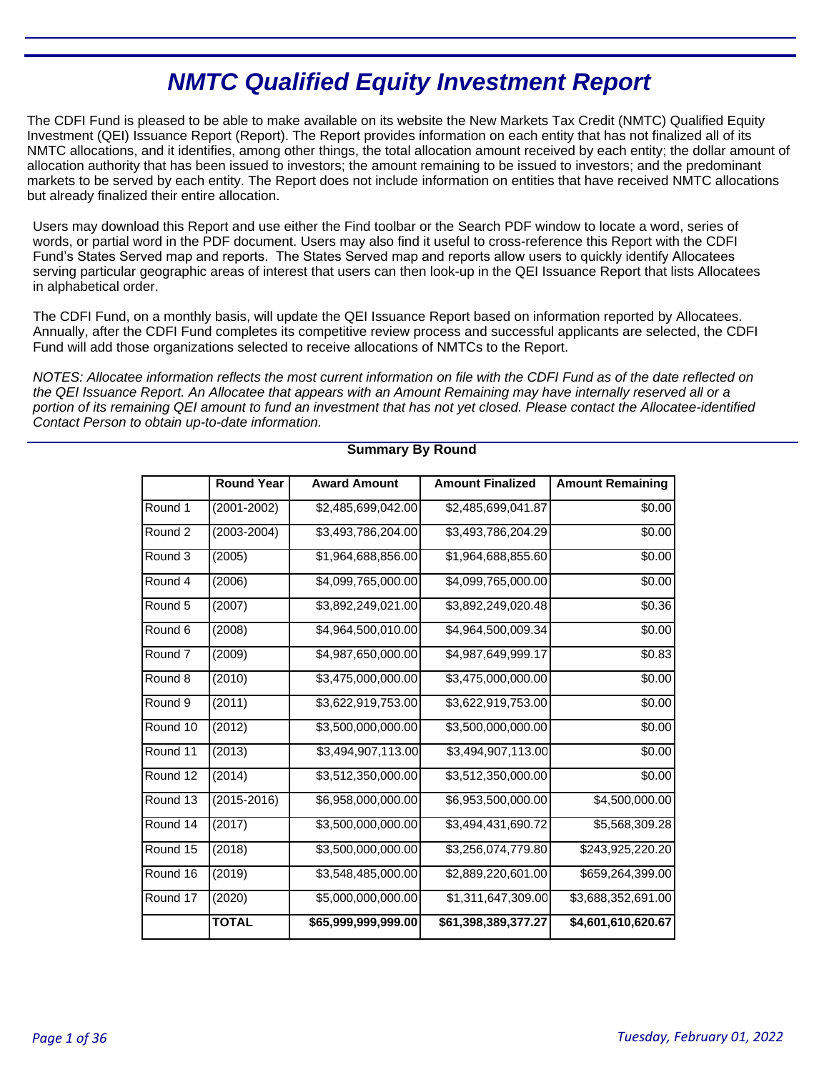# NMTC Qualified Equity Investment Report

The CDFI Fund is pleased to be able to make available on its website the New Markets Tax Credit (NMTC) Qualified Equity Investment (QEI) Issuance Report (Report). The Report provides information on each entity that has not finalized all of its NMTC allocations, and it identifies, among other things, the total allocation amount received by each entity; the dollar amount of allocation authority that has been issued to investors; the amount remaining to be issued to investors; and the predominant markets to be served by each entity. The Report does not include information on entities that have received NMTC allocations but already finalized their entire allocation.

Users may download this Report and use either the Find toolbar or the Search PDF window to locate a word, series of words, or partial word in the PDF document. Users may also find it useful to cross-reference this Report with the CDFI Fund's States Served map and reports. The States Served map and reports allow users to quickly identify Allocatees serving particular geographic areas of interest that users can then look-up in the QEI Issuance Report that lists Allocatees in alphabetical order.

The CDFI Fund, on a monthly basis, will update the QEI Issuance Report based on information reported by Allocatees. Annually, after the CDFI Fund completes its competitive review process and successful applicants are selected, the CDFI Fund will add those organizations selected to receive allocations of NMTCs to the Report.

*NOTES: Allocatee information reflects the most current information on file with the CDFI Fund as of the date reflected on the QEI Issuance Report. An Allocatee that appears with an Amount Remaining may have internally reserved all or a portion of its remaining QEI amount to fund an investment that has not yet closed. Please contact the Allocatee-identified Contact Person to obtain up-to-date information.*

## Summary By Round

| | Round Year | Award Amount | Amount Finalized | Amount Remaining |
|---|---|---|---|---|
| Round 1 | (2001-2002) | $2,485,699,042.00 | $2,485,699,041.87 | $0.00 |
| Round 2 | (2003-2004) | $3,493,786,204.00 | $3,493,786,204.29 | $0.00 |
| Round 3 | (2005) | $1,964,688,856.00 | $1,964,688,855.60 | $0.00 |
| Round 4 | (2006) | $4,099,765,000.00 | $4,099,765,000.00 | $0.00 |
| Round 5 | (2007) | $3,892,249,021.00 | $3,892,249,020.48 | $0.36 |
| Round 6 | (2008) | $4,964,500,010.00 | $4,964,500,009.34 | $0.00 |
| Round 7 | (2009) | $4,987,650,000.00 | $4,987,649,999.17 | $0.83 |
| Round 8 | (2010) | $3,475,000,000.00 | $3,475,000,000.00 | $0.00 |
| Round 9 | (2011) | $3,622,919,753.00 | $3,622,919,753.00 | $0.00 |
| Round 10 | (2012) | $3,500,000,000.00 | $3,500,000,000.00 | $0.00 |
| Round 11 | (2013) | $3,494,907,113.00 | $3,494,907,113.00 | $0.00 |
| Round 12 | (2014) | $3,512,350,000.00 | $3,512,350,000.00 | $0.00 |
| Round 13 | (2015-2016) | $6,958,000,000.00 | $6,953,500,000.00 | $4,500,000.00 |
| Round 14 | (2017) | $3,500,000,000.00 | $3,494,431,690.72 | $5,568,309.28 |
| Round 15 | (2018) | $3,500,000,000.00 | $3,256,074,779.80 | $243,925,220.20 |
| Round 16 | (2019) | $3,548,485,000.00 | $2,889,220,601.00 | $659,264,399.00 |
| Round 17 | (2020) | $5,000,000,000.00 | $1,311,647,309.00 | $3,688,352,691.00 |
| | **TOTAL** | **$65,999,999,999.00** | **$61,398,389,377.27** | **$4,601,610,620.67** |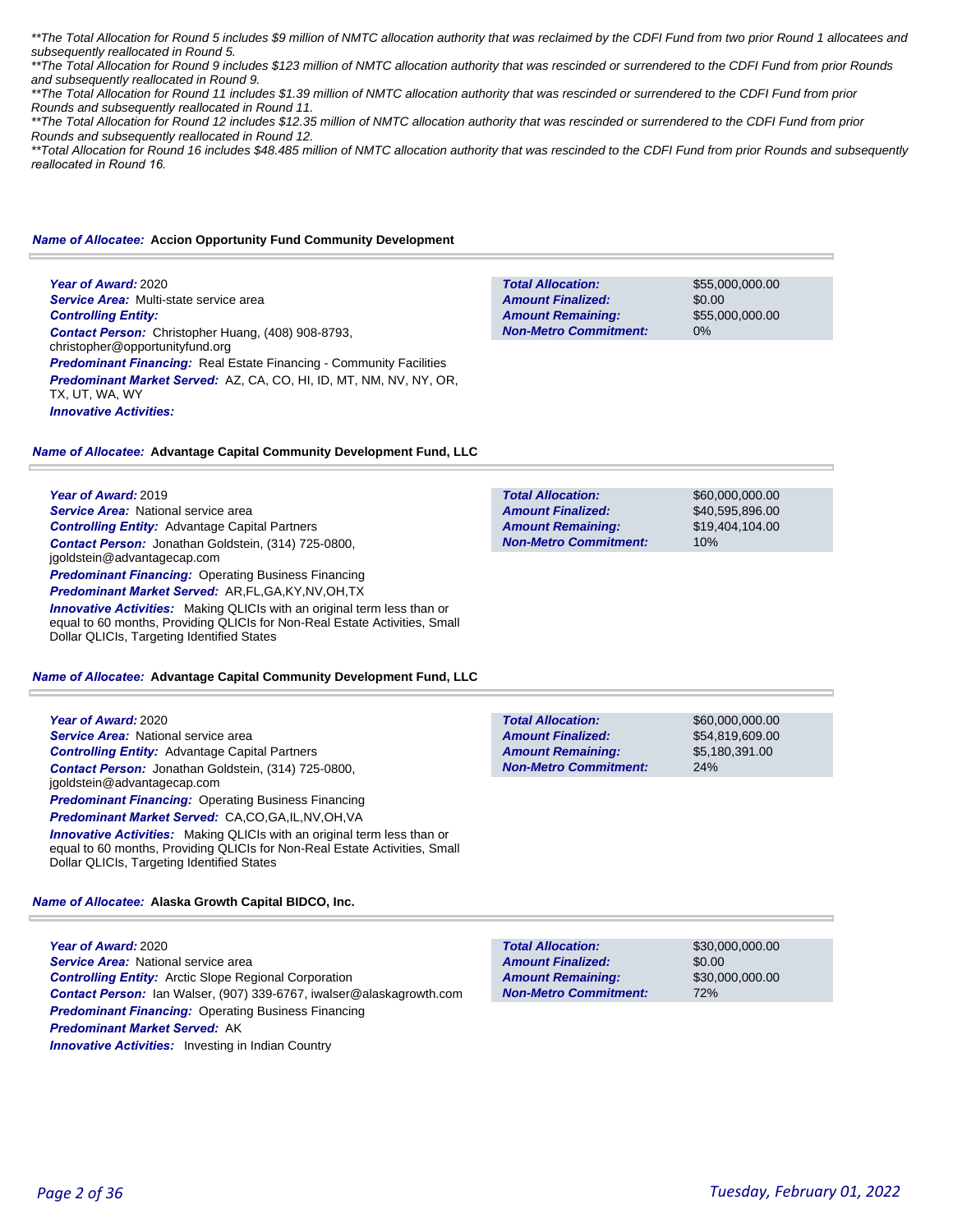*\*\*The Total Allocation for Round 5 includes $9 million of NMTC allocation authority that was reclaimed by the CDFI Fund from two prior Round 1 allocatees and subsequently reallocated in Round 5.*

*\*\*The Total Allocation for Round 9 includes $123 million of NMTC allocation authority that was rescinded or surrendered to the CDFI Fund from prior Rounds and subsequently reallocated in Round 9.*

*\*\*The Total Allocation for Round 11 includes $1.39 million of NMTC allocation authority that was rescinded or surrendered to the CDFI Fund from prior Rounds and subsequently reallocated in Round 11.*

*\*\*The Total Allocation for Round 12 includes $12.35 million of NMTC allocation authority that was rescinded or surrendered to the CDFI Fund from prior Rounds and subsequently reallocated in Round 12.*

*\*\*Total Allocation for Round 16 includes $48.485 million of NMTC allocation authority that was rescinded to the CDFI Fund from prior Rounds and subsequently reallocated in Round 16.*

### ***Name of Allocatee:*** Accion Opportunity Fund Community Development

***Year of Award:*** 2020
***Service Area:*** Multi-state service area
***Controlling Entity:***
***Contact Person:*** Christopher Huang, (408) 908-8793, christopher@opportunityfund.org
***Predominant Financing:*** Real Estate Financing - Community Facilities
***Predominant Market Served:*** AZ, CA, CO, HI, ID, MT, NM, NV, NY, OR, TX, UT, WA, WY
***Innovative Activities:***

| | |
|---|---|
| ***Total Allocation:*** | $55,000,000.00 |
| ***Amount Finalized:*** | $0.00 |
| ***Amount Remaining:*** | $55,000,000.00 |
| ***Non-Metro Commitment:*** | 0% |

### ***Name of Allocatee:*** Advantage Capital Community Development Fund, LLC

***Year of Award:*** 2019
***Service Area:*** National service area
***Controlling Entity:*** Advantage Capital Partners
***Contact Person:*** Jonathan Goldstein, (314) 725-0800, jgoldstein@advantagecap.com
***Predominant Financing:*** Operating Business Financing
***Predominant Market Served:*** AR,FL,GA,KY,NV,OH,TX
***Innovative Activities:*** Making QLICIs with an original term less than or equal to 60 months, Providing QLICIs for Non-Real Estate Activities, Small Dollar QLICIs, Targeting Identified States

| | |
|---|---|
| ***Total Allocation:*** | $60,000,000.00 |
| ***Amount Finalized:*** | $40,595,896.00 |
| ***Amount Remaining:*** | $19,404,104.00 |
| ***Non-Metro Commitment:*** | 10% |

### ***Name of Allocatee:*** Advantage Capital Community Development Fund, LLC

***Year of Award:*** 2020
***Service Area:*** National service area
***Controlling Entity:*** Advantage Capital Partners
***Contact Person:*** Jonathan Goldstein, (314) 725-0800, jgoldstein@advantagecap.com
***Predominant Financing:*** Operating Business Financing
***Predominant Market Served:*** CA,CO,GA,IL,NV,OH,VA
***Innovative Activities:*** Making QLICIs with an original term less than or equal to 60 months, Providing QLICIs for Non-Real Estate Activities, Small Dollar QLICIs, Targeting Identified States

| | |
|---|---|
| ***Total Allocation:*** | $60,000,000.00 |
| ***Amount Finalized:*** | $54,819,609.00 |
| ***Amount Remaining:*** | $5,180,391.00 |
| ***Non-Metro Commitment:*** | 24% |

### ***Name of Allocatee:*** Alaska Growth Capital BIDCO, Inc.

***Year of Award:*** 2020
***Service Area:*** National service area
***Controlling Entity:*** Arctic Slope Regional Corporation
***Contact Person:*** Ian Walser, (907) 339-6767, iwalser@alaskagrowth.com
***Predominant Financing:*** Operating Business Financing
***Predominant Market Served:*** AK
***Innovative Activities:*** Investing in Indian Country

| | |
|---|---|
| ***Total Allocation:*** | $30,000,000.00 |
| ***Amount Finalized:*** | $0.00 |
| ***Amount Remaining:*** | $30,000,000.00 |
| ***Non-Metro Commitment:*** | 72% |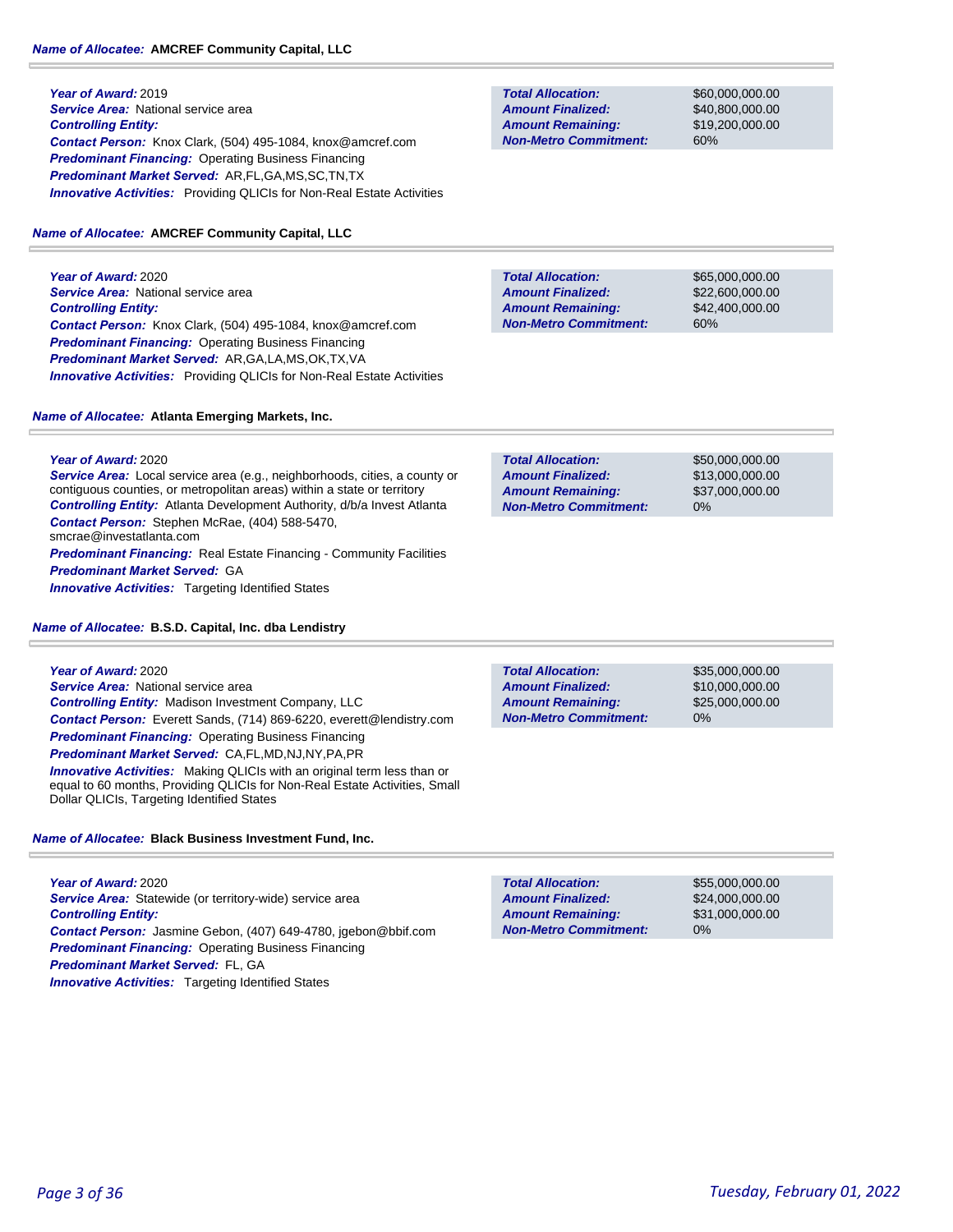**Name of Allocatee:** **AMCREF Community Capital, LLC**

**Year of Award:** 2019
**Service Area:** National service area
**Controlling Entity:**
**Contact Person:** Knox Clark, (504) 495-1084, knox@amcref.com
**Predominant Financing:** Operating Business Financing
**Predominant Market Served:** AR,FL,GA,MS,SC,TN,TX
**Innovative Activities:** Providing QLICIs for Non-Real Estate Activities

| | |
|---|---|
| **Total Allocation:** | $60,000,000.00 |
| **Amount Finalized:** | $40,800,000.00 |
| **Amount Remaining:** | $19,200,000.00 |
| **Non-Metro Commitment:** | 60% |

**Name of Allocatee:** **AMCREF Community Capital, LLC**

**Year of Award:** 2020
**Service Area:** National service area
**Controlling Entity:**
**Contact Person:** Knox Clark, (504) 495-1084, knox@amcref.com
**Predominant Financing:** Operating Business Financing
**Predominant Market Served:** AR,GA,LA,MS,OK,TX,VA
**Innovative Activities:** Providing QLICIs for Non-Real Estate Activities

| | |
|---|---|
| **Total Allocation:** | $65,000,000.00 |
| **Amount Finalized:** | $22,600,000.00 |
| **Amount Remaining:** | $42,400,000.00 |
| **Non-Metro Commitment:** | 60% |

**Name of Allocatee:** **Atlanta Emerging Markets, Inc.**

**Year of Award:** 2020
**Service Area:** Local service area (e.g., neighborhoods, cities, a county or contiguous counties, or metropolitan areas) within a state or territory
**Controlling Entity:** Atlanta Development Authority, d/b/a Invest Atlanta
**Contact Person:** Stephen McRae, (404) 588-5470, smcrae@investatlanta.com
**Predominant Financing:** Real Estate Financing - Community Facilities
**Predominant Market Served:** GA
**Innovative Activities:** Targeting Identified States

| | |
|---|---|
| **Total Allocation:** | $50,000,000.00 |
| **Amount Finalized:** | $13,000,000.00 |
| **Amount Remaining:** | $37,000,000.00 |
| **Non-Metro Commitment:** | 0% |

**Name of Allocatee:** **B.S.D. Capital, Inc. dba Lendistry**

**Year of Award:** 2020
**Service Area:** National service area
**Controlling Entity:** Madison Investment Company, LLC
**Contact Person:** Everett Sands, (714) 869-6220, everett@lendistry.com
**Predominant Financing:** Operating Business Financing
**Predominant Market Served:** CA,FL,MD,NJ,NY,PA,PR
**Innovative Activities:** Making QLICIs with an original term less than or equal to 60 months, Providing QLICIs for Non-Real Estate Activities, Small Dollar QLICIs, Targeting Identified States

| | |
|---|---|
| **Total Allocation:** | $35,000,000.00 |
| **Amount Finalized:** | $10,000,000.00 |
| **Amount Remaining:** | $25,000,000.00 |
| **Non-Metro Commitment:** | 0% |

**Name of Allocatee:** **Black Business Investment Fund, Inc.**

**Year of Award:** 2020
**Service Area:** Statewide (or territory-wide) service area
**Controlling Entity:**
**Contact Person:** Jasmine Gebon, (407) 649-4780, jgebon@bbif.com
**Predominant Financing:** Operating Business Financing
**Predominant Market Served:** FL, GA
**Innovative Activities:** Targeting Identified States

| | |
|---|---|
| **Total Allocation:** | $55,000,000.00 |
| **Amount Finalized:** | $24,000,000.00 |
| **Amount Remaining:** | $31,000,000.00 |
| **Non-Metro Commitment:** | 0% |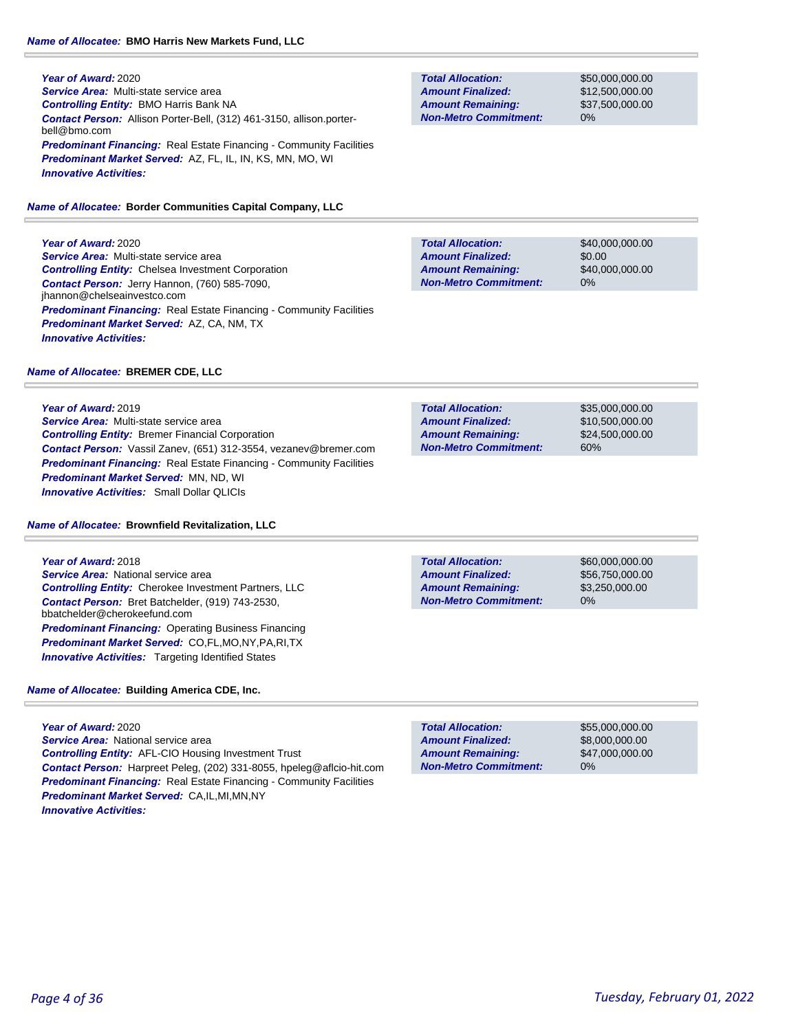**Name of Allocatee:** BMO Harris New Markets Fund, LLC

**Year of Award:** 2020
**Service Area:** Multi-state service area
**Controlling Entity:** BMO Harris Bank NA
**Contact Person:** Allison Porter-Bell, (312) 461-3150, allison.porter-bell@bmo.com
**Predominant Financing:** Real Estate Financing - Community Facilities
**Predominant Market Served:** AZ, FL, IL, IN, KS, MN, MO, WI
**Innovative Activities:**

| | |
|---|---|
| **Total Allocation:** | $50,000,000.00 |
| **Amount Finalized:** | $12,500,000.00 |
| **Amount Remaining:** | $37,500,000.00 |
| **Non-Metro Commitment:** | 0% |

**Name of Allocatee:** Border Communities Capital Company, LLC

**Year of Award:** 2020
**Service Area:** Multi-state service area
**Controlling Entity:** Chelsea Investment Corporation
**Contact Person:** Jerry Hannon, (760) 585-7090, jhannon@chelseainvestco.com
**Predominant Financing:** Real Estate Financing - Community Facilities
**Predominant Market Served:** AZ, CA, NM, TX
**Innovative Activities:**

| | |
|---|---|
| **Total Allocation:** | $40,000,000.00 |
| **Amount Finalized:** | $0.00 |
| **Amount Remaining:** | $40,000,000.00 |
| **Non-Metro Commitment:** | 0% |

**Name of Allocatee:** BREMER CDE, LLC

**Year of Award:** 2019
**Service Area:** Multi-state service area
**Controlling Entity:** Bremer Financial Corporation
**Contact Person:** Vassil Zanev, (651) 312-3554, vezanev@bremer.com
**Predominant Financing:** Real Estate Financing - Community Facilities
**Predominant Market Served:** MN, ND, WI
**Innovative Activities:** Small Dollar QLICIs

| | |
|---|---|
| **Total Allocation:** | $35,000,000.00 |
| **Amount Finalized:** | $10,500,000.00 |
| **Amount Remaining:** | $24,500,000.00 |
| **Non-Metro Commitment:** | 60% |

**Name of Allocatee:** Brownfield Revitalization, LLC

**Year of Award:** 2018
**Service Area:** National service area
**Controlling Entity:** Cherokee Investment Partners, LLC
**Contact Person:** Bret Batchelder, (919) 743-2530, bbatchelder@cherokeefund.com
**Predominant Financing:** Operating Business Financing
**Predominant Market Served:** CO,FL,MO,NY,PA,RI,TX
**Innovative Activities:** Targeting Identified States

| | |
|---|---|
| **Total Allocation:** | $60,000,000.00 |
| **Amount Finalized:** | $56,750,000.00 |
| **Amount Remaining:** | $3,250,000.00 |
| **Non-Metro Commitment:** | 0% |

**Name of Allocatee:** Building America CDE, Inc.

**Year of Award:** 2020
**Service Area:** National service area
**Controlling Entity:** AFL-CIO Housing Investment Trust
**Contact Person:** Harpreet Peleg, (202) 331-8055, hpeleg@aflcio-hit.com
**Predominant Financing:** Real Estate Financing - Community Facilities
**Predominant Market Served:** CA,IL,MI,MN,NY
**Innovative Activities:**

| | |
|---|---|
| **Total Allocation:** | $55,000,000.00 |
| **Amount Finalized:** | $8,000,000.00 |
| **Amount Remaining:** | $47,000,000.00 |
| **Non-Metro Commitment:** | 0% |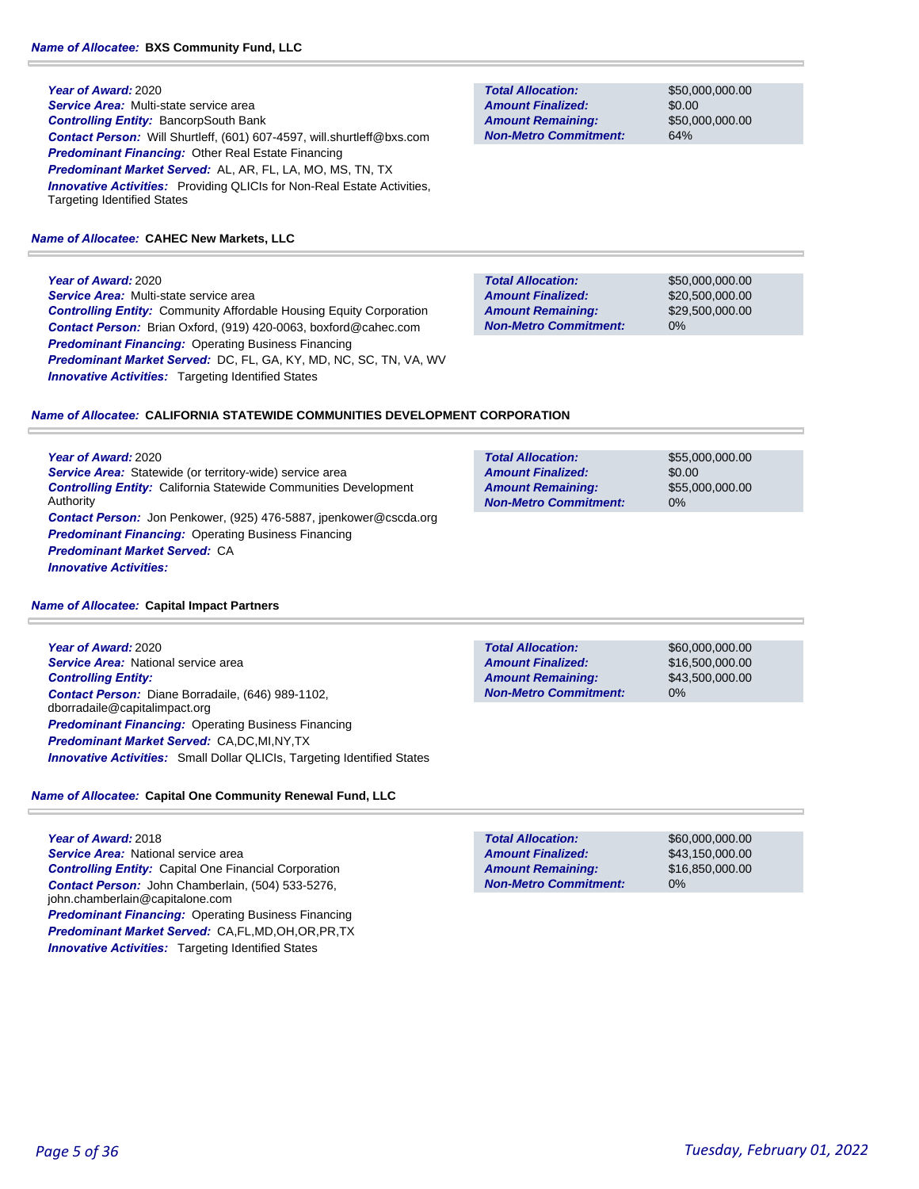**Name of Allocatee: BXS Community Fund, LLC**

**Year of Award:** 2020
**Service Area:** Multi-state service area
**Controlling Entity:** BancorpSouth Bank
**Contact Person:** Will Shurtleff, (601) 607-4597, will.shurtleff@bxs.com
**Predominant Financing:** Other Real Estate Financing
**Predominant Market Served:** AL, AR, FL, LA, MO, MS, TN, TX
**Innovative Activities:** Providing QLICIs for Non-Real Estate Activities, Targeting Identified States

| | |
|---|---|
| **Total Allocation:** | $50,000,000.00 |
| **Amount Finalized:** | $0.00 |
| **Amount Remaining:** | $50,000,000.00 |
| **Non-Metro Commitment:** | 64% |

**Name of Allocatee: CAHEC New Markets, LLC**

**Year of Award:** 2020
**Service Area:** Multi-state service area
**Controlling Entity:** Community Affordable Housing Equity Corporation
**Contact Person:** Brian Oxford, (919) 420-0063, boxford@cahec.com
**Predominant Financing:** Operating Business Financing
**Predominant Market Served:** DC, FL, GA, KY, MD, NC, SC, TN, VA, WV
**Innovative Activities:** Targeting Identified States

| | |
|---|---|
| **Total Allocation:** | $50,000,000.00 |
| **Amount Finalized:** | $20,500,000.00 |
| **Amount Remaining:** | $29,500,000.00 |
| **Non-Metro Commitment:** | 0% |

**Name of Allocatee: CALIFORNIA STATEWIDE COMMUNITIES DEVELOPMENT CORPORATION**

**Year of Award:** 2020
**Service Area:** Statewide (or territory-wide) service area
**Controlling Entity:** California Statewide Communities Development Authority
**Contact Person:** Jon Penkower, (925) 476-5887, jpenkower@cscda.org
**Predominant Financing:** Operating Business Financing
**Predominant Market Served:** CA
**Innovative Activities:**

| | |
|---|---|
| **Total Allocation:** | $55,000,000.00 |
| **Amount Finalized:** | $0.00 |
| **Amount Remaining:** | $55,000,000.00 |
| **Non-Metro Commitment:** | 0% |

**Name of Allocatee: Capital Impact Partners**

**Year of Award:** 2020
**Service Area:** National service area
**Controlling Entity:**
**Contact Person:** Diane Borradaile, (646) 989-1102, dborradaile@capitalimpact.org
**Predominant Financing:** Operating Business Financing
**Predominant Market Served:** CA,DC,MI,NY,TX
**Innovative Activities:** Small Dollar QLICIs, Targeting Identified States

| | |
|---|---|
| **Total Allocation:** | $60,000,000.00 |
| **Amount Finalized:** | $16,500,000.00 |
| **Amount Remaining:** | $43,500,000.00 |
| **Non-Metro Commitment:** | 0% |

**Name of Allocatee: Capital One Community Renewal Fund, LLC**

**Year of Award:** 2018
**Service Area:** National service area
**Controlling Entity:** Capital One Financial Corporation
**Contact Person:** John Chamberlain, (504) 533-5276, john.chamberlain@capitalone.com
**Predominant Financing:** Operating Business Financing
**Predominant Market Served:** CA,FL,MD,OH,OR,PR,TX
**Innovative Activities:** Targeting Identified States

| | |
|---|---|
| **Total Allocation:** | $60,000,000.00 |
| **Amount Finalized:** | $43,150,000.00 |
| **Amount Remaining:** | $16,850,000.00 |
| **Non-Metro Commitment:** | 0% |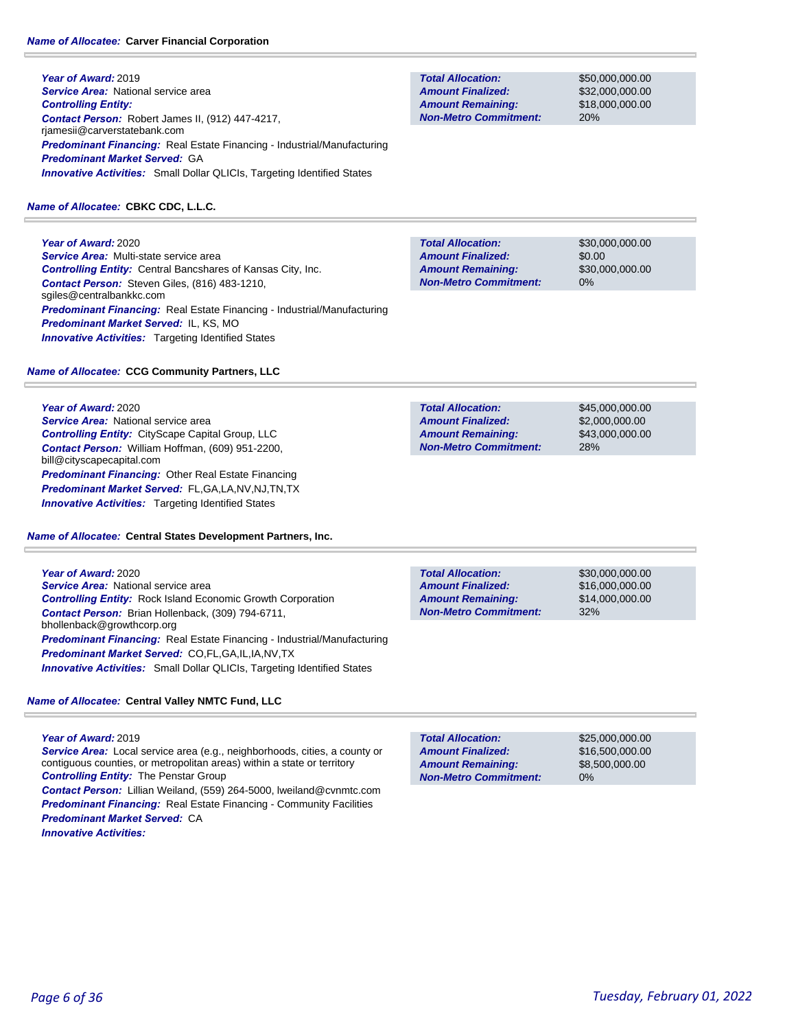**Name of Allocatee:** **Carver Financial Corporation**

***Year of Award:*** 2019
***Service Area:*** National service area
***Controlling Entity:***
***Contact Person:*** Robert James II, (912) 447-4217, rjamesii@carverstatebank.com
***Predominant Financing:*** Real Estate Financing - Industrial/Manufacturing
***Predominant Market Served:*** GA
***Innovative Activities:*** Small Dollar QLICIs, Targeting Identified States

| | |
|---|---|
| ***Total Allocation:*** | $50,000,000.00 |
| ***Amount Finalized:*** | $32,000,000.00 |
| ***Amount Remaining:*** | $18,000,000.00 |
| ***Non-Metro Commitment:*** | 20% |

**Name of Allocatee:** **CBKC CDC, L.L.C.**

***Year of Award:*** 2020
***Service Area:*** Multi-state service area
***Controlling Entity:*** Central Bancshares of Kansas City, Inc.
***Contact Person:*** Steven Giles, (816) 483-1210, sgiles@centralbankkc.com
***Predominant Financing:*** Real Estate Financing - Industrial/Manufacturing
***Predominant Market Served:*** IL, KS, MO
***Innovative Activities:*** Targeting Identified States

| | |
|---|---|
| ***Total Allocation:*** | $30,000,000.00 |
| ***Amount Finalized:*** | $0.00 |
| ***Amount Remaining:*** | $30,000,000.00 |
| ***Non-Metro Commitment:*** | 0% |

**Name of Allocatee:** **CCG Community Partners, LLC**

***Year of Award:*** 2020
***Service Area:*** National service area
***Controlling Entity:*** CityScape Capital Group, LLC
***Contact Person:*** William Hoffman, (609) 951-2200, bill@cityscapecapital.com
***Predominant Financing:*** Other Real Estate Financing
***Predominant Market Served:*** FL,GA,LA,NV,NJ,TN,TX
***Innovative Activities:*** Targeting Identified States

| | |
|---|---|
| ***Total Allocation:*** | $45,000,000.00 |
| ***Amount Finalized:*** | $2,000,000.00 |
| ***Amount Remaining:*** | $43,000,000.00 |
| ***Non-Metro Commitment:*** | 28% |

**Name of Allocatee:** **Central States Development Partners, Inc.**

***Year of Award:*** 2020
***Service Area:*** National service area
***Controlling Entity:*** Rock Island Economic Growth Corporation
***Contact Person:*** Brian Hollenback, (309) 794-6711, bhollenback@growthcorp.org
***Predominant Financing:*** Real Estate Financing - Industrial/Manufacturing
***Predominant Market Served:*** CO,FL,GA,IL,IA,NV,TX
***Innovative Activities:*** Small Dollar QLICIs, Targeting Identified States

| | |
|---|---|
| ***Total Allocation:*** | $30,000,000.00 |
| ***Amount Finalized:*** | $16,000,000.00 |
| ***Amount Remaining:*** | $14,000,000.00 |
| ***Non-Metro Commitment:*** | 32% |

**Name of Allocatee:** **Central Valley NMTC Fund, LLC**

***Year of Award:*** 2019
***Service Area:*** Local service area (e.g., neighborhoods, cities, a county or contiguous counties, or metropolitan areas) within a state or territory
***Controlling Entity:*** The Penstar Group
***Contact Person:*** Lillian Weiland, (559) 264-5000, lweiland@cvnmtc.com
***Predominant Financing:*** Real Estate Financing - Community Facilities
***Predominant Market Served:*** CA
***Innovative Activities:***

| | |
|---|---|
| ***Total Allocation:*** | $25,000,000.00 |
| ***Amount Finalized:*** | $16,500,000.00 |
| ***Amount Remaining:*** | $8,500,000.00 |
| ***Non-Metro Commitment:*** | 0% |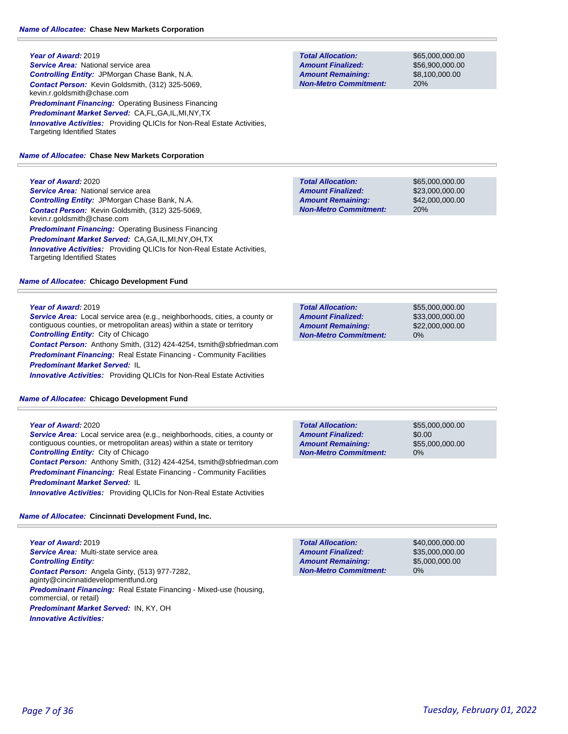**Name of Allocatee:** Chase New Markets Corporation

***Year of Award:*** 2019
***Service Area:*** National service area
***Controlling Entity:*** JPMorgan Chase Bank, N.A.
***Contact Person:*** Kevin Goldsmith, (312) 325-5069, kevin.r.goldsmith@chase.com
***Predominant Financing:*** Operating Business Financing
***Predominant Market Served:*** CA,FL,GA,IL,MI,NY,TX
***Innovative Activities:*** Providing QLICIs for Non-Real Estate Activities, Targeting Identified States

| | |
|---|---|
| ***Total Allocation:*** | $65,000,000.00 |
| ***Amount Finalized:*** | $56,900,000.00 |
| ***Amount Remaining:*** | $8,100,000.00 |
| ***Non-Metro Commitment:*** | 20% |

**Name of Allocatee:** Chase New Markets Corporation

***Year of Award:*** 2020
***Service Area:*** National service area
***Controlling Entity:*** JPMorgan Chase Bank, N.A.
***Contact Person:*** Kevin Goldsmith, (312) 325-5069, kevin.r.goldsmith@chase.com
***Predominant Financing:*** Operating Business Financing
***Predominant Market Served:*** CA,GA,IL,MI,NY,OH,TX
***Innovative Activities:*** Providing QLICIs for Non-Real Estate Activities, Targeting Identified States

| | |
|---|---|
| ***Total Allocation:*** | $65,000,000.00 |
| ***Amount Finalized:*** | $23,000,000.00 |
| ***Amount Remaining:*** | $42,000,000.00 |
| ***Non-Metro Commitment:*** | 20% |

**Name of Allocatee:** Chicago Development Fund

***Year of Award:*** 2019
***Service Area:*** Local service area (e.g., neighborhoods, cities, a county or contiguous counties, or metropolitan areas) within a state or territory
***Controlling Entity:*** City of Chicago
***Contact Person:*** Anthony Smith, (312) 424-4254, tsmith@sbfriedman.com
***Predominant Financing:*** Real Estate Financing - Community Facilities
***Predominant Market Served:*** IL
***Innovative Activities:*** Providing QLICIs for Non-Real Estate Activities

| | |
|---|---|
| ***Total Allocation:*** | $55,000,000.00 |
| ***Amount Finalized:*** | $33,000,000.00 |
| ***Amount Remaining:*** | $22,000,000.00 |
| ***Non-Metro Commitment:*** | 0% |

**Name of Allocatee:** Chicago Development Fund

***Year of Award:*** 2020
***Service Area:*** Local service area (e.g., neighborhoods, cities, a county or contiguous counties, or metropolitan areas) within a state or territory
***Controlling Entity:*** City of Chicago
***Contact Person:*** Anthony Smith, (312) 424-4254, tsmith@sbfriedman.com
***Predominant Financing:*** Real Estate Financing - Community Facilities
***Predominant Market Served:*** IL
***Innovative Activities:*** Providing QLICIs for Non-Real Estate Activities

| | |
|---|---|
| ***Total Allocation:*** | $55,000,000.00 |
| ***Amount Finalized:*** | $0.00 |
| ***Amount Remaining:*** | $55,000,000.00 |
| ***Non-Metro Commitment:*** | 0% |

**Name of Allocatee:** Cincinnati Development Fund, Inc.

***Year of Award:*** 2019
***Service Area:*** Multi-state service area
***Controlling Entity:***
***Contact Person:*** Angela Ginty, (513) 977-7282, aginty@cincinnatidevelopmentfund.org
***Predominant Financing:*** Real Estate Financing - Mixed-use (housing, commercial, or retail)
***Predominant Market Served:*** IN, KY, OH
***Innovative Activities:***

| | |
|---|---|
| ***Total Allocation:*** | $40,000,000.00 |
| ***Amount Finalized:*** | $35,000,000.00 |
| ***Amount Remaining:*** | $5,000,000.00 |
| ***Non-Metro Commitment:*** | 0% |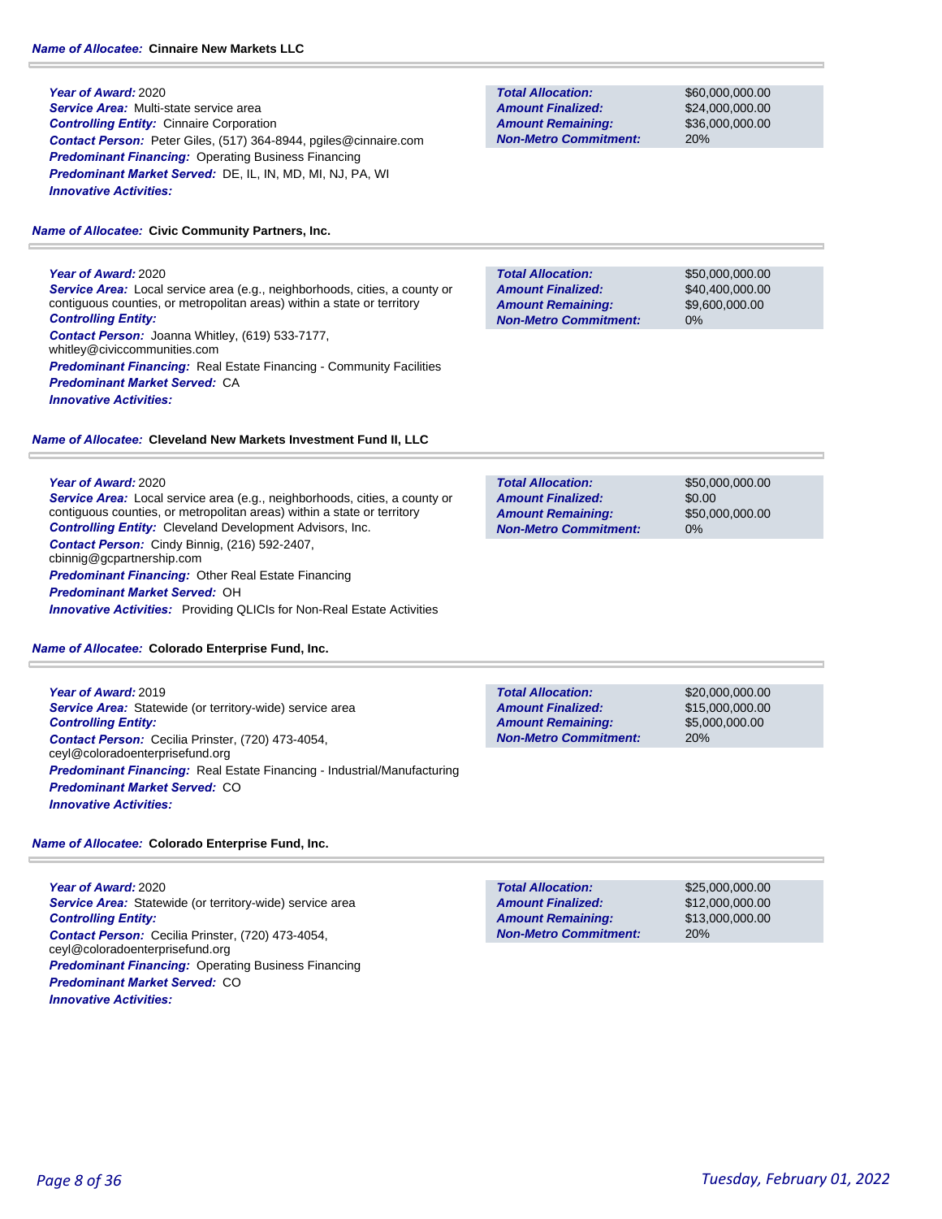***Name of Allocatee:*** **Cinnaire New Markets LLC**

***Year of Award:*** 2020
***Service Area:*** Multi-state service area
***Controlling Entity:*** Cinnaire Corporation
***Contact Person:*** Peter Giles, (517) 364-8944, pgiles@cinnaire.com
***Predominant Financing:*** Operating Business Financing
***Predominant Market Served:*** DE, IL, IN, MD, MI, NJ, PA, WI
***Innovative Activities:***

| | |
|---|---|
| ***Total Allocation:*** | $60,000,000.00 |
| ***Amount Finalized:*** | $24,000,000.00 |
| ***Amount Remaining:*** | $36,000,000.00 |
| ***Non-Metro Commitment:*** | 20% |

***Name of Allocatee:*** **Civic Community Partners, Inc.**

***Year of Award:*** 2020
***Service Area:*** Local service area (e.g., neighborhoods, cities, a county or contiguous counties, or metropolitan areas) within a state or territory
***Controlling Entity:***
***Contact Person:*** Joanna Whitley, (619) 533-7177, whitley@civiccommunities.com
***Predominant Financing:*** Real Estate Financing - Community Facilities
***Predominant Market Served:*** CA
***Innovative Activities:***

| | |
|---|---|
| ***Total Allocation:*** | $50,000,000.00 |
| ***Amount Finalized:*** | $40,400,000.00 |
| ***Amount Remaining:*** | $9,600,000.00 |
| ***Non-Metro Commitment:*** | 0% |

***Name of Allocatee:*** **Cleveland New Markets Investment Fund II, LLC**

***Year of Award:*** 2020
***Service Area:*** Local service area (e.g., neighborhoods, cities, a county or contiguous counties, or metropolitan areas) within a state or territory
***Controlling Entity:*** Cleveland Development Advisors, Inc.
***Contact Person:*** Cindy Binnig, (216) 592-2407, cbinnig@gcpartnership.com
***Predominant Financing:*** Other Real Estate Financing
***Predominant Market Served:*** OH
***Innovative Activities:*** Providing QLICIs for Non-Real Estate Activities

| | |
|---|---|
| ***Total Allocation:*** | $50,000,000.00 |
| ***Amount Finalized:*** | $0.00 |
| ***Amount Remaining:*** | $50,000,000.00 |
| ***Non-Metro Commitment:*** | 0% |

***Name of Allocatee:*** **Colorado Enterprise Fund, Inc.**

***Year of Award:*** 2019
***Service Area:*** Statewide (or territory-wide) service area
***Controlling Entity:***
***Contact Person:*** Cecilia Prinster, (720) 473-4054, ceyl@coloradoenterprisefund.org
***Predominant Financing:*** Real Estate Financing - Industrial/Manufacturing
***Predominant Market Served:*** CO
***Innovative Activities:***

| | |
|---|---|
| ***Total Allocation:*** | $20,000,000.00 |
| ***Amount Finalized:*** | $15,000,000.00 |
| ***Amount Remaining:*** | $5,000,000.00 |
| ***Non-Metro Commitment:*** | 20% |

***Name of Allocatee:*** **Colorado Enterprise Fund, Inc.**

***Year of Award:*** 2020
***Service Area:*** Statewide (or territory-wide) service area
***Controlling Entity:***
***Contact Person:*** Cecilia Prinster, (720) 473-4054, ceyl@coloradoenterprisefund.org
***Predominant Financing:*** Operating Business Financing
***Predominant Market Served:*** CO
***Innovative Activities:***

| | |
|---|---|
| ***Total Allocation:*** | $25,000,000.00 |
| ***Amount Finalized:*** | $12,000,000.00 |
| ***Amount Remaining:*** | $13,000,000.00 |
| ***Non-Metro Commitment:*** | 20% |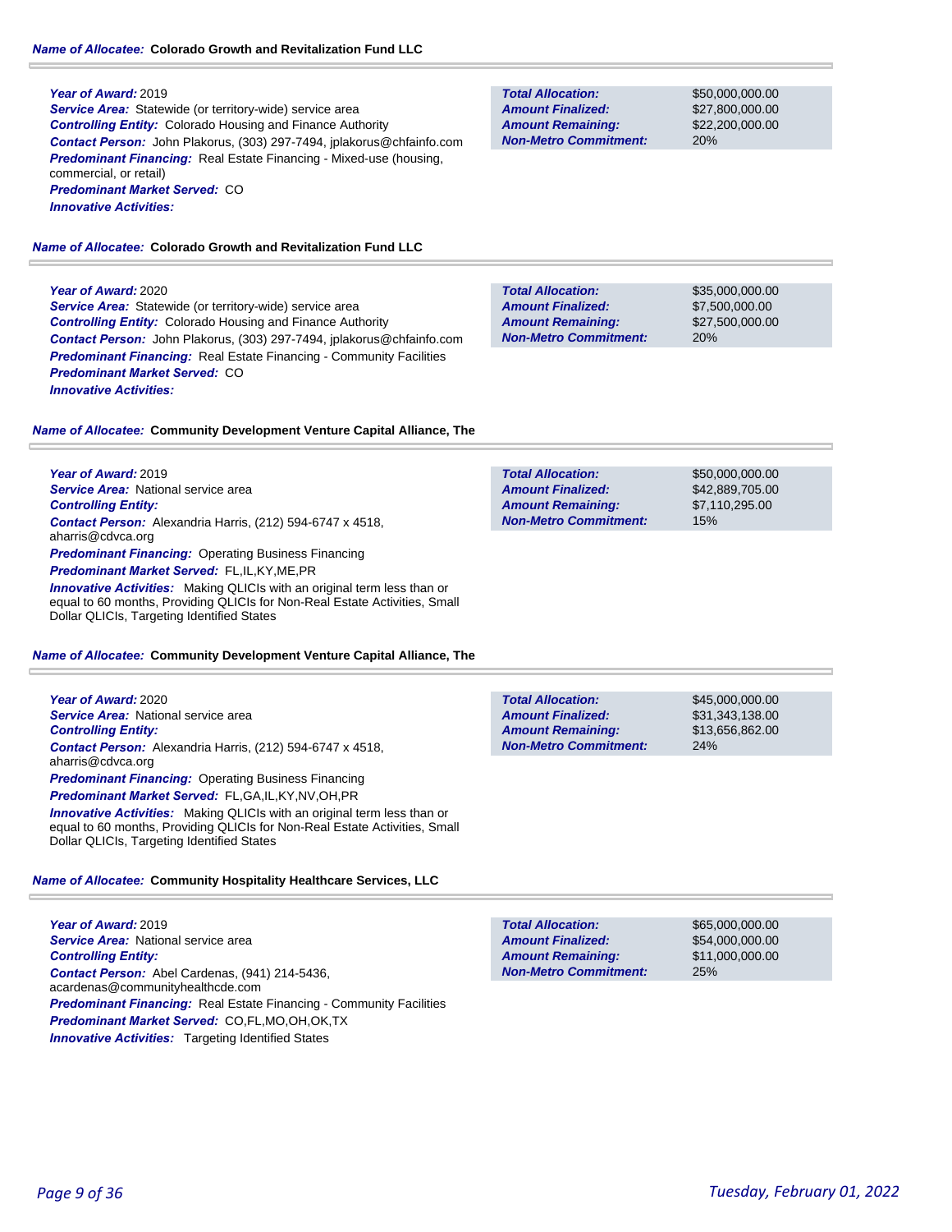**Name of Allocatee:** **Colorado Growth and Revitalization Fund LLC**

**Year of Award:** 2019
**Service Area:** Statewide (or territory-wide) service area
**Controlling Entity:** Colorado Housing and Finance Authority
**Contact Person:** John Plakorus, (303) 297-7494, jplakorus@chfainfo.com
**Predominant Financing:** Real Estate Financing - Mixed-use (housing, commercial, or retail)
**Predominant Market Served:** CO
**Innovative Activities:**

| | |
|---|---|
| **Total Allocation:** | $50,000,000.00 |
| **Amount Finalized:** | $27,800,000.00 |
| **Amount Remaining:** | $22,200,000.00 |
| **Non-Metro Commitment:** | 20% |

**Name of Allocatee:** **Colorado Growth and Revitalization Fund LLC**

**Year of Award:** 2020
**Service Area:** Statewide (or territory-wide) service area
**Controlling Entity:** Colorado Housing and Finance Authority
**Contact Person:** John Plakorus, (303) 297-7494, jplakorus@chfainfo.com
**Predominant Financing:** Real Estate Financing - Community Facilities
**Predominant Market Served:** CO
**Innovative Activities:**

| | |
|---|---|
| **Total Allocation:** | $35,000,000.00 |
| **Amount Finalized:** | $7,500,000.00 |
| **Amount Remaining:** | $27,500,000.00 |
| **Non-Metro Commitment:** | 20% |

**Name of Allocatee:** **Community Development Venture Capital Alliance, The**

**Year of Award:** 2019
**Service Area:** National service area
**Controlling Entity:**
**Contact Person:** Alexandria Harris, (212) 594-6747 x 4518, aharris@cdvca.org
**Predominant Financing:** Operating Business Financing
**Predominant Market Served:** FL,IL,KY,ME,PR
**Innovative Activities:** Making QLICIs with an original term less than or equal to 60 months, Providing QLICIs for Non-Real Estate Activities, Small Dollar QLICIs, Targeting Identified States

| | |
|---|---|
| **Total Allocation:** | $50,000,000.00 |
| **Amount Finalized:** | $42,889,705.00 |
| **Amount Remaining:** | $7,110,295.00 |
| **Non-Metro Commitment:** | 15% |

**Name of Allocatee:** **Community Development Venture Capital Alliance, The**

**Year of Award:** 2020
**Service Area:** National service area
**Controlling Entity:**
**Contact Person:** Alexandria Harris, (212) 594-6747 x 4518, aharris@cdvca.org
**Predominant Financing:** Operating Business Financing
**Predominant Market Served:** FL,GA,IL,KY,NV,OH,PR
**Innovative Activities:** Making QLICIs with an original term less than or equal to 60 months, Providing QLICIs for Non-Real Estate Activities, Small Dollar QLICIs, Targeting Identified States

| | |
|---|---|
| **Total Allocation:** | $45,000,000.00 |
| **Amount Finalized:** | $31,343,138.00 |
| **Amount Remaining:** | $13,656,862.00 |
| **Non-Metro Commitment:** | 24% |

**Name of Allocatee:** **Community Hospitality Healthcare Services, LLC**

**Year of Award:** 2019
**Service Area:** National service area
**Controlling Entity:**
**Contact Person:** Abel Cardenas, (941) 214-5436, acardenas@communityhealthcde.com
**Predominant Financing:** Real Estate Financing - Community Facilities
**Predominant Market Served:** CO,FL,MO,OH,OK,TX
**Innovative Activities:** Targeting Identified States

| | |
|---|---|
| **Total Allocation:** | $65,000,000.00 |
| **Amount Finalized:** | $54,000,000.00 |
| **Amount Remaining:** | $11,000,000.00 |
| **Non-Metro Commitment:** | 25% |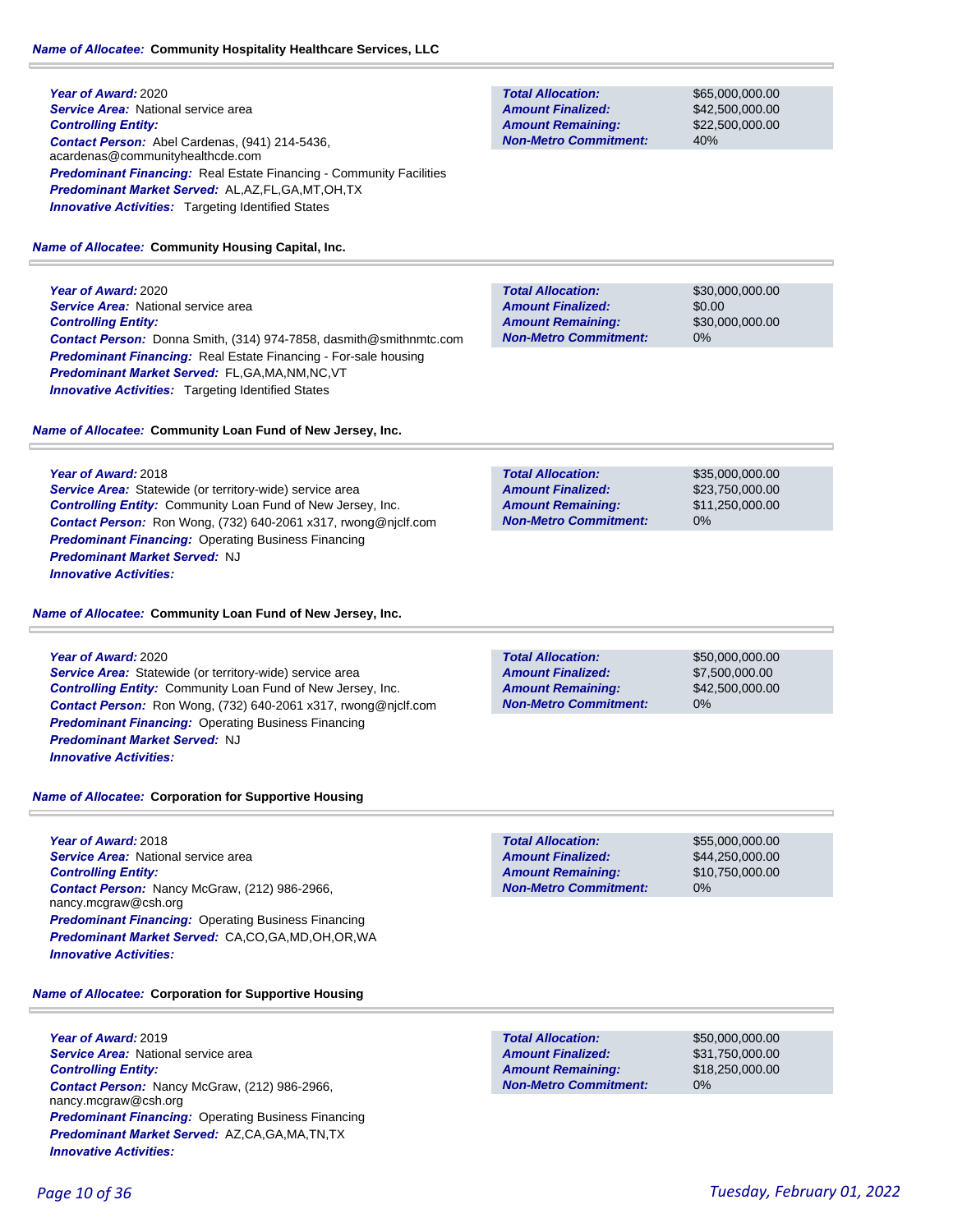**Name of Allocatee:** Community Hospitality Healthcare Services, LLC

**Year of Award:** 2020
**Service Area:** National service area
**Controlling Entity:**
**Contact Person:** Abel Cardenas, (941) 214-5436, acardenas@communityhealthcde.com
**Predominant Financing:** Real Estate Financing - Community Facilities
**Predominant Market Served:** AL,AZ,FL,GA,MT,OH,TX
**Innovative Activities:** Targeting Identified States

| | |
|---|---|
| **Total Allocation:** | $65,000,000.00 |
| **Amount Finalized:** | $42,500,000.00 |
| **Amount Remaining:** | $22,500,000.00 |
| **Non-Metro Commitment:** | 40% |

**Name of Allocatee:** Community Housing Capital, Inc.

**Year of Award:** 2020
**Service Area:** National service area
**Controlling Entity:**
**Contact Person:** Donna Smith, (314) 974-7858, dasmith@smithnmtc.com
**Predominant Financing:** Real Estate Financing - For-sale housing
**Predominant Market Served:** FL,GA,MA,NM,NC,VT
**Innovative Activities:** Targeting Identified States

| | |
|---|---|
| **Total Allocation:** | $30,000,000.00 |
| **Amount Finalized:** | $0.00 |
| **Amount Remaining:** | $30,000,000.00 |
| **Non-Metro Commitment:** | 0% |

**Name of Allocatee:** Community Loan Fund of New Jersey, Inc.

**Year of Award:** 2018
**Service Area:** Statewide (or territory-wide) service area
**Controlling Entity:** Community Loan Fund of New Jersey, Inc.
**Contact Person:** Ron Wong, (732) 640-2061 x317, rwong@njclf.com
**Predominant Financing:** Operating Business Financing
**Predominant Market Served:** NJ
**Innovative Activities:**

| | |
|---|---|
| **Total Allocation:** | $35,000,000.00 |
| **Amount Finalized:** | $23,750,000.00 |
| **Amount Remaining:** | $11,250,000.00 |
| **Non-Metro Commitment:** | 0% |

**Name of Allocatee:** Community Loan Fund of New Jersey, Inc.

**Year of Award:** 2020
**Service Area:** Statewide (or territory-wide) service area
**Controlling Entity:** Community Loan Fund of New Jersey, Inc.
**Contact Person:** Ron Wong, (732) 640-2061 x317, rwong@njclf.com
**Predominant Financing:** Operating Business Financing
**Predominant Market Served:** NJ
**Innovative Activities:**

| | |
|---|---|
| **Total Allocation:** | $50,000,000.00 |
| **Amount Finalized:** | $7,500,000.00 |
| **Amount Remaining:** | $42,500,000.00 |
| **Non-Metro Commitment:** | 0% |

**Name of Allocatee:** Corporation for Supportive Housing

**Year of Award:** 2018
**Service Area:** National service area
**Controlling Entity:**
**Contact Person:** Nancy McGraw, (212) 986-2966, nancy.mcgraw@csh.org
**Predominant Financing:** Operating Business Financing
**Predominant Market Served:** CA,CO,GA,MD,OH,OR,WA
**Innovative Activities:**

| | |
|---|---|
| **Total Allocation:** | $55,000,000.00 |
| **Amount Finalized:** | $44,250,000.00 |
| **Amount Remaining:** | $10,750,000.00 |
| **Non-Metro Commitment:** | 0% |

**Name of Allocatee:** Corporation for Supportive Housing

**Year of Award:** 2019
**Service Area:** National service area
**Controlling Entity:**
**Contact Person:** Nancy McGraw, (212) 986-2966, nancy.mcgraw@csh.org
**Predominant Financing:** Operating Business Financing
**Predominant Market Served:** AZ,CA,GA,MA,TN,TX
**Innovative Activities:**

| | |
|---|---|
| **Total Allocation:** | $50,000,000.00 |
| **Amount Finalized:** | $31,750,000.00 |
| **Amount Remaining:** | $18,250,000.00 |
| **Non-Metro Commitment:** | 0% |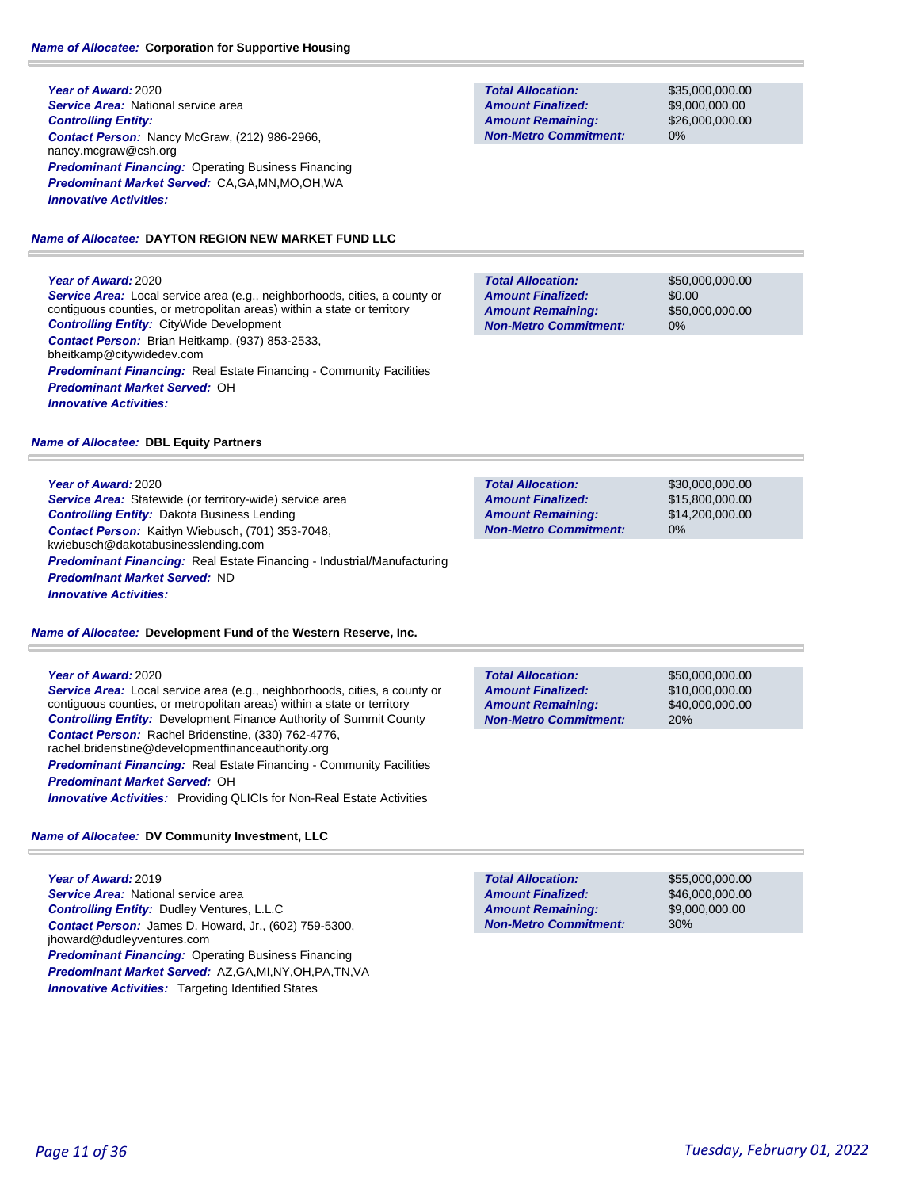**Name of Allocatee:** **Corporation for Supportive Housing**

**Year of Award:** 2020
**Service Area:** National service area
**Controlling Entity:**
**Contact Person:** Nancy McGraw, (212) 986-2966, nancy.mcgraw@csh.org
**Predominant Financing:** Operating Business Financing
**Predominant Market Served:** CA,GA,MN,MO,OH,WA
**Innovative Activities:**

| | |
|---|---|
| **Total Allocation:** | $35,000,000.00 |
| **Amount Finalized:** | $9,000,000.00 |
| **Amount Remaining:** | $26,000,000.00 |
| **Non-Metro Commitment:** | 0% |

**Name of Allocatee:** **DAYTON REGION NEW MARKET FUND LLC**

**Year of Award:** 2020
**Service Area:** Local service area (e.g., neighborhoods, cities, a county or contiguous counties, or metropolitan areas) within a state or territory
**Controlling Entity:** CityWide Development
**Contact Person:** Brian Heitkamp, (937) 853-2533, bheitkamp@citywidedev.com
**Predominant Financing:** Real Estate Financing - Community Facilities
**Predominant Market Served:** OH
**Innovative Activities:**

| | |
|---|---|
| **Total Allocation:** | $50,000,000.00 |
| **Amount Finalized:** | $0.00 |
| **Amount Remaining:** | $50,000,000.00 |
| **Non-Metro Commitment:** | 0% |

**Name of Allocatee:** **DBL Equity Partners**

**Year of Award:** 2020
**Service Area:** Statewide (or territory-wide) service area
**Controlling Entity:** Dakota Business Lending
**Contact Person:** Kaitlyn Wiebusch, (701) 353-7048, kwiebusch@dakotabusinesslending.com
**Predominant Financing:** Real Estate Financing - Industrial/Manufacturing
**Predominant Market Served:** ND
**Innovative Activities:**

| | |
|---|---|
| **Total Allocation:** | $30,000,000.00 |
| **Amount Finalized:** | $15,800,000.00 |
| **Amount Remaining:** | $14,200,000.00 |
| **Non-Metro Commitment:** | 0% |

**Name of Allocatee:** **Development Fund of the Western Reserve, Inc.**

**Year of Award:** 2020
**Service Area:** Local service area (e.g., neighborhoods, cities, a county or contiguous counties, or metropolitan areas) within a state or territory
**Controlling Entity:** Development Finance Authority of Summit County
**Contact Person:** Rachel Bridenstine, (330) 762-4776, rachel.bridenstine@developmentfinanceauthority.org
**Predominant Financing:** Real Estate Financing - Community Facilities
**Predominant Market Served:** OH
**Innovative Activities:** Providing QLICIs for Non-Real Estate Activities

| | |
|---|---|
| **Total Allocation:** | $50,000,000.00 |
| **Amount Finalized:** | $10,000,000.00 |
| **Amount Remaining:** | $40,000,000.00 |
| **Non-Metro Commitment:** | 20% |

**Name of Allocatee:** **DV Community Investment, LLC**

**Year of Award:** 2019
**Service Area:** National service area
**Controlling Entity:** Dudley Ventures, L.L.C
**Contact Person:** James D. Howard, Jr., (602) 759-5300, jhoward@dudleyventures.com
**Predominant Financing:** Operating Business Financing
**Predominant Market Served:** AZ,GA,MI,NY,OH,PA,TN,VA
**Innovative Activities:** Targeting Identified States

| | |
|---|---|
| **Total Allocation:** | $55,000,000.00 |
| **Amount Finalized:** | $46,000,000.00 |
| **Amount Remaining:** | $9,000,000.00 |
| **Non-Metro Commitment:** | 30% |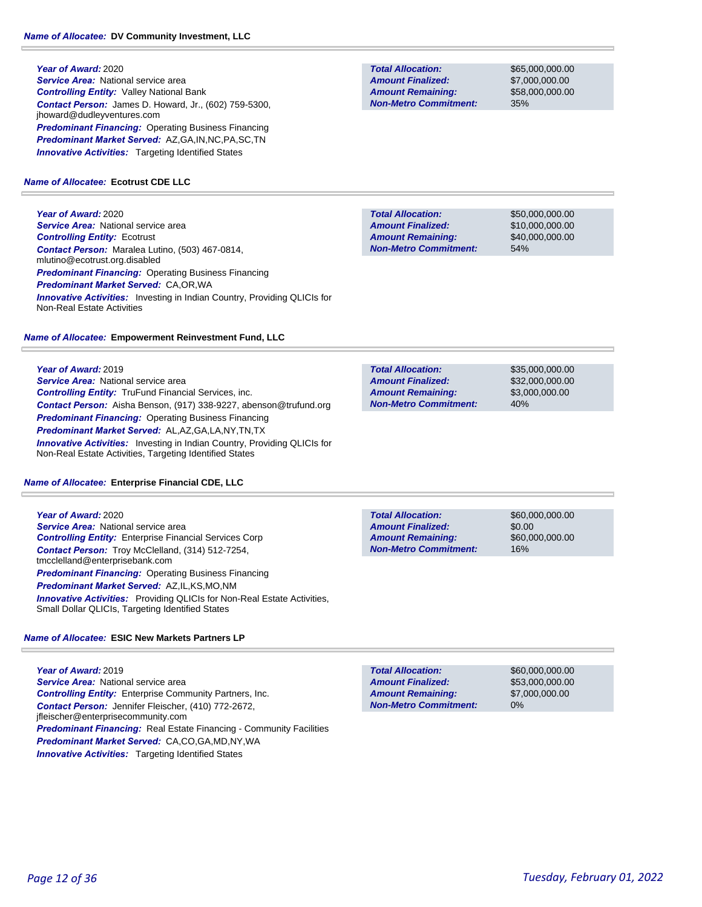**Name of Allocatee:** **DV Community Investment, LLC**

**Year of Award:** 2020
**Service Area:** National service area
**Controlling Entity:** Valley National Bank
**Contact Person:** James D. Howard, Jr., (602) 759-5300, jhoward@dudleyventures.com
**Predominant Financing:** Operating Business Financing
**Predominant Market Served:** AZ,GA,IN,NC,PA,SC,TN
**Innovative Activities:** Targeting Identified States

| | |
|---|---|
| **Total Allocation:** | $65,000,000.00 |
| **Amount Finalized:** | $7,000,000.00 |
| **Amount Remaining:** | $58,000,000.00 |
| **Non-Metro Commitment:** | 35% |

**Name of Allocatee:** **Ecotrust CDE LLC**

**Year of Award:** 2020
**Service Area:** National service area
**Controlling Entity:** Ecotrust
**Contact Person:** Maralea Lutino, (503) 467-0814, mlutino@ecotrust.org.disabled
**Predominant Financing:** Operating Business Financing
**Predominant Market Served:** CA,OR,WA
**Innovative Activities:** Investing in Indian Country, Providing QLICIs for Non-Real Estate Activities

| | |
|---|---|
| **Total Allocation:** | $50,000,000.00 |
| **Amount Finalized:** | $10,000,000.00 |
| **Amount Remaining:** | $40,000,000.00 |
| **Non-Metro Commitment:** | 54% |

**Name of Allocatee:** **Empowerment Reinvestment Fund, LLC**

**Year of Award:** 2019
**Service Area:** National service area
**Controlling Entity:** TruFund Financial Services, inc.
**Contact Person:** Aisha Benson, (917) 338-9227, abenson@trufund.org
**Predominant Financing:** Operating Business Financing
**Predominant Market Served:** AL,AZ,GA,LA,NY,TN,TX
**Innovative Activities:** Investing in Indian Country, Providing QLICIs for Non-Real Estate Activities, Targeting Identified States

| | |
|---|---|
| **Total Allocation:** | $35,000,000.00 |
| **Amount Finalized:** | $32,000,000.00 |
| **Amount Remaining:** | $3,000,000.00 |
| **Non-Metro Commitment:** | 40% |

**Name of Allocatee:** **Enterprise Financial CDE, LLC**

**Year of Award:** 2020
**Service Area:** National service area
**Controlling Entity:** Enterprise Financial Services Corp
**Contact Person:** Troy McClelland, (314) 512-7254, tmcclelland@enterprisebank.com
**Predominant Financing:** Operating Business Financing
**Predominant Market Served:** AZ,IL,KS,MO,NM
**Innovative Activities:** Providing QLICIs for Non-Real Estate Activities, Small Dollar QLICIs, Targeting Identified States

| | |
|---|---|
| **Total Allocation:** | $60,000,000.00 |
| **Amount Finalized:** | $0.00 |
| **Amount Remaining:** | $60,000,000.00 |
| **Non-Metro Commitment:** | 16% |

**Name of Allocatee:** **ESIC New Markets Partners LP**

**Year of Award:** 2019
**Service Area:** National service area
**Controlling Entity:** Enterprise Community Partners, Inc.
**Contact Person:** Jennifer Fleischer, (410) 772-2672, jfleischer@enterprisecommunity.com
**Predominant Financing:** Real Estate Financing - Community Facilities
**Predominant Market Served:** CA,CO,GA,MD,NY,WA
**Innovative Activities:** Targeting Identified States

| | |
|---|---|
| **Total Allocation:** | $60,000,000.00 |
| **Amount Finalized:** | $53,000,000.00 |
| **Amount Remaining:** | $7,000,000.00 |
| **Non-Metro Commitment:** | 0% |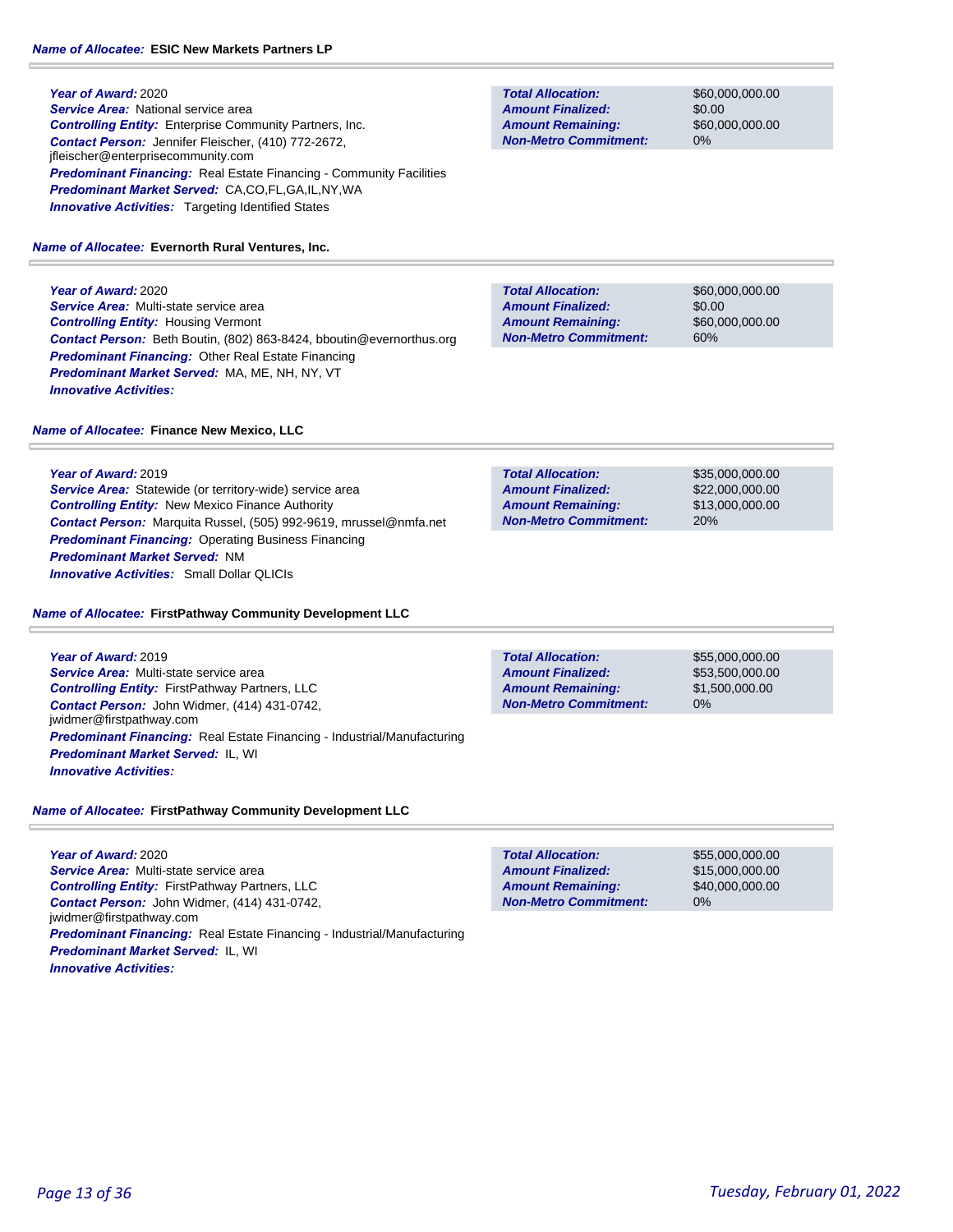**Name of Allocatee:** ESIC New Markets Partners LP

**Year of Award:** 2020
**Service Area:** National service area
**Controlling Entity:** Enterprise Community Partners, Inc.
**Contact Person:** Jennifer Fleischer, (410) 772-2672, jfleischer@enterprisecommunity.com
**Predominant Financing:** Real Estate Financing - Community Facilities
**Predominant Market Served:** CA,CO,FL,GA,IL,NY,WA
**Innovative Activities:** Targeting Identified States

| | |
|---|---|
| **Total Allocation:** | $60,000,000.00 |
| **Amount Finalized:** | $0.00 |
| **Amount Remaining:** | $60,000,000.00 |
| **Non-Metro Commitment:** | 0% |

**Name of Allocatee:** Evernorth Rural Ventures, Inc.

**Year of Award:** 2020
**Service Area:** Multi-state service area
**Controlling Entity:** Housing Vermont
**Contact Person:** Beth Boutin, (802) 863-8424, bboutin@evernorthus.org
**Predominant Financing:** Other Real Estate Financing
**Predominant Market Served:** MA, ME, NH, NY, VT
**Innovative Activities:**

| | |
|---|---|
| **Total Allocation:** | $60,000,000.00 |
| **Amount Finalized:** | $0.00 |
| **Amount Remaining:** | $60,000,000.00 |
| **Non-Metro Commitment:** | 60% |

**Name of Allocatee:** Finance New Mexico, LLC

**Year of Award:** 2019
**Service Area:** Statewide (or territory-wide) service area
**Controlling Entity:** New Mexico Finance Authority
**Contact Person:** Marquita Russel, (505) 992-9619, mrussel@nmfa.net
**Predominant Financing:** Operating Business Financing
**Predominant Market Served:** NM
**Innovative Activities:** Small Dollar QLICIs

| | |
|---|---|
| **Total Allocation:** | $35,000,000.00 |
| **Amount Finalized:** | $22,000,000.00 |
| **Amount Remaining:** | $13,000,000.00 |
| **Non-Metro Commitment:** | 20% |

**Name of Allocatee:** FirstPathway Community Development LLC

**Year of Award:** 2019
**Service Area:** Multi-state service area
**Controlling Entity:** FirstPathway Partners, LLC
**Contact Person:** John Widmer, (414) 431-0742, jwidmer@firstpathway.com
**Predominant Financing:** Real Estate Financing - Industrial/Manufacturing
**Predominant Market Served:** IL, WI
**Innovative Activities:**

| | |
|---|---|
| **Total Allocation:** | $55,000,000.00 |
| **Amount Finalized:** | $53,500,000.00 |
| **Amount Remaining:** | $1,500,000.00 |
| **Non-Metro Commitment:** | 0% |

**Name of Allocatee:** FirstPathway Community Development LLC

**Year of Award:** 2020
**Service Area:** Multi-state service area
**Controlling Entity:** FirstPathway Partners, LLC
**Contact Person:** John Widmer, (414) 431-0742, jwidmer@firstpathway.com
**Predominant Financing:** Real Estate Financing - Industrial/Manufacturing
**Predominant Market Served:** IL, WI
**Innovative Activities:**

| | |
|---|---|
| **Total Allocation:** | $55,000,000.00 |
| **Amount Finalized:** | $15,000,000.00 |
| **Amount Remaining:** | $40,000,000.00 |
| **Non-Metro Commitment:** | 0% |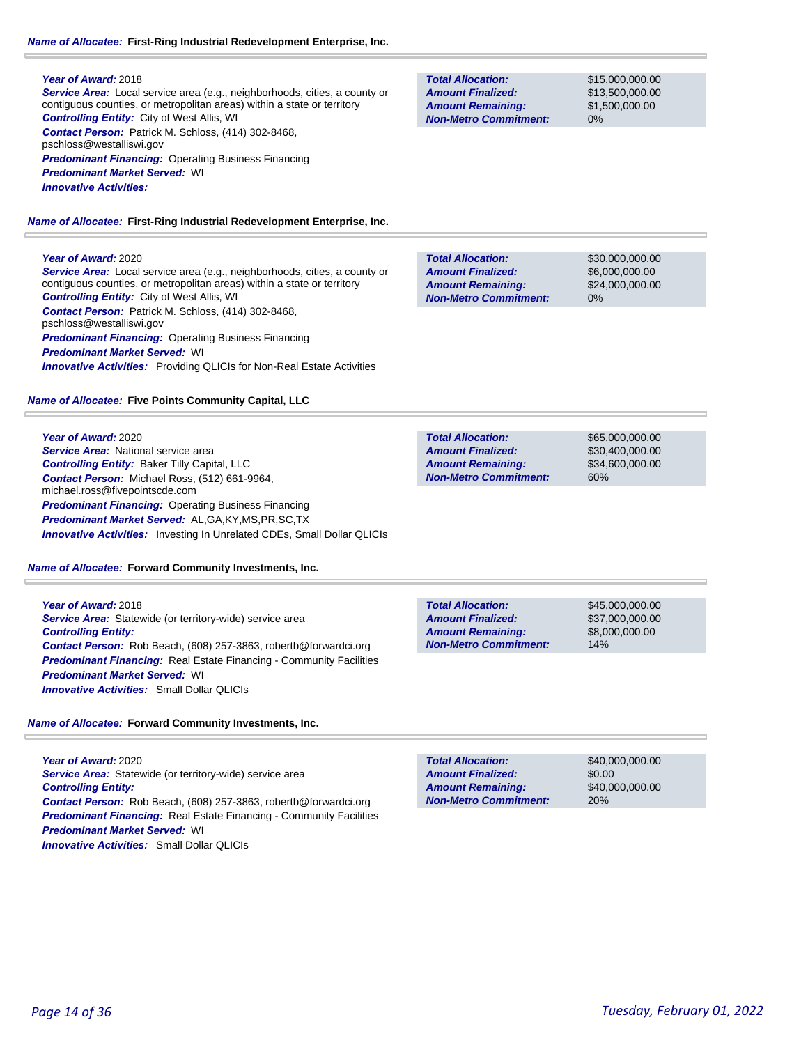**Name of Allocatee:** **First-Ring Industrial Redevelopment Enterprise, Inc.**

***Year of Award:*** 2018
***Service Area:*** Local service area (e.g., neighborhoods, cities, a county or contiguous counties, or metropolitan areas) within a state or territory
***Controlling Entity:*** City of West Allis, WI
***Contact Person:*** Patrick M. Schloss, (414) 302-8468, pschloss@westalliswi.gov
***Predominant Financing:*** Operating Business Financing
***Predominant Market Served:*** WI
***Innovative Activities:***

| | |
|---|---|
| ***Total Allocation:*** | $15,000,000.00 |
| ***Amount Finalized:*** | $13,500,000.00 |
| ***Amount Remaining:*** | $1,500,000.00 |
| ***Non-Metro Commitment:*** | 0% |

**Name of Allocatee:** **First-Ring Industrial Redevelopment Enterprise, Inc.**

***Year of Award:*** 2020
***Service Area:*** Local service area (e.g., neighborhoods, cities, a county or contiguous counties, or metropolitan areas) within a state or territory
***Controlling Entity:*** City of West Allis, WI
***Contact Person:*** Patrick M. Schloss, (414) 302-8468, pschloss@westalliswi.gov
***Predominant Financing:*** Operating Business Financing
***Predominant Market Served:*** WI
***Innovative Activities:*** Providing QLICIs for Non-Real Estate Activities

| | |
|---|---|
| ***Total Allocation:*** | $30,000,000.00 |
| ***Amount Finalized:*** | $6,000,000.00 |
| ***Amount Remaining:*** | $24,000,000.00 |
| ***Non-Metro Commitment:*** | 0% |

**Name of Allocatee:** **Five Points Community Capital, LLC**

***Year of Award:*** 2020
***Service Area:*** National service area
***Controlling Entity:*** Baker Tilly Capital, LLC
***Contact Person:*** Michael Ross, (512) 661-9964, michael.ross@fivepointscde.com
***Predominant Financing:*** Operating Business Financing
***Predominant Market Served:*** AL,GA,KY,MS,PR,SC,TX
***Innovative Activities:*** Investing In Unrelated CDEs, Small Dollar QLICIs

| | |
|---|---|
| ***Total Allocation:*** | $65,000,000.00 |
| ***Amount Finalized:*** | $30,400,000.00 |
| ***Amount Remaining:*** | $34,600,000.00 |
| ***Non-Metro Commitment:*** | 60% |

**Name of Allocatee:** **Forward Community Investments, Inc.**

***Year of Award:*** 2018
***Service Area:*** Statewide (or territory-wide) service area
***Controlling Entity:***
***Contact Person:*** Rob Beach, (608) 257-3863, robertb@forwardci.org
***Predominant Financing:*** Real Estate Financing - Community Facilities
***Predominant Market Served:*** WI
***Innovative Activities:*** Small Dollar QLICIs

| | |
|---|---|
| ***Total Allocation:*** | $45,000,000.00 |
| ***Amount Finalized:*** | $37,000,000.00 |
| ***Amount Remaining:*** | $8,000,000.00 |
| ***Non-Metro Commitment:*** | 14% |

**Name of Allocatee:** **Forward Community Investments, Inc.**

***Year of Award:*** 2020
***Service Area:*** Statewide (or territory-wide) service area
***Controlling Entity:***
***Contact Person:*** Rob Beach, (608) 257-3863, robertb@forwardci.org
***Predominant Financing:*** Real Estate Financing - Community Facilities
***Predominant Market Served:*** WI
***Innovative Activities:*** Small Dollar QLICIs

| | |
|---|---|
| ***Total Allocation:*** | $40,000,000.00 |
| ***Amount Finalized:*** | $0.00 |
| ***Amount Remaining:*** | $40,000,000.00 |
| ***Non-Metro Commitment:*** | 20% |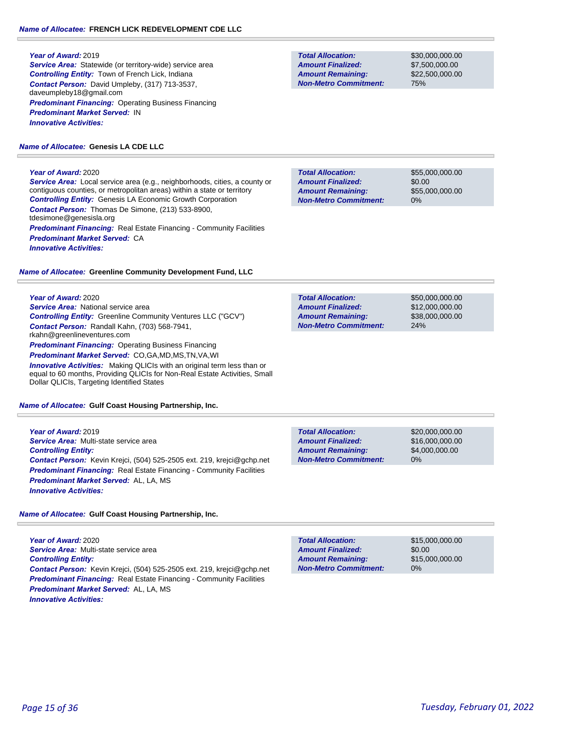**Name of Allocatee: FRENCH LICK REDEVELOPMENT CDE LLC**

***Year of Award:*** 2019
***Service Area:*** Statewide (or territory-wide) service area
***Controlling Entity:*** Town of French Lick, Indiana
***Contact Person:*** David Umpleby, (317) 713-3537, daveumpleby18@gmail.com
***Predominant Financing:*** Operating Business Financing
***Predominant Market Served:*** IN
***Innovative Activities:***

| | |
|---|---|
| **Total Allocation:** | $30,000,000.00 |
| **Amount Finalized:** | $7,500,000.00 |
| **Amount Remaining:** | $22,500,000.00 |
| **Non-Metro Commitment:** | 75% |

**Name of Allocatee: Genesis LA CDE LLC**

***Year of Award:*** 2020
***Service Area:*** Local service area (e.g., neighborhoods, cities, a county or contiguous counties, or metropolitan areas) within a state or territory
***Controlling Entity:*** Genesis LA Economic Growth Corporation
***Contact Person:*** Thomas De Simone, (213) 533-8900, tdesimone@genesisla.org
***Predominant Financing:*** Real Estate Financing - Community Facilities
***Predominant Market Served:*** CA
***Innovative Activities:***

| | |
|---|---|
| **Total Allocation:** | $55,000,000.00 |
| **Amount Finalized:** | $0.00 |
| **Amount Remaining:** | $55,000,000.00 |
| **Non-Metro Commitment:** | 0% |

**Name of Allocatee: Greenline Community Development Fund, LLC**

***Year of Award:*** 2020
***Service Area:*** National service area
***Controlling Entity:*** Greenline Community Ventures LLC ("GCV")
***Contact Person:*** Randall Kahn, (703) 568-7941, rkahn@greenlineventures.com
***Predominant Financing:*** Operating Business Financing
***Predominant Market Served:*** CO,GA,MD,MS,TN,VA,WI
***Innovative Activities:*** Making QLICIs with an original term less than or equal to 60 months, Providing QLICIs for Non-Real Estate Activities, Small Dollar QLICIs, Targeting Identified States

| | |
|---|---|
| **Total Allocation:** | $50,000,000.00 |
| **Amount Finalized:** | $12,000,000.00 |
| **Amount Remaining:** | $38,000,000.00 |
| **Non-Metro Commitment:** | 24% |

**Name of Allocatee: Gulf Coast Housing Partnership, Inc.**

***Year of Award:*** 2019
***Service Area:*** Multi-state service area
***Controlling Entity:***
***Contact Person:*** Kevin Krejci, (504) 525-2505 ext. 219, krejci@gchp.net
***Predominant Financing:*** Real Estate Financing - Community Facilities
***Predominant Market Served:*** AL, LA, MS
***Innovative Activities:***

| | |
|---|---|
| **Total Allocation:** | $20,000,000.00 |
| **Amount Finalized:** | $16,000,000.00 |
| **Amount Remaining:** | $4,000,000.00 |
| **Non-Metro Commitment:** | 0% |

**Name of Allocatee: Gulf Coast Housing Partnership, Inc.**

***Year of Award:*** 2020
***Service Area:*** Multi-state service area
***Controlling Entity:***
***Contact Person:*** Kevin Krejci, (504) 525-2505 ext. 219, krejci@gchp.net
***Predominant Financing:*** Real Estate Financing - Community Facilities
***Predominant Market Served:*** AL, LA, MS
***Innovative Activities:***

| | |
|---|---|
| **Total Allocation:** | $15,000,000.00 |
| **Amount Finalized:** | $0.00 |
| **Amount Remaining:** | $15,000,000.00 |
| **Non-Metro Commitment:** | 0% |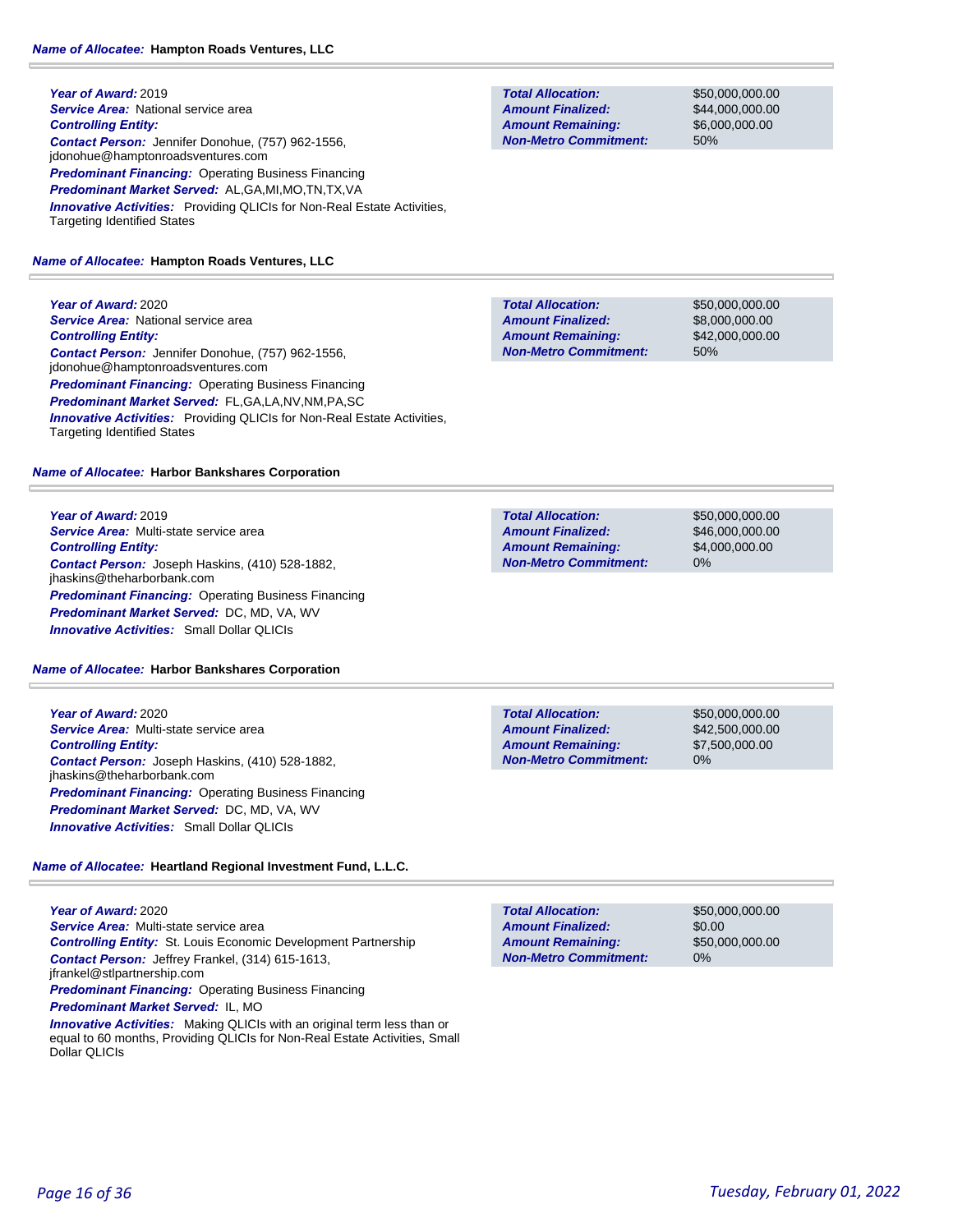**Name of Allocatee: Hampton Roads Ventures, LLC**

**Year of Award:** 2019
**Service Area:** National service area
**Controlling Entity:**
**Contact Person:** Jennifer Donohue, (757) 962-1556, jdonohue@hamptonroadsventures.com
**Predominant Financing:** Operating Business Financing
**Predominant Market Served:** AL,GA,MI,MO,TN,TX,VA
**Innovative Activities:** Providing QLICIs for Non-Real Estate Activities, Targeting Identified States

| | |
|---|---|
| **Total Allocation:** | $50,000,000.00 |
| **Amount Finalized:** | $44,000,000.00 |
| **Amount Remaining:** | $6,000,000.00 |
| **Non-Metro Commitment:** | 50% |

**Name of Allocatee: Hampton Roads Ventures, LLC**

**Year of Award:** 2020
**Service Area:** National service area
**Controlling Entity:**
**Contact Person:** Jennifer Donohue, (757) 962-1556, jdonohue@hamptonroadsventures.com
**Predominant Financing:** Operating Business Financing
**Predominant Market Served:** FL,GA,LA,NV,NM,PA,SC
**Innovative Activities:** Providing QLICIs for Non-Real Estate Activities, Targeting Identified States

| | |
|---|---|
| **Total Allocation:** | $50,000,000.00 |
| **Amount Finalized:** | $8,000,000.00 |
| **Amount Remaining:** | $42,000,000.00 |
| **Non-Metro Commitment:** | 50% |

**Name of Allocatee: Harbor Bankshares Corporation**

**Year of Award:** 2019
**Service Area:** Multi-state service area
**Controlling Entity:**
**Contact Person:** Joseph Haskins, (410) 528-1882, jhaskins@theharborbank.com
**Predominant Financing:** Operating Business Financing
**Predominant Market Served:** DC, MD, VA, WV
**Innovative Activities:** Small Dollar QLICIs

| | |
|---|---|
| **Total Allocation:** | $50,000,000.00 |
| **Amount Finalized:** | $46,000,000.00 |
| **Amount Remaining:** | $4,000,000.00 |
| **Non-Metro Commitment:** | 0% |

**Name of Allocatee: Harbor Bankshares Corporation**

**Year of Award:** 2020
**Service Area:** Multi-state service area
**Controlling Entity:**
**Contact Person:** Joseph Haskins, (410) 528-1882, jhaskins@theharborbank.com
**Predominant Financing:** Operating Business Financing
**Predominant Market Served:** DC, MD, VA, WV
**Innovative Activities:** Small Dollar QLICIs

| | |
|---|---|
| **Total Allocation:** | $50,000,000.00 |
| **Amount Finalized:** | $42,500,000.00 |
| **Amount Remaining:** | $7,500,000.00 |
| **Non-Metro Commitment:** | 0% |

**Name of Allocatee: Heartland Regional Investment Fund, L.L.C.**

**Year of Award:** 2020
**Service Area:** Multi-state service area
**Controlling Entity:** St. Louis Economic Development Partnership
**Contact Person:** Jeffrey Frankel, (314) 615-1613, jfrankel@stlpartnership.com
**Predominant Financing:** Operating Business Financing
**Predominant Market Served:** IL, MO
**Innovative Activities:** Making QLICIs with an original term less than or equal to 60 months, Providing QLICIs for Non-Real Estate Activities, Small Dollar QLICIs

| | |
|---|---|
| **Total Allocation:** | $50,000,000.00 |
| **Amount Finalized:** | $0.00 |
| **Amount Remaining:** | $50,000,000.00 |
| **Non-Metro Commitment:** | 0% |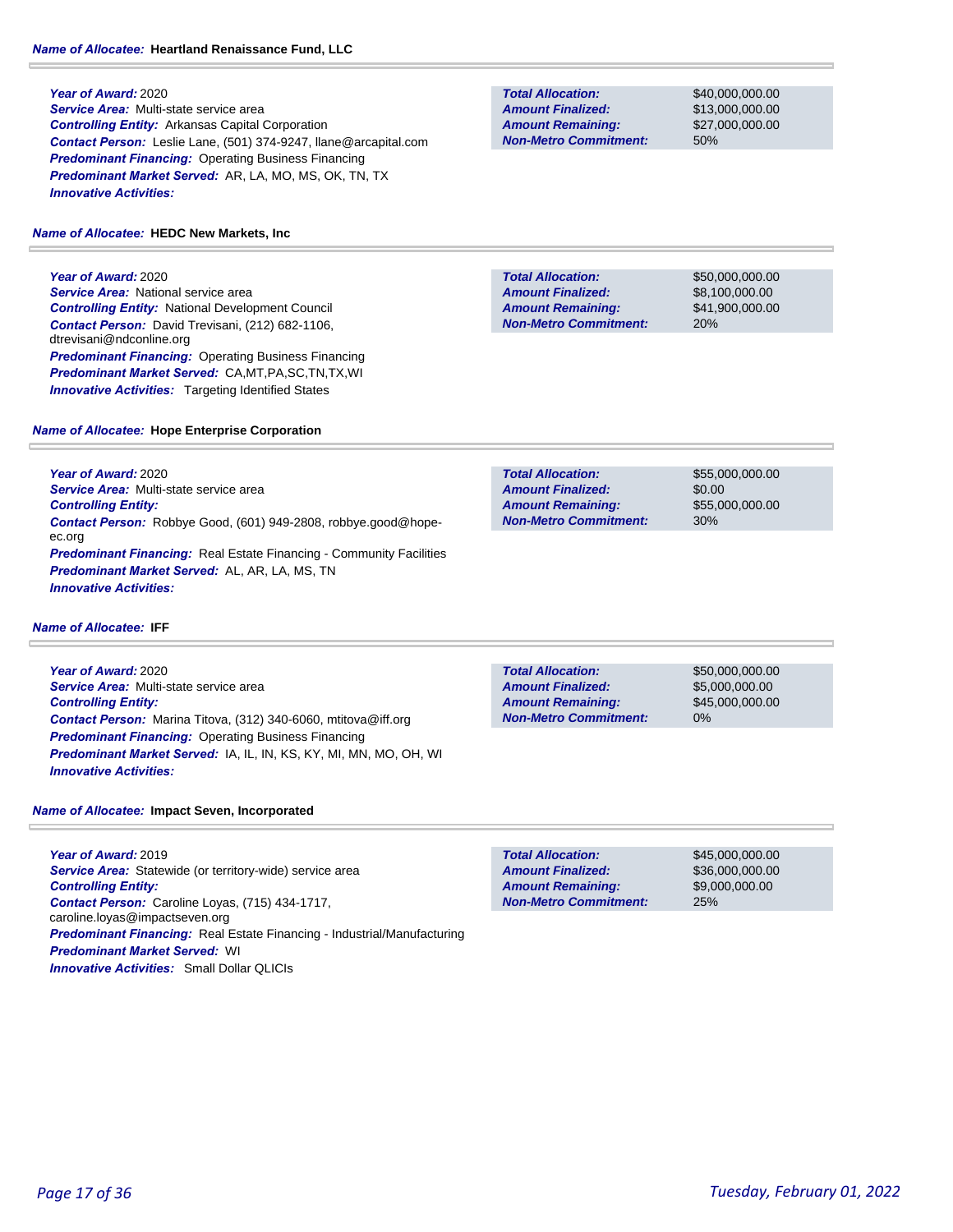**Name of Allocatee:** **Heartland Renaissance Fund, LLC**

***Year of Award:*** 2020
***Service Area:*** Multi-state service area
***Controlling Entity:*** Arkansas Capital Corporation
***Contact Person:*** Leslie Lane, (501) 374-9247, llane@arcapital.com
***Predominant Financing:*** Operating Business Financing
***Predominant Market Served:*** AR, LA, MO, MS, OK, TN, TX
***Innovative Activities:***

| | |
|---|---|
| ***Total Allocation:*** | $40,000,000.00 |
| ***Amount Finalized:*** | $13,000,000.00 |
| ***Amount Remaining:*** | $27,000,000.00 |
| ***Non-Metro Commitment:*** | 50% |

**Name of Allocatee:** **HEDC New Markets, Inc**

***Year of Award:*** 2020
***Service Area:*** National service area
***Controlling Entity:*** National Development Council
***Contact Person:*** David Trevisani, (212) 682-1106, dtrevisani@ndconline.org
***Predominant Financing:*** Operating Business Financing
***Predominant Market Served:*** CA,MT,PA,SC,TN,TX,WI
***Innovative Activities:*** Targeting Identified States

| | |
|---|---|
| ***Total Allocation:*** | $50,000,000.00 |
| ***Amount Finalized:*** | $8,100,000.00 |
| ***Amount Remaining:*** | $41,900,000.00 |
| ***Non-Metro Commitment:*** | 20% |

**Name of Allocatee:** **Hope Enterprise Corporation**

***Year of Award:*** 2020
***Service Area:*** Multi-state service area
***Controlling Entity:***
***Contact Person:*** Robbye Good, (601) 949-2808, robbye.good@hope-ec.org
***Predominant Financing:*** Real Estate Financing - Community Facilities
***Predominant Market Served:*** AL, AR, LA, MS, TN
***Innovative Activities:***

| | |
|---|---|
| ***Total Allocation:*** | $55,000,000.00 |
| ***Amount Finalized:*** | $0.00 |
| ***Amount Remaining:*** | $55,000,000.00 |
| ***Non-Metro Commitment:*** | 30% |

**Name of Allocatee:** **IFF**

***Year of Award:*** 2020
***Service Area:*** Multi-state service area
***Controlling Entity:***
***Contact Person:*** Marina Titova, (312) 340-6060, mtitova@iff.org
***Predominant Financing:*** Operating Business Financing
***Predominant Market Served:*** IA, IL, IN, KS, KY, MI, MN, MO, OH, WI
***Innovative Activities:***

| | |
|---|---|
| ***Total Allocation:*** | $50,000,000.00 |
| ***Amount Finalized:*** | $5,000,000.00 |
| ***Amount Remaining:*** | $45,000,000.00 |
| ***Non-Metro Commitment:*** | 0% |

**Name of Allocatee:** **Impact Seven, Incorporated**

***Year of Award:*** 2019
***Service Area:*** Statewide (or territory-wide) service area
***Controlling Entity:***
***Contact Person:*** Caroline Loyas, (715) 434-1717, caroline.loyas@impactseven.org
***Predominant Financing:*** Real Estate Financing - Industrial/Manufacturing
***Predominant Market Served:*** WI
***Innovative Activities:*** Small Dollar QLICIs

| | |
|---|---|
| ***Total Allocation:*** | $45,000,000.00 |
| ***Amount Finalized:*** | $36,000,000.00 |
| ***Amount Remaining:*** | $9,000,000.00 |
| ***Non-Metro Commitment:*** | 25% |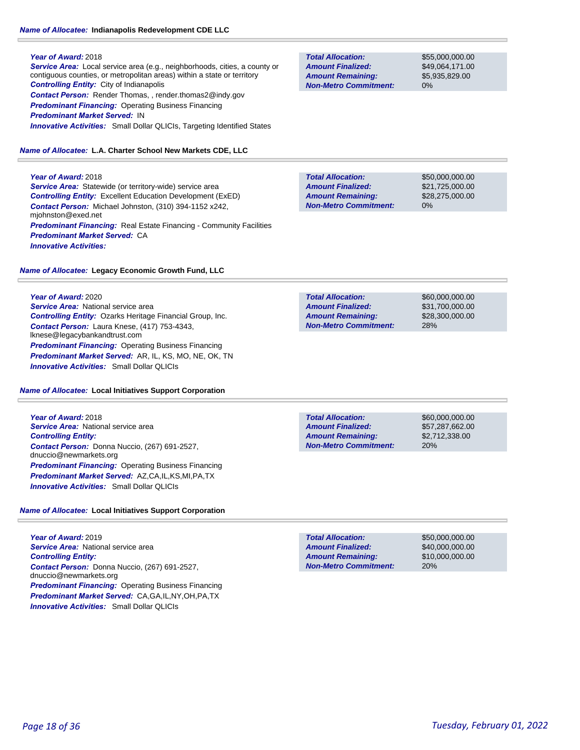**Name of Allocatee:** **Indianapolis Redevelopment CDE LLC**

**Year of Award:** 2018
**Service Area:** Local service area (e.g., neighborhoods, cities, a county or contiguous counties, or metropolitan areas) within a state or territory
**Controlling Entity:** City of Indianapolis
**Contact Person:** Render Thomas, , render.thomas2@indy.gov
**Predominant Financing:** Operating Business Financing
**Predominant Market Served:** IN
**Innovative Activities:** Small Dollar QLICIs, Targeting Identified States

| | |
|---|---|
| **Total Allocation:** | $55,000,000.00 |
| **Amount Finalized:** | $49,064,171.00 |
| **Amount Remaining:** | $5,935,829.00 |
| **Non-Metro Commitment:** | 0% |

**Name of Allocatee:** **L.A. Charter School New Markets CDE, LLC**

**Year of Award:** 2018
**Service Area:** Statewide (or territory-wide) service area
**Controlling Entity:** Excellent Education Development (ExED)
**Contact Person:** Michael Johnston, (310) 394-1152 x242, mjohnston@exed.net
**Predominant Financing:** Real Estate Financing - Community Facilities
**Predominant Market Served:** CA
**Innovative Activities:**

| | |
|---|---|
| **Total Allocation:** | $50,000,000.00 |
| **Amount Finalized:** | $21,725,000.00 |
| **Amount Remaining:** | $28,275,000.00 |
| **Non-Metro Commitment:** | 0% |

**Name of Allocatee:** **Legacy Economic Growth Fund, LLC**

**Year of Award:** 2020
**Service Area:** National service area
**Controlling Entity:** Ozarks Heritage Financial Group, Inc.
**Contact Person:** Laura Knese, (417) 753-4343, lknese@legacybankandtrust.com
**Predominant Financing:** Operating Business Financing
**Predominant Market Served:** AR, IL, KS, MO, NE, OK, TN
**Innovative Activities:** Small Dollar QLICIs

| | |
|---|---|
| **Total Allocation:** | $60,000,000.00 |
| **Amount Finalized:** | $31,700,000.00 |
| **Amount Remaining:** | $28,300,000.00 |
| **Non-Metro Commitment:** | 28% |

**Name of Allocatee:** **Local Initiatives Support Corporation**

**Year of Award:** 2018
**Service Area:** National service area
**Controlling Entity:**
**Contact Person:** Donna Nuccio, (267) 691-2527, dnuccio@newmarkets.org
**Predominant Financing:** Operating Business Financing
**Predominant Market Served:** AZ,CA,IL,KS,MI,PA,TX
**Innovative Activities:** Small Dollar QLICIs

| | |
|---|---|
| **Total Allocation:** | $60,000,000.00 |
| **Amount Finalized:** | $57,287,662.00 |
| **Amount Remaining:** | $2,712,338.00 |
| **Non-Metro Commitment:** | 20% |

**Name of Allocatee:** **Local Initiatives Support Corporation**

**Year of Award:** 2019
**Service Area:** National service area
**Controlling Entity:**
**Contact Person:** Donna Nuccio, (267) 691-2527, dnuccio@newmarkets.org
**Predominant Financing:** Operating Business Financing
**Predominant Market Served:** CA,GA,IL,NY,OH,PA,TX
**Innovative Activities:** Small Dollar QLICIs

| | |
|---|---|
| **Total Allocation:** | $50,000,000.00 |
| **Amount Finalized:** | $40,000,000.00 |
| **Amount Remaining:** | $10,000,000.00 |
| **Non-Metro Commitment:** | 20% |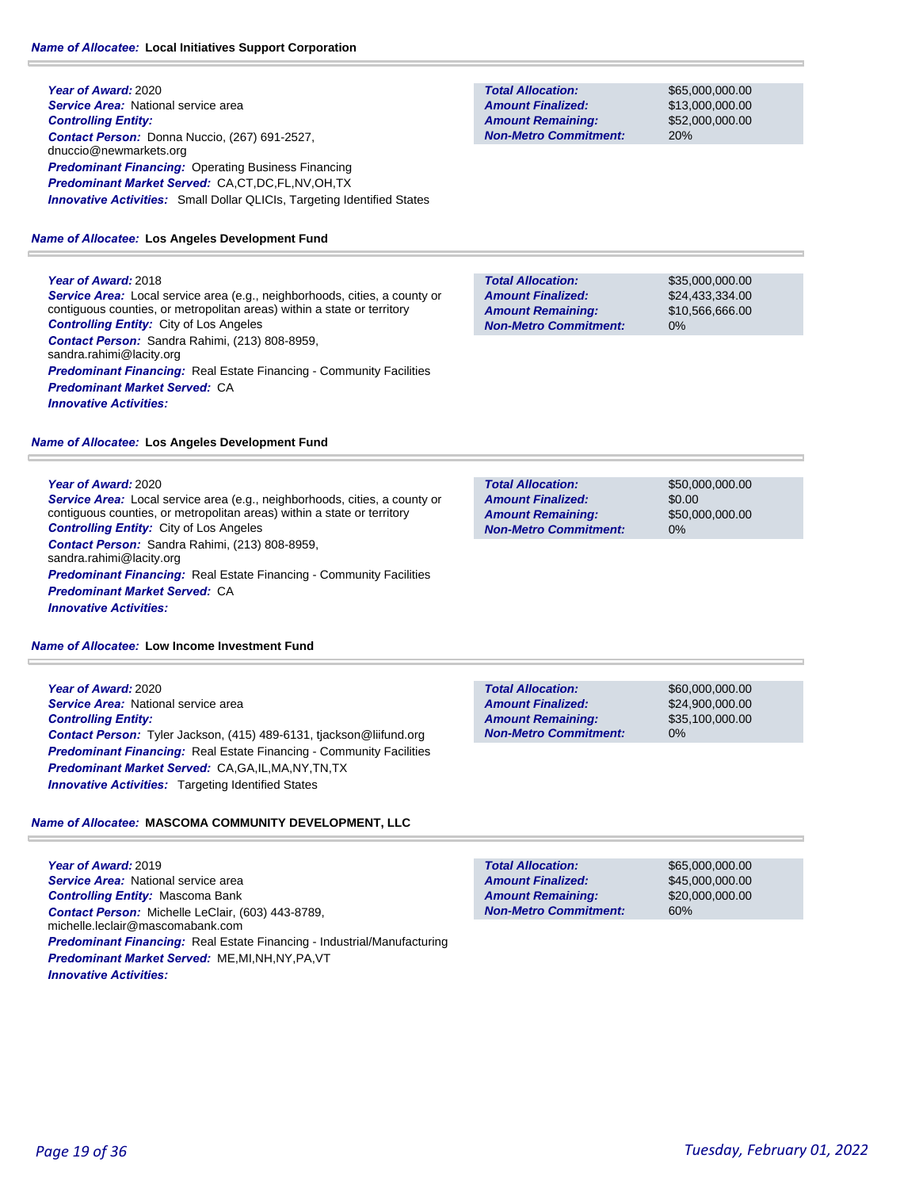**Name of Allocatee:** **Local Initiatives Support Corporation**

**Year of Award:** 2020
**Service Area:** National service area
**Controlling Entity:**
**Contact Person:** Donna Nuccio, (267) 691-2527, dnuccio@newmarkets.org
**Predominant Financing:** Operating Business Financing
**Predominant Market Served:** CA,CT,DC,FL,NV,OH,TX
**Innovative Activities:** Small Dollar QLICIs, Targeting Identified States

| | |
|---|---|
| **Total Allocation:** | $65,000,000.00 |
| **Amount Finalized:** | $13,000,000.00 |
| **Amount Remaining:** | $52,000,000.00 |
| **Non-Metro Commitment:** | 20% |

**Name of Allocatee:** **Los Angeles Development Fund**

**Year of Award:** 2018
**Service Area:** Local service area (e.g., neighborhoods, cities, a county or contiguous counties, or metropolitan areas) within a state or territory
**Controlling Entity:** City of Los Angeles
**Contact Person:** Sandra Rahimi, (213) 808-8959, sandra.rahimi@lacity.org
**Predominant Financing:** Real Estate Financing - Community Facilities
**Predominant Market Served:** CA
**Innovative Activities:**

| | |
|---|---|
| **Total Allocation:** | $35,000,000.00 |
| **Amount Finalized:** | $24,433,334.00 |
| **Amount Remaining:** | $10,566,666.00 |
| **Non-Metro Commitment:** | 0% |

**Name of Allocatee:** **Los Angeles Development Fund**

**Year of Award:** 2020
**Service Area:** Local service area (e.g., neighborhoods, cities, a county or contiguous counties, or metropolitan areas) within a state or territory
**Controlling Entity:** City of Los Angeles
**Contact Person:** Sandra Rahimi, (213) 808-8959, sandra.rahimi@lacity.org
**Predominant Financing:** Real Estate Financing - Community Facilities
**Predominant Market Served:** CA
**Innovative Activities:**

| | |
|---|---|
| **Total Allocation:** | $50,000,000.00 |
| **Amount Finalized:** | $0.00 |
| **Amount Remaining:** | $50,000,000.00 |
| **Non-Metro Commitment:** | 0% |

**Name of Allocatee:** **Low Income Investment Fund**

**Year of Award:** 2020
**Service Area:** National service area
**Controlling Entity:**
**Contact Person:** Tyler Jackson, (415) 489-6131, tjackson@liifund.org
**Predominant Financing:** Real Estate Financing - Community Facilities
**Predominant Market Served:** CA,GA,IL,MA,NY,TN,TX
**Innovative Activities:** Targeting Identified States

| | |
|---|---|
| **Total Allocation:** | $60,000,000.00 |
| **Amount Finalized:** | $24,900,000.00 |
| **Amount Remaining:** | $35,100,000.00 |
| **Non-Metro Commitment:** | 0% |

**Name of Allocatee:** **MASCOMA COMMUNITY DEVELOPMENT, LLC**

**Year of Award:** 2019
**Service Area:** National service area
**Controlling Entity:** Mascoma Bank
**Contact Person:** Michelle LeClair, (603) 443-8789, michelle.leclair@mascomabank.com
**Predominant Financing:** Real Estate Financing - Industrial/Manufacturing
**Predominant Market Served:** ME,MI,NH,NY,PA,VT
**Innovative Activities:**

| | |
|---|---|
| **Total Allocation:** | $65,000,000.00 |
| **Amount Finalized:** | $45,000,000.00 |
| **Amount Remaining:** | $20,000,000.00 |
| **Non-Metro Commitment:** | 60% |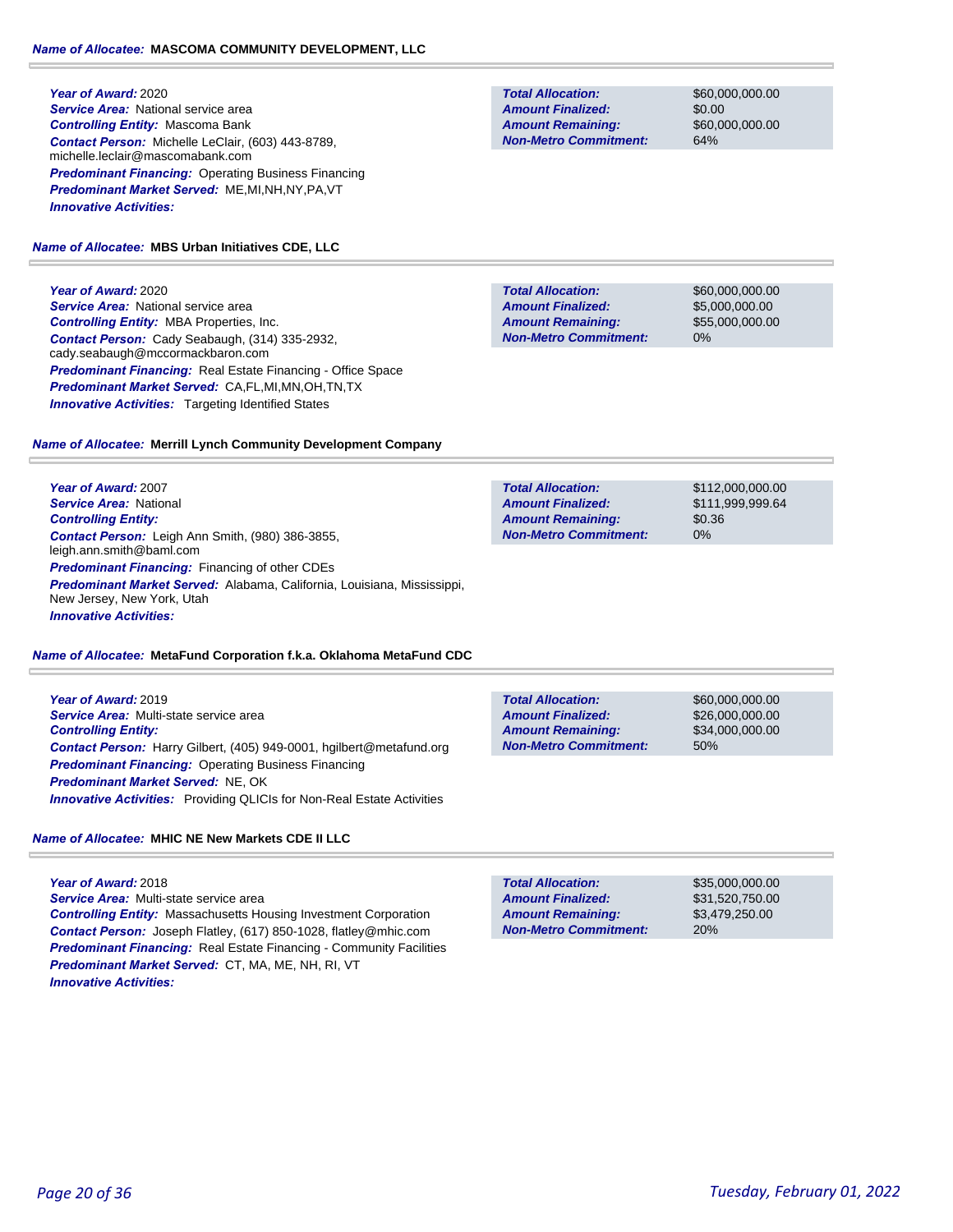**Name of Allocatee: MASCOMA COMMUNITY DEVELOPMENT, LLC**

***Year of Award:*** 2020
***Service Area:*** National service area
***Controlling Entity:*** Mascoma Bank
***Contact Person:*** Michelle LeClair, (603) 443-8789, michelle.leclair@mascomabank.com
***Predominant Financing:*** Operating Business Financing
***Predominant Market Served:*** ME,MI,NH,NY,PA,VT
***Innovative Activities:***

| | |
|---|---|
| ***Total Allocation:*** | $60,000,000.00 |
| ***Amount Finalized:*** | $0.00 |
| ***Amount Remaining:*** | $60,000,000.00 |
| ***Non-Metro Commitment:*** | 64% |

**Name of Allocatee: MBS Urban Initiatives CDE, LLC**

***Year of Award:*** 2020
***Service Area:*** National service area
***Controlling Entity:*** MBA Properties, Inc.
***Contact Person:*** Cady Seabaugh, (314) 335-2932, cady.seabaugh@mccormackbaron.com
***Predominant Financing:*** Real Estate Financing - Office Space
***Predominant Market Served:*** CA,FL,MI,MN,OH,TN,TX
***Innovative Activities:*** Targeting Identified States

| | |
|---|---|
| ***Total Allocation:*** | $60,000,000.00 |
| ***Amount Finalized:*** | $5,000,000.00 |
| ***Amount Remaining:*** | $55,000,000.00 |
| ***Non-Metro Commitment:*** | 0% |

**Name of Allocatee: Merrill Lynch Community Development Company**

***Year of Award:*** 2007
***Service Area:*** National
***Controlling Entity:***
***Contact Person:*** Leigh Ann Smith, (980) 386-3855, leigh.ann.smith@baml.com
***Predominant Financing:*** Financing of other CDEs
***Predominant Market Served:*** Alabama, California, Louisiana, Mississippi, New Jersey, New York, Utah
***Innovative Activities:***

| | |
|---|---|
| ***Total Allocation:*** | $112,000,000.00 |
| ***Amount Finalized:*** | $111,999,999.64 |
| ***Amount Remaining:*** | $0.36 |
| ***Non-Metro Commitment:*** | 0% |

**Name of Allocatee: MetaFund Corporation f.k.a. Oklahoma MetaFund CDC**

***Year of Award:*** 2019
***Service Area:*** Multi-state service area
***Controlling Entity:***
***Contact Person:*** Harry Gilbert, (405) 949-0001, hgilbert@metafund.org
***Predominant Financing:*** Operating Business Financing
***Predominant Market Served:*** NE, OK
***Innovative Activities:*** Providing QLICIs for Non-Real Estate Activities

| | |
|---|---|
| ***Total Allocation:*** | $60,000,000.00 |
| ***Amount Finalized:*** | $26,000,000.00 |
| ***Amount Remaining:*** | $34,000,000.00 |
| ***Non-Metro Commitment:*** | 50% |

**Name of Allocatee: MHIC NE New Markets CDE II LLC**

***Year of Award:*** 2018
***Service Area:*** Multi-state service area
***Controlling Entity:*** Massachusetts Housing Investment Corporation
***Contact Person:*** Joseph Flatley, (617) 850-1028, flatley@mhic.com
***Predominant Financing:*** Real Estate Financing - Community Facilities
***Predominant Market Served:*** CT, MA, ME, NH, RI, VT
***Innovative Activities:***

| | |
|---|---|
| ***Total Allocation:*** | $35,000,000.00 |
| ***Amount Finalized:*** | $31,520,750.00 |
| ***Amount Remaining:*** | $3,479,250.00 |
| ***Non-Metro Commitment:*** | 20% |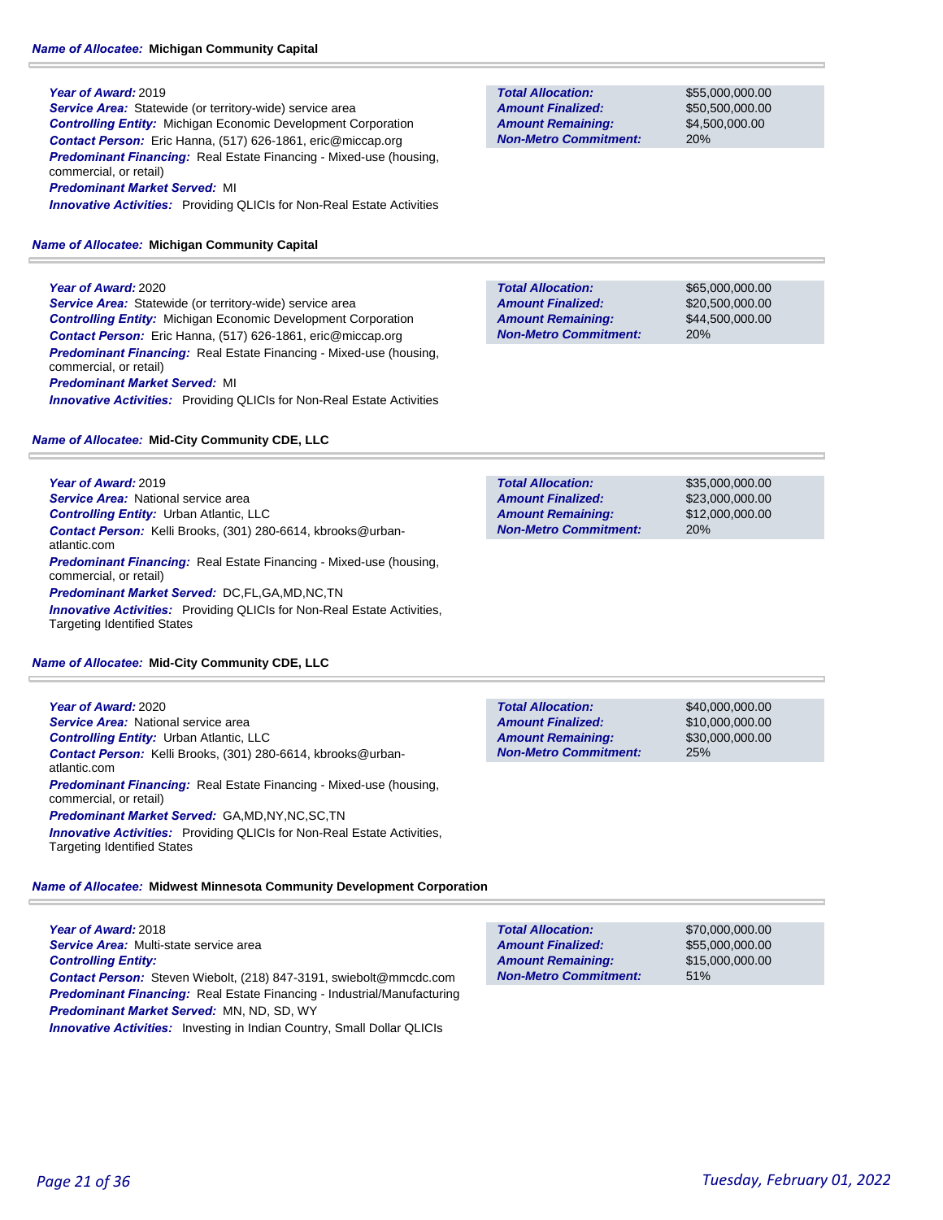**Name of Allocatee:** **Michigan Community Capital**

***Year of Award:*** 2019
***Service Area:*** Statewide (or territory-wide) service area
***Controlling Entity:*** Michigan Economic Development Corporation
***Contact Person:*** Eric Hanna, (517) 626-1861, eric@miccap.org
***Predominant Financing:*** Real Estate Financing - Mixed-use (housing, commercial, or retail)
***Predominant Market Served:*** MI
***Innovative Activities:*** Providing QLICIs for Non-Real Estate Activities

| | |
|---|---|
| **Total Allocation:** | $55,000,000.00 |
| **Amount Finalized:** | $50,500,000.00 |
| **Amount Remaining:** | $4,500,000.00 |
| **Non-Metro Commitment:** | 20% |

**Name of Allocatee:** **Michigan Community Capital**

***Year of Award:*** 2020
***Service Area:*** Statewide (or territory-wide) service area
***Controlling Entity:*** Michigan Economic Development Corporation
***Contact Person:*** Eric Hanna, (517) 626-1861, eric@miccap.org
***Predominant Financing:*** Real Estate Financing - Mixed-use (housing, commercial, or retail)
***Predominant Market Served:*** MI
***Innovative Activities:*** Providing QLICIs for Non-Real Estate Activities

| | |
|---|---|
| **Total Allocation:** | $65,000,000.00 |
| **Amount Finalized:** | $20,500,000.00 |
| **Amount Remaining:** | $44,500,000.00 |
| **Non-Metro Commitment:** | 20% |

**Name of Allocatee:** **Mid-City Community CDE, LLC**

***Year of Award:*** 2019
***Service Area:*** National service area
***Controlling Entity:*** Urban Atlantic, LLC
***Contact Person:*** Kelli Brooks, (301) 280-6614, kbrooks@urban-atlantic.com
***Predominant Financing:*** Real Estate Financing - Mixed-use (housing, commercial, or retail)
***Predominant Market Served:*** DC,FL,GA,MD,NC,TN
***Innovative Activities:*** Providing QLICIs for Non-Real Estate Activities, Targeting Identified States

| | |
|---|---|
| **Total Allocation:** | $35,000,000.00 |
| **Amount Finalized:** | $23,000,000.00 |
| **Amount Remaining:** | $12,000,000.00 |
| **Non-Metro Commitment:** | 20% |

**Name of Allocatee:** **Mid-City Community CDE, LLC**

***Year of Award:*** 2020
***Service Area:*** National service area
***Controlling Entity:*** Urban Atlantic, LLC
***Contact Person:*** Kelli Brooks, (301) 280-6614, kbrooks@urban-atlantic.com
***Predominant Financing:*** Real Estate Financing - Mixed-use (housing, commercial, or retail)
***Predominant Market Served:*** GA,MD,NY,NC,SC,TN
***Innovative Activities:*** Providing QLICIs for Non-Real Estate Activities, Targeting Identified States

| | |
|---|---|
| **Total Allocation:** | $40,000,000.00 |
| **Amount Finalized:** | $10,000,000.00 |
| **Amount Remaining:** | $30,000,000.00 |
| **Non-Metro Commitment:** | 25% |

**Name of Allocatee:** **Midwest Minnesota Community Development Corporation**

***Year of Award:*** 2018
***Service Area:*** Multi-state service area
***Controlling Entity:***
***Contact Person:*** Steven Wiebolt, (218) 847-3191, swiebolt@mmcdc.com
***Predominant Financing:*** Real Estate Financing - Industrial/Manufacturing
***Predominant Market Served:*** MN, ND, SD, WY
***Innovative Activities:*** Investing in Indian Country, Small Dollar QLICIs

| | |
|---|---|
| **Total Allocation:** | $70,000,000.00 |
| **Amount Finalized:** | $55,000,000.00 |
| **Amount Remaining:** | $15,000,000.00 |
| **Non-Metro Commitment:** | 51% |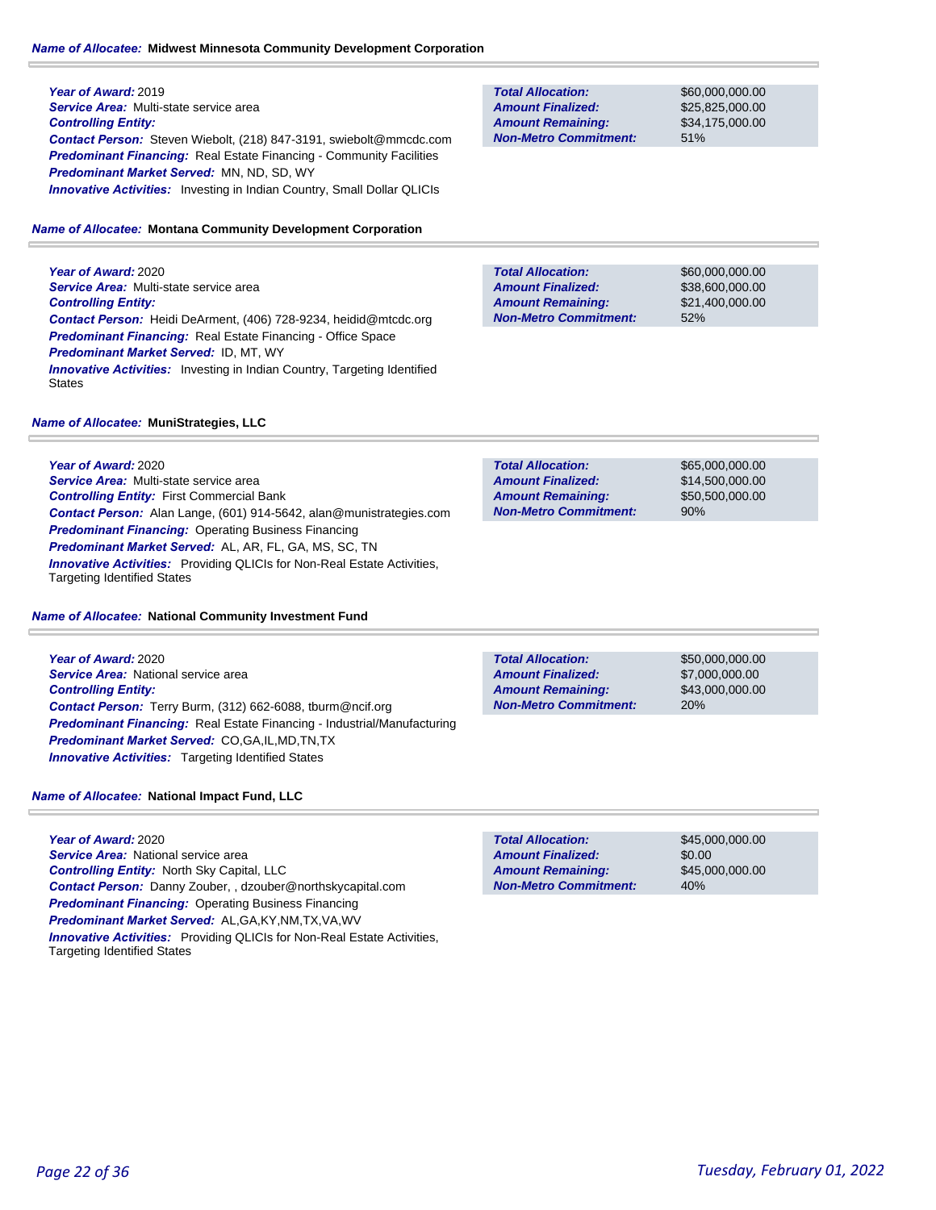**Name of Allocatee:** Midwest Minnesota Community Development Corporation

***Year of Award:*** 2019
***Service Area:*** Multi-state service area
***Controlling Entity:***
***Contact Person:*** Steven Wiebolt, (218) 847-3191, swiebolt@mmcdc.com
***Predominant Financing:*** Real Estate Financing - Community Facilities
***Predominant Market Served:*** MN, ND, SD, WY
***Innovative Activities:*** Investing in Indian Country, Small Dollar QLICIs

| | |
|---|---|
| ***Total Allocation:*** | $60,000,000.00 |
| ***Amount Finalized:*** | $25,825,000.00 |
| ***Amount Remaining:*** | $34,175,000.00 |
| ***Non-Metro Commitment:*** | 51% |

**Name of Allocatee:** Montana Community Development Corporation

***Year of Award:*** 2020
***Service Area:*** Multi-state service area
***Controlling Entity:***
***Contact Person:*** Heidi DeArment, (406) 728-9234, heidid@mtcdc.org
***Predominant Financing:*** Real Estate Financing - Office Space
***Predominant Market Served:*** ID, MT, WY
***Innovative Activities:*** Investing in Indian Country, Targeting Identified States

| | |
|---|---|
| ***Total Allocation:*** | $60,000,000.00 |
| ***Amount Finalized:*** | $38,600,000.00 |
| ***Amount Remaining:*** | $21,400,000.00 |
| ***Non-Metro Commitment:*** | 52% |

**Name of Allocatee:** MuniStrategies, LLC

***Year of Award:*** 2020
***Service Area:*** Multi-state service area
***Controlling Entity:*** First Commercial Bank
***Contact Person:*** Alan Lange, (601) 914-5642, alan@munistrategies.com
***Predominant Financing:*** Operating Business Financing
***Predominant Market Served:*** AL, AR, FL, GA, MS, SC, TN
***Innovative Activities:*** Providing QLICIs for Non-Real Estate Activities, Targeting Identified States

| | |
|---|---|
| ***Total Allocation:*** | $65,000,000.00 |
| ***Amount Finalized:*** | $14,500,000.00 |
| ***Amount Remaining:*** | $50,500,000.00 |
| ***Non-Metro Commitment:*** | 90% |

**Name of Allocatee:** National Community Investment Fund

***Year of Award:*** 2020
***Service Area:*** National service area
***Controlling Entity:***
***Contact Person:*** Terry Burm, (312) 662-6088, tburm@ncif.org
***Predominant Financing:*** Real Estate Financing - Industrial/Manufacturing
***Predominant Market Served:*** CO,GA,IL,MD,TN,TX
***Innovative Activities:*** Targeting Identified States

| | |
|---|---|
| ***Total Allocation:*** | $50,000,000.00 |
| ***Amount Finalized:*** | $7,000,000.00 |
| ***Amount Remaining:*** | $43,000,000.00 |
| ***Non-Metro Commitment:*** | 20% |

**Name of Allocatee:** National Impact Fund, LLC

***Year of Award:*** 2020
***Service Area:*** National service area
***Controlling Entity:*** North Sky Capital, LLC
***Contact Person:*** Danny Zouber, , dzouber@northskycapital.com
***Predominant Financing:*** Operating Business Financing
***Predominant Market Served:*** AL,GA,KY,NM,TX,VA,WV
***Innovative Activities:*** Providing QLICIs for Non-Real Estate Activities, Targeting Identified States

| | |
|---|---|
| ***Total Allocation:*** | $45,000,000.00 |
| ***Amount Finalized:*** | $0.00 |
| ***Amount Remaining:*** | $45,000,000.00 |
| ***Non-Metro Commitment:*** | 40% |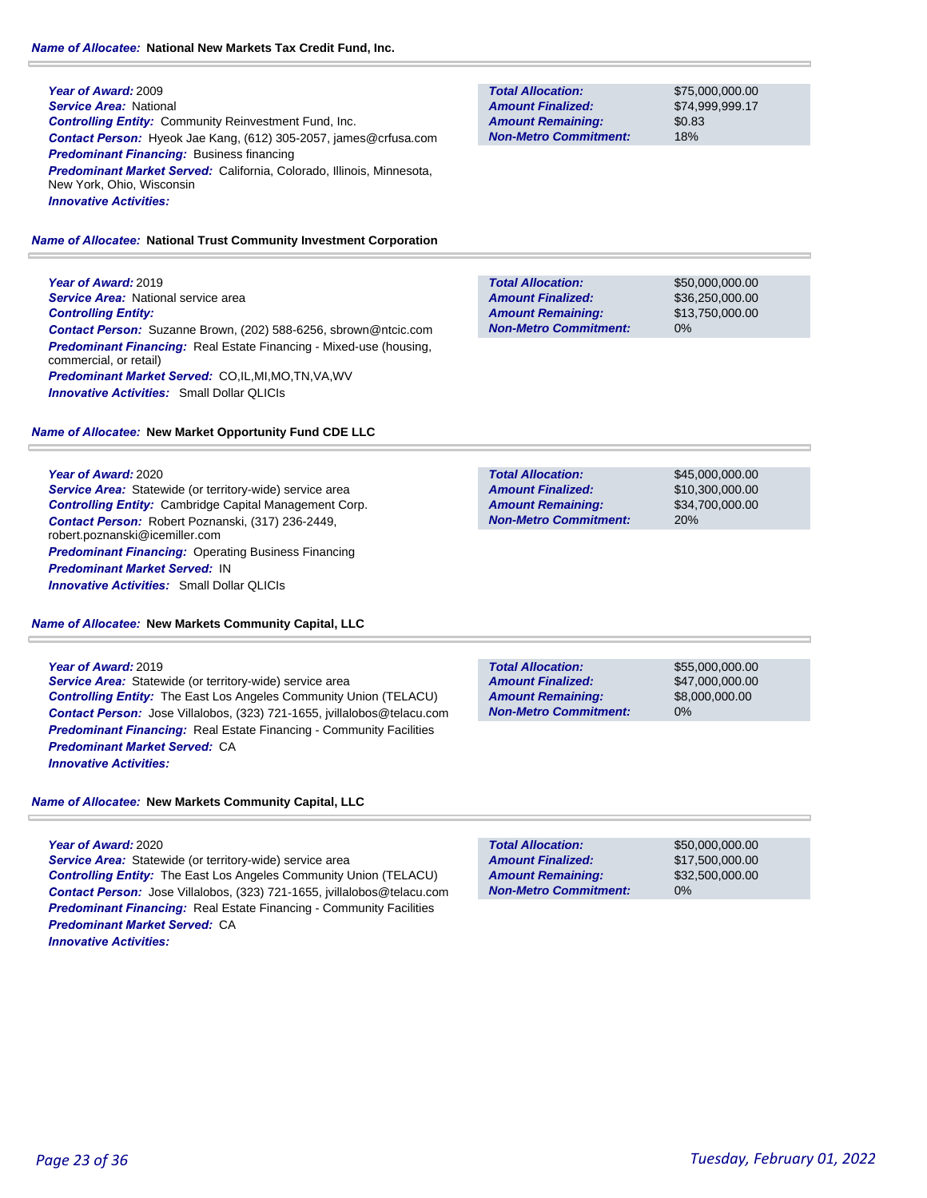**Name of Allocatee:** **National New Markets Tax Credit Fund, Inc.**

***Year of Award:*** 2009
***Service Area:*** National
***Controlling Entity:*** Community Reinvestment Fund, Inc.
***Contact Person:*** Hyeok Jae Kang, (612) 305-2057, james@crfusa.com
***Predominant Financing:*** Business financing
***Predominant Market Served:*** California, Colorado, Illinois, Minnesota, New York, Ohio, Wisconsin
***Innovative Activities:***

| | |
|---|---|
| ***Total Allocation:*** | $75,000,000.00 |
| ***Amount Finalized:*** | $74,999,999.17 |
| ***Amount Remaining:*** | $0.83 |
| ***Non-Metro Commitment:*** | 18% |

**Name of Allocatee:** **National Trust Community Investment Corporation**

***Year of Award:*** 2019
***Service Area:*** National service area
***Controlling Entity:***
***Contact Person:*** Suzanne Brown, (202) 588-6256, sbrown@ntcic.com
***Predominant Financing:*** Real Estate Financing - Mixed-use (housing, commercial, or retail)
***Predominant Market Served:*** CO,IL,MI,MO,TN,VA,WV
***Innovative Activities:*** Small Dollar QLICIs

| | |
|---|---|
| ***Total Allocation:*** | $50,000,000.00 |
| ***Amount Finalized:*** | $36,250,000.00 |
| ***Amount Remaining:*** | $13,750,000.00 |
| ***Non-Metro Commitment:*** | 0% |

**Name of Allocatee:** **New Market Opportunity Fund CDE LLC**

***Year of Award:*** 2020
***Service Area:*** Statewide (or territory-wide) service area
***Controlling Entity:*** Cambridge Capital Management Corp.
***Contact Person:*** Robert Poznanski, (317) 236-2449, robert.poznanski@icemiller.com
***Predominant Financing:*** Operating Business Financing
***Predominant Market Served:*** IN
***Innovative Activities:*** Small Dollar QLICIs

| | |
|---|---|
| ***Total Allocation:*** | $45,000,000.00 |
| ***Amount Finalized:*** | $10,300,000.00 |
| ***Amount Remaining:*** | $34,700,000.00 |
| ***Non-Metro Commitment:*** | 20% |

**Name of Allocatee:** **New Markets Community Capital, LLC**

***Year of Award:*** 2019
***Service Area:*** Statewide (or territory-wide) service area
***Controlling Entity:*** The East Los Angeles Community Union (TELACU)
***Contact Person:*** Jose Villalobos, (323) 721-1655, jvillalobos@telacu.com
***Predominant Financing:*** Real Estate Financing - Community Facilities
***Predominant Market Served:*** CA
***Innovative Activities:***

| | |
|---|---|
| ***Total Allocation:*** | $55,000,000.00 |
| ***Amount Finalized:*** | $47,000,000.00 |
| ***Amount Remaining:*** | $8,000,000.00 |
| ***Non-Metro Commitment:*** | 0% |

**Name of Allocatee:** **New Markets Community Capital, LLC**

***Year of Award:*** 2020
***Service Area:*** Statewide (or territory-wide) service area
***Controlling Entity:*** The East Los Angeles Community Union (TELACU)
***Contact Person:*** Jose Villalobos, (323) 721-1655, jvillalobos@telacu.com
***Predominant Financing:*** Real Estate Financing - Community Facilities
***Predominant Market Served:*** CA
***Innovative Activities:***

| | |
|---|---|
| ***Total Allocation:*** | $50,000,000.00 |
| ***Amount Finalized:*** | $17,500,000.00 |
| ***Amount Remaining:*** | $32,500,000.00 |
| ***Non-Metro Commitment:*** | 0% |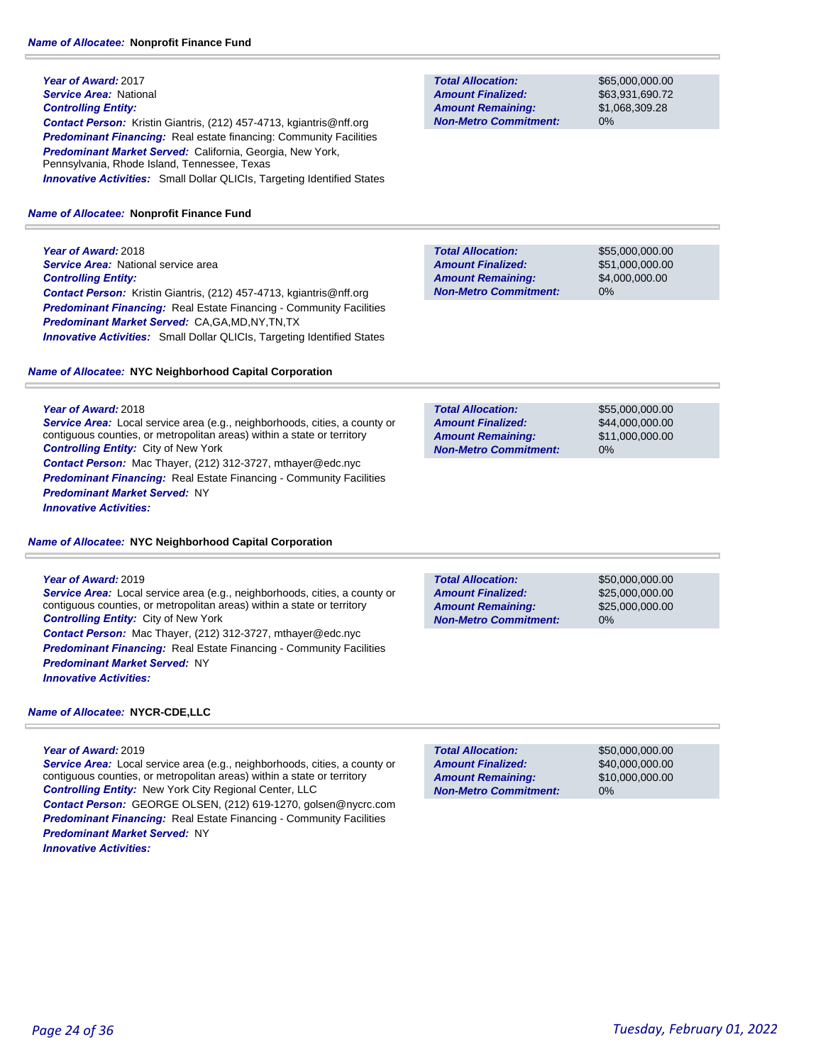**Name of Allocatee:** **Nonprofit Finance Fund**

***Year of Award:*** 2017
***Service Area:*** National
***Controlling Entity:***
***Contact Person:*** Kristin Giantris, (212) 457-4713, kgiantris@nff.org
***Predominant Financing:*** Real estate financing: Community Facilities
***Predominant Market Served:*** California, Georgia, New York, Pennsylvania, Rhode Island, Tennessee, Texas
***Innovative Activities:*** Small Dollar QLICIs, Targeting Identified States

| | |
|---|---|
| ***Total Allocation:*** | $65,000,000.00 |
| ***Amount Finalized:*** | $63,931,690.72 |
| ***Amount Remaining:*** | $1,068,309.28 |
| ***Non-Metro Commitment:*** | 0% |

**Name of Allocatee:** **Nonprofit Finance Fund**

***Year of Award:*** 2018
***Service Area:*** National service area
***Controlling Entity:***
***Contact Person:*** Kristin Giantris, (212) 457-4713, kgiantris@nff.org
***Predominant Financing:*** Real Estate Financing - Community Facilities
***Predominant Market Served:*** CA,GA,MD,NY,TN,TX
***Innovative Activities:*** Small Dollar QLICIs, Targeting Identified States

| | |
|---|---|
| ***Total Allocation:*** | $55,000,000.00 |
| ***Amount Finalized:*** | $51,000,000.00 |
| ***Amount Remaining:*** | $4,000,000.00 |
| ***Non-Metro Commitment:*** | 0% |

**Name of Allocatee:** **NYC Neighborhood Capital Corporation**

***Year of Award:*** 2018
***Service Area:*** Local service area (e.g., neighborhoods, cities, a county or contiguous counties, or metropolitan areas) within a state or territory
***Controlling Entity:*** City of New York
***Contact Person:*** Mac Thayer, (212) 312-3727, mthayer@edc.nyc
***Predominant Financing:*** Real Estate Financing - Community Facilities
***Predominant Market Served:*** NY
***Innovative Activities:***

| | |
|---|---|
| ***Total Allocation:*** | $55,000,000.00 |
| ***Amount Finalized:*** | $44,000,000.00 |
| ***Amount Remaining:*** | $11,000,000.00 |
| ***Non-Metro Commitment:*** | 0% |

**Name of Allocatee:** **NYC Neighborhood Capital Corporation**

***Year of Award:*** 2019
***Service Area:*** Local service area (e.g., neighborhoods, cities, a county or contiguous counties, or metropolitan areas) within a state or territory
***Controlling Entity:*** City of New York
***Contact Person:*** Mac Thayer, (212) 312-3727, mthayer@edc.nyc
***Predominant Financing:*** Real Estate Financing - Community Facilities
***Predominant Market Served:*** NY
***Innovative Activities:***

| | |
|---|---|
| ***Total Allocation:*** | $50,000,000.00 |
| ***Amount Finalized:*** | $25,000,000.00 |
| ***Amount Remaining:*** | $25,000,000.00 |
| ***Non-Metro Commitment:*** | 0% |

**Name of Allocatee:** **NYCR-CDE,LLC**

***Year of Award:*** 2019
***Service Area:*** Local service area (e.g., neighborhoods, cities, a county or contiguous counties, or metropolitan areas) within a state or territory
***Controlling Entity:*** New York City Regional Center, LLC
***Contact Person:*** GEORGE OLSEN, (212) 619-1270, golsen@nycrc.com
***Predominant Financing:*** Real Estate Financing - Community Facilities
***Predominant Market Served:*** NY
***Innovative Activities:***

| | |
|---|---|
| ***Total Allocation:*** | $50,000,000.00 |
| ***Amount Finalized:*** | $40,000,000.00 |
| ***Amount Remaining:*** | $10,000,000.00 |
| ***Non-Metro Commitment:*** | 0% |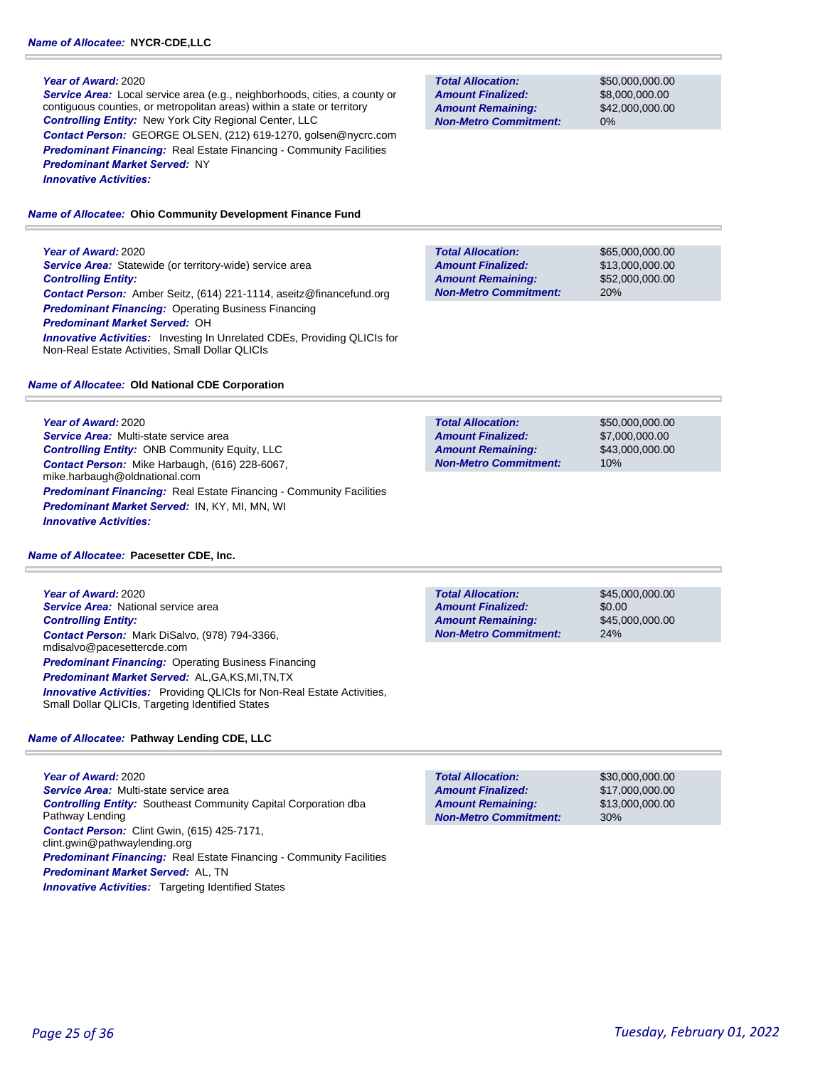**Name of Allocatee:** **NYCR-CDE,LLC**

***Year of Award:*** 2020
***Service Area:*** Local service area (e.g., neighborhoods, cities, a county or contiguous counties, or metropolitan areas) within a state or territory
***Controlling Entity:*** New York City Regional Center, LLC
***Contact Person:*** GEORGE OLSEN, (212) 619-1270, golsen@nycrc.com
***Predominant Financing:*** Real Estate Financing - Community Facilities
***Predominant Market Served:*** NY
***Innovative Activities:***

| | |
|---|---|
| ***Total Allocation:*** | $50,000,000.00 |
| ***Amount Finalized:*** | $8,000,000.00 |
| ***Amount Remaining:*** | $42,000,000.00 |
| ***Non-Metro Commitment:*** | 0% |

**Name of Allocatee:** **Ohio Community Development Finance Fund**

***Year of Award:*** 2020
***Service Area:*** Statewide (or territory-wide) service area
***Controlling Entity:***
***Contact Person:*** Amber Seitz, (614) 221-1114, aseitz@financefund.org
***Predominant Financing:*** Operating Business Financing
***Predominant Market Served:*** OH
***Innovative Activities:*** Investing In Unrelated CDEs, Providing QLICIs for Non-Real Estate Activities, Small Dollar QLICIs

| | |
|---|---|
| ***Total Allocation:*** | $65,000,000.00 |
| ***Amount Finalized:*** | $13,000,000.00 |
| ***Amount Remaining:*** | $52,000,000.00 |
| ***Non-Metro Commitment:*** | 20% |

**Name of Allocatee:** **Old National CDE Corporation**

***Year of Award:*** 2020
***Service Area:*** Multi-state service area
***Controlling Entity:*** ONB Community Equity, LLC
***Contact Person:*** Mike Harbaugh, (616) 228-6067, mike.harbaugh@oldnational.com
***Predominant Financing:*** Real Estate Financing - Community Facilities
***Predominant Market Served:*** IN, KY, MI, MN, WI
***Innovative Activities:***

| | |
|---|---|
| ***Total Allocation:*** | $50,000,000.00 |
| ***Amount Finalized:*** | $7,000,000.00 |
| ***Amount Remaining:*** | $43,000,000.00 |
| ***Non-Metro Commitment:*** | 10% |

**Name of Allocatee:** **Pacesetter CDE, Inc.**

***Year of Award:*** 2020
***Service Area:*** National service area
***Controlling Entity:***
***Contact Person:*** Mark DiSalvo, (978) 794-3366, mdisalvo@pacesettercde.com
***Predominant Financing:*** Operating Business Financing
***Predominant Market Served:*** AL,GA,KS,MI,TN,TX
***Innovative Activities:*** Providing QLICIs for Non-Real Estate Activities, Small Dollar QLICIs, Targeting Identified States

| | |
|---|---|
| ***Total Allocation:*** | $45,000,000.00 |
| ***Amount Finalized:*** | $0.00 |
| ***Amount Remaining:*** | $45,000,000.00 |
| ***Non-Metro Commitment:*** | 24% |

**Name of Allocatee:** **Pathway Lending CDE, LLC**

***Year of Award:*** 2020
***Service Area:*** Multi-state service area
***Controlling Entity:*** Southeast Community Capital Corporation dba Pathway Lending
***Contact Person:*** Clint Gwin, (615) 425-7171, clint.gwin@pathwaylending.org
***Predominant Financing:*** Real Estate Financing - Community Facilities
***Predominant Market Served:*** AL, TN
***Innovative Activities:*** Targeting Identified States

| | |
|---|---|
| ***Total Allocation:*** | $30,000,000.00 |
| ***Amount Finalized:*** | $17,000,000.00 |
| ***Amount Remaining:*** | $13,000,000.00 |
| ***Non-Metro Commitment:*** | 30% |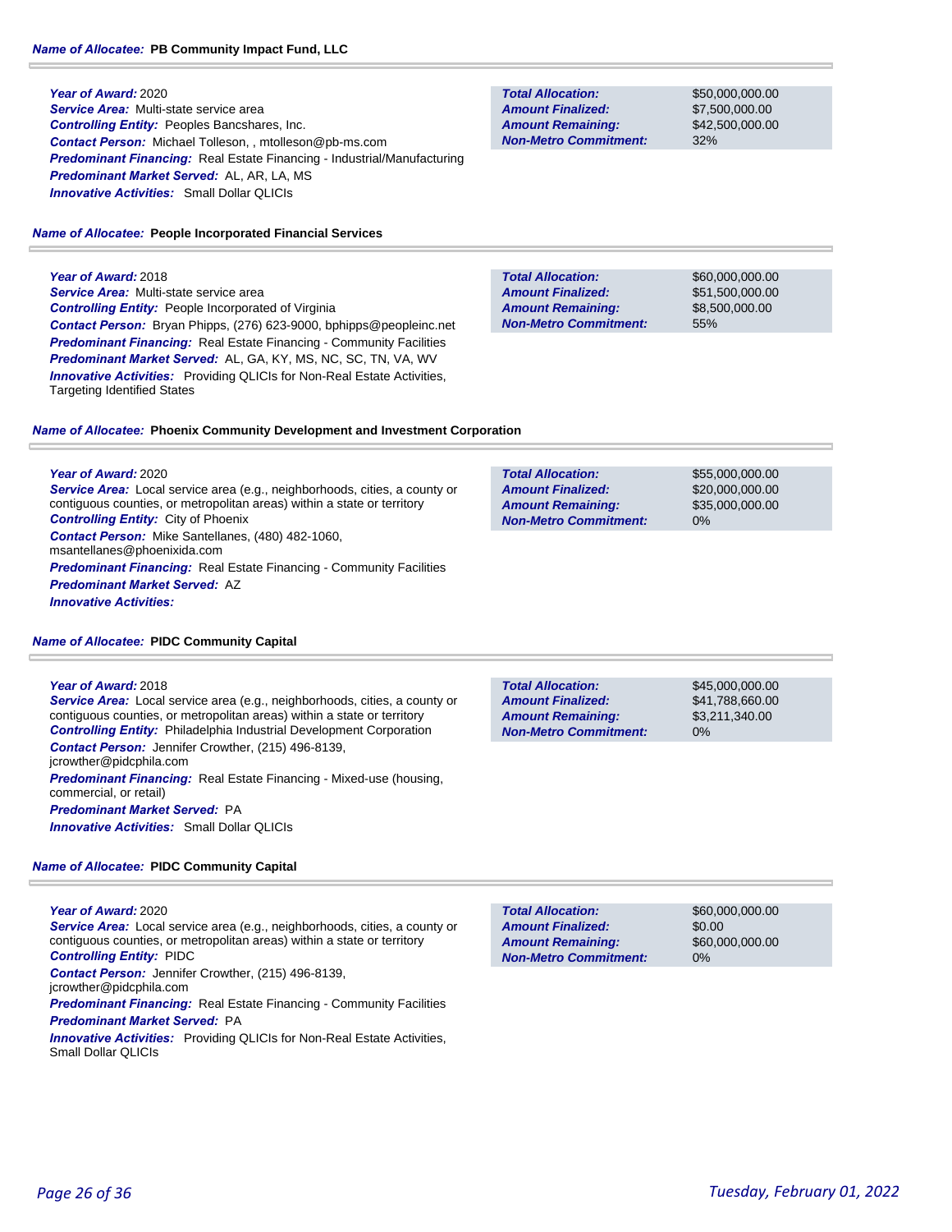**Name of Allocatee:** **PB Community Impact Fund, LLC**

***Year of Award:*** 2020
***Service Area:*** Multi-state service area
***Controlling Entity:*** Peoples Bancshares, Inc.
***Contact Person:*** Michael Tolleson, , mtolleson@pb-ms.com
***Predominant Financing:*** Real Estate Financing - Industrial/Manufacturing
***Predominant Market Served:*** AL, AR, LA, MS
***Innovative Activities:*** Small Dollar QLICIs

| | |
|---|---|
| **Total Allocation:** | $50,000,000.00 |
| **Amount Finalized:** | $7,500,000.00 |
| **Amount Remaining:** | $42,500,000.00 |
| **Non-Metro Commitment:** | 32% |

**Name of Allocatee:** **People Incorporated Financial Services**

***Year of Award:*** 2018
***Service Area:*** Multi-state service area
***Controlling Entity:*** People Incorporated of Virginia
***Contact Person:*** Bryan Phipps, (276) 623-9000, bphipps@peopleinc.net
***Predominant Financing:*** Real Estate Financing - Community Facilities
***Predominant Market Served:*** AL, GA, KY, MS, NC, SC, TN, VA, WV
***Innovative Activities:*** Providing QLICIs for Non-Real Estate Activities, Targeting Identified States

| | |
|---|---|
| **Total Allocation:** | $60,000,000.00 |
| **Amount Finalized:** | $51,500,000.00 |
| **Amount Remaining:** | $8,500,000.00 |
| **Non-Metro Commitment:** | 55% |

**Name of Allocatee:** **Phoenix Community Development and Investment Corporation**

***Year of Award:*** 2020
***Service Area:*** Local service area (e.g., neighborhoods, cities, a county or contiguous counties, or metropolitan areas) within a state or territory
***Controlling Entity:*** City of Phoenix
***Contact Person:*** Mike Santellanes, (480) 482-1060, msantellanes@phoenixida.com
***Predominant Financing:*** Real Estate Financing - Community Facilities
***Predominant Market Served:*** AZ
***Innovative Activities:***

| | |
|---|---|
| **Total Allocation:** | $55,000,000.00 |
| **Amount Finalized:** | $20,000,000.00 |
| **Amount Remaining:** | $35,000,000.00 |
| **Non-Metro Commitment:** | 0% |

**Name of Allocatee:** **PIDC Community Capital**

***Year of Award:*** 2018
***Service Area:*** Local service area (e.g., neighborhoods, cities, a county or contiguous counties, or metropolitan areas) within a state or territory
***Controlling Entity:*** Philadelphia Industrial Development Corporation
***Contact Person:*** Jennifer Crowther, (215) 496-8139, jcrowther@pidcphila.com
***Predominant Financing:*** Real Estate Financing - Mixed-use (housing, commercial, or retail)
***Predominant Market Served:*** PA
***Innovative Activities:*** Small Dollar QLICIs

| | |
|---|---|
| **Total Allocation:** | $45,000,000.00 |
| **Amount Finalized:** | $41,788,660.00 |
| **Amount Remaining:** | $3,211,340.00 |
| **Non-Metro Commitment:** | 0% |

**Name of Allocatee:** **PIDC Community Capital**

***Year of Award:*** 2020
***Service Area:*** Local service area (e.g., neighborhoods, cities, a county or contiguous counties, or metropolitan areas) within a state or territory
***Controlling Entity:*** PIDC
***Contact Person:*** Jennifer Crowther, (215) 496-8139, jcrowther@pidcphila.com
***Predominant Financing:*** Real Estate Financing - Community Facilities
***Predominant Market Served:*** PA
***Innovative Activities:*** Providing QLICIs for Non-Real Estate Activities, Small Dollar QLICIs

| | |
|---|---|
| **Total Allocation:** | $60,000,000.00 |
| **Amount Finalized:** | $0.00 |
| **Amount Remaining:** | $60,000,000.00 |
| **Non-Metro Commitment:** | 0% |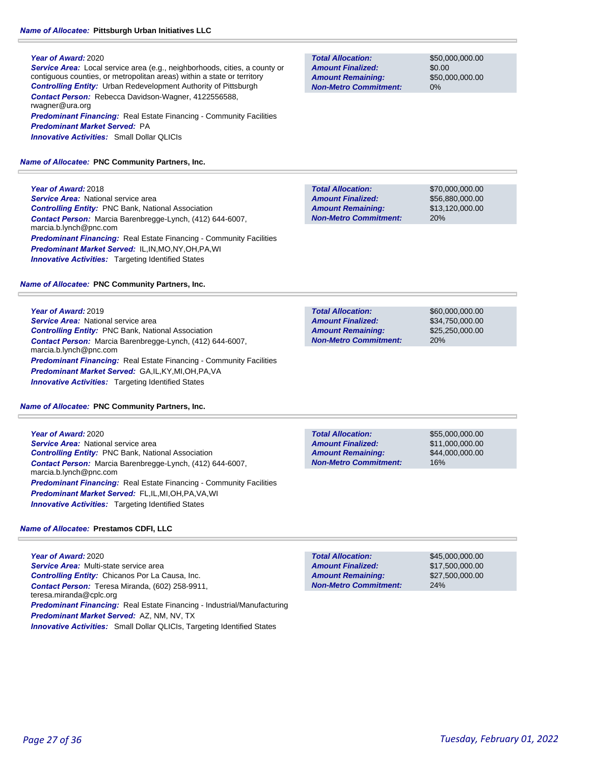***Name of Allocatee:*** **Pittsburgh Urban Initiatives LLC**

***Year of Award:*** 2020
***Service Area:*** Local service area (e.g., neighborhoods, cities, a county or contiguous counties, or metropolitan areas) within a state or territory
***Controlling Entity:*** Urban Redevelopment Authority of Pittsburgh
***Contact Person:*** Rebecca Davidson-Wagner, 4122556588, rwagner@ura.org
***Predominant Financing:*** Real Estate Financing - Community Facilities
***Predominant Market Served:*** PA
***Innovative Activities:*** Small Dollar QLICIs

| | |
|---|---|
| ***Total Allocation:*** | $50,000,000.00 |
| ***Amount Finalized:*** | $0.00 |
| ***Amount Remaining:*** | $50,000,000.00 |
| ***Non-Metro Commitment:*** | 0% |

***Name of Allocatee:*** **PNC Community Partners, Inc.**

***Year of Award:*** 2018
***Service Area:*** National service area
***Controlling Entity:*** PNC Bank, National Association
***Contact Person:*** Marcia Barenbregge-Lynch, (412) 644-6007, marcia.b.lynch@pnc.com
***Predominant Financing:*** Real Estate Financing - Community Facilities
***Predominant Market Served:*** IL,IN,MO,NY,OH,PA,WI
***Innovative Activities:*** Targeting Identified States

| | |
|---|---|
| ***Total Allocation:*** | $70,000,000.00 |
| ***Amount Finalized:*** | $56,880,000.00 |
| ***Amount Remaining:*** | $13,120,000.00 |
| ***Non-Metro Commitment:*** | 20% |

***Name of Allocatee:*** **PNC Community Partners, Inc.**

***Year of Award:*** 2019
***Service Area:*** National service area
***Controlling Entity:*** PNC Bank, National Association
***Contact Person:*** Marcia Barenbregge-Lynch, (412) 644-6007, marcia.b.lynch@pnc.com
***Predominant Financing:*** Real Estate Financing - Community Facilities
***Predominant Market Served:*** GA,IL,KY,MI,OH,PA,VA
***Innovative Activities:*** Targeting Identified States

| | |
|---|---|
| ***Total Allocation:*** | $60,000,000.00 |
| ***Amount Finalized:*** | $34,750,000.00 |
| ***Amount Remaining:*** | $25,250,000.00 |
| ***Non-Metro Commitment:*** | 20% |

***Name of Allocatee:*** **PNC Community Partners, Inc.**

***Year of Award:*** 2020
***Service Area:*** National service area
***Controlling Entity:*** PNC Bank, National Association
***Contact Person:*** Marcia Barenbregge-Lynch, (412) 644-6007, marcia.b.lynch@pnc.com
***Predominant Financing:*** Real Estate Financing - Community Facilities
***Predominant Market Served:*** FL,IL,MI,OH,PA,VA,WI
***Innovative Activities:*** Targeting Identified States

| | |
|---|---|
| ***Total Allocation:*** | $55,000,000.00 |
| ***Amount Finalized:*** | $11,000,000.00 |
| ***Amount Remaining:*** | $44,000,000.00 |
| ***Non-Metro Commitment:*** | 16% |

***Name of Allocatee:*** **Prestamos CDFI, LLC**

***Year of Award:*** 2020
***Service Area:*** Multi-state service area
***Controlling Entity:*** Chicanos Por La Causa, Inc.
***Contact Person:*** Teresa Miranda, (602) 258-9911, teresa.miranda@cplc.org
***Predominant Financing:*** Real Estate Financing - Industrial/Manufacturing
***Predominant Market Served:*** AZ, NM, NV, TX
***Innovative Activities:*** Small Dollar QLICIs, Targeting Identified States

| | |
|---|---|
| ***Total Allocation:*** | $45,000,000.00 |
| ***Amount Finalized:*** | $17,500,000.00 |
| ***Amount Remaining:*** | $27,500,000.00 |
| ***Non-Metro Commitment:*** | 24% |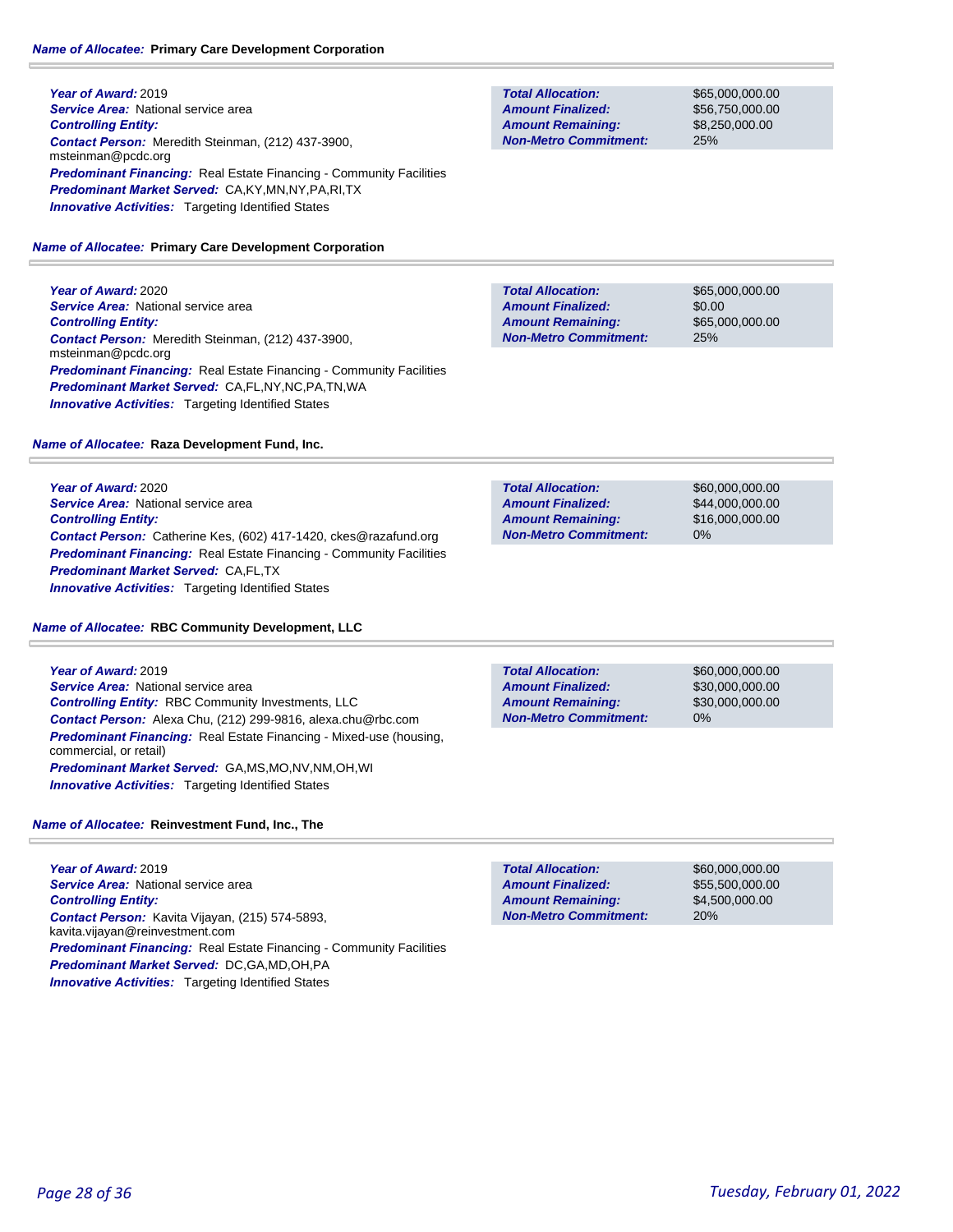**Name of Allocatee:** Primary Care Development Corporation

**Year of Award:** 2019
**Service Area:** National service area
**Controlling Entity:**
**Contact Person:** Meredith Steinman, (212) 437-3900, msteinman@pcdc.org
**Predominant Financing:** Real Estate Financing - Community Facilities
**Predominant Market Served:** CA,KY,MN,NY,PA,RI,TX
**Innovative Activities:** Targeting Identified States

| | |
|---|---|
| **Total Allocation:** | $65,000,000.00 |
| **Amount Finalized:** | $56,750,000.00 |
| **Amount Remaining:** | $8,250,000.00 |
| **Non-Metro Commitment:** | 25% |

**Name of Allocatee:** Primary Care Development Corporation

**Year of Award:** 2020
**Service Area:** National service area
**Controlling Entity:**
**Contact Person:** Meredith Steinman, (212) 437-3900, msteinman@pcdc.org
**Predominant Financing:** Real Estate Financing - Community Facilities
**Predominant Market Served:** CA,FL,NY,NC,PA,TN,WA
**Innovative Activities:** Targeting Identified States

| | |
|---|---|
| **Total Allocation:** | $65,000,000.00 |
| **Amount Finalized:** | $0.00 |
| **Amount Remaining:** | $65,000,000.00 |
| **Non-Metro Commitment:** | 25% |

**Name of Allocatee:** Raza Development Fund, Inc.

**Year of Award:** 2020
**Service Area:** National service area
**Controlling Entity:**
**Contact Person:** Catherine Kes, (602) 417-1420, ckes@razafund.org
**Predominant Financing:** Real Estate Financing - Community Facilities
**Predominant Market Served:** CA,FL,TX
**Innovative Activities:** Targeting Identified States

| | |
|---|---|
| **Total Allocation:** | $60,000,000.00 |
| **Amount Finalized:** | $44,000,000.00 |
| **Amount Remaining:** | $16,000,000.00 |
| **Non-Metro Commitment:** | 0% |

**Name of Allocatee:** RBC Community Development, LLC

**Year of Award:** 2019
**Service Area:** National service area
**Controlling Entity:** RBC Community Investments, LLC
**Contact Person:** Alexa Chu, (212) 299-9816, alexa.chu@rbc.com
**Predominant Financing:** Real Estate Financing - Mixed-use (housing, commercial, or retail)
**Predominant Market Served:** GA,MS,MO,NV,NM,OH,WI
**Innovative Activities:** Targeting Identified States

| | |
|---|---|
| **Total Allocation:** | $60,000,000.00 |
| **Amount Finalized:** | $30,000,000.00 |
| **Amount Remaining:** | $30,000,000.00 |
| **Non-Metro Commitment:** | 0% |

**Name of Allocatee:** Reinvestment Fund, Inc., The

**Year of Award:** 2019
**Service Area:** National service area
**Controlling Entity:**
**Contact Person:** Kavita Vijayan, (215) 574-5893, kavita.vijayan@reinvestment.com
**Predominant Financing:** Real Estate Financing - Community Facilities
**Predominant Market Served:** DC,GA,MD,OH,PA
**Innovative Activities:** Targeting Identified States

| | |
|---|---|
| **Total Allocation:** | $60,000,000.00 |
| **Amount Finalized:** | $55,500,000.00 |
| **Amount Remaining:** | $4,500,000.00 |
| **Non-Metro Commitment:** | 20% |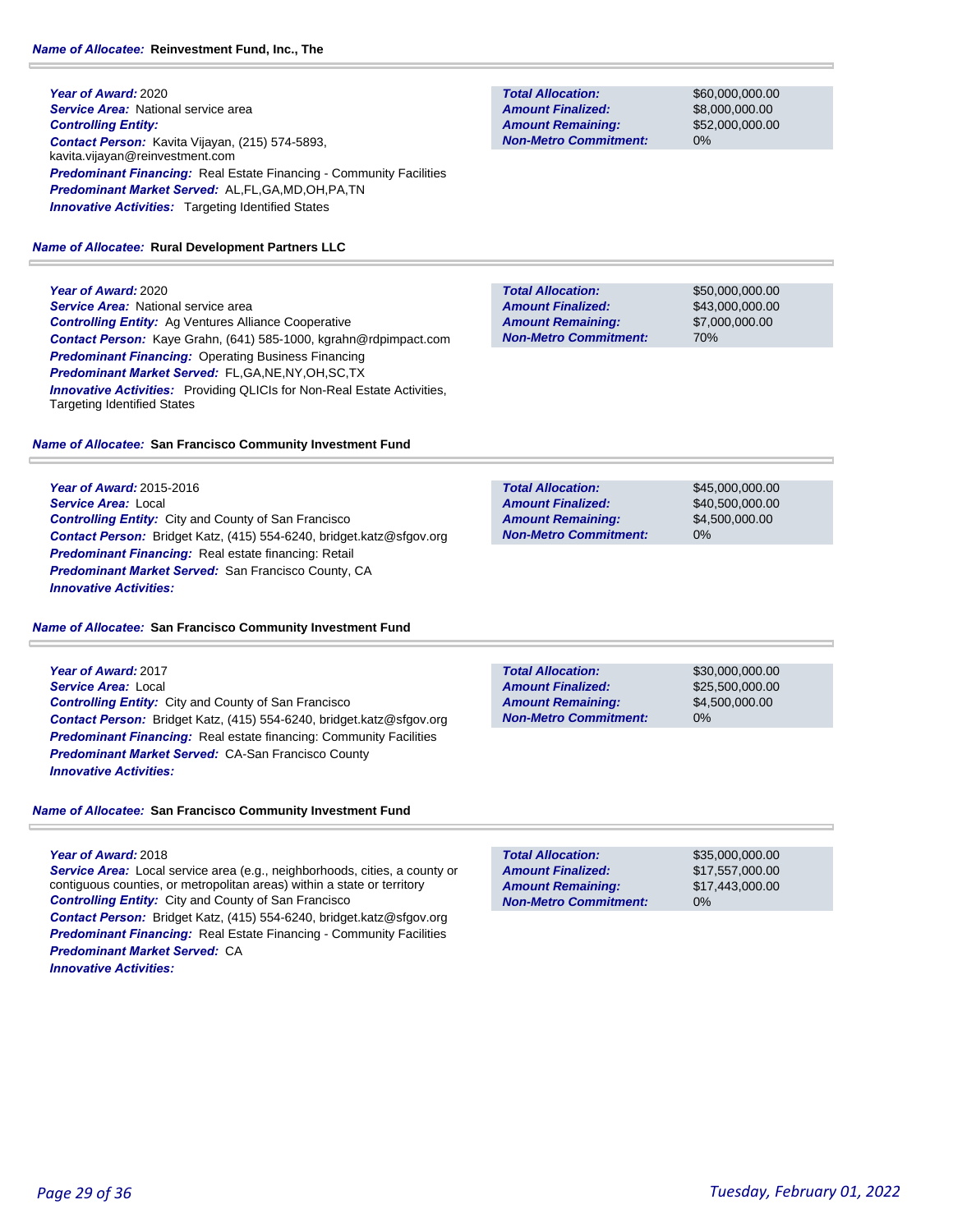**Name of Allocatee: Reinvestment Fund, Inc., The**

**Year of Award:** 2020
**Service Area:** National service area
**Controlling Entity:**
**Contact Person:** Kavita Vijayan, (215) 574-5893, kavita.vijayan@reinvestment.com
**Predominant Financing:** Real Estate Financing - Community Facilities
**Predominant Market Served:** AL,FL,GA,MD,OH,PA,TN
**Innovative Activities:** Targeting Identified States

| | |
|---|---|
| **Total Allocation:** | $60,000,000.00 |
| **Amount Finalized:** | $8,000,000.00 |
| **Amount Remaining:** | $52,000,000.00 |
| **Non-Metro Commitment:** | 0% |

**Name of Allocatee: Rural Development Partners LLC**

**Year of Award:** 2020
**Service Area:** National service area
**Controlling Entity:** Ag Ventures Alliance Cooperative
**Contact Person:** Kaye Grahn, (641) 585-1000, kgrahn@rdpimpact.com
**Predominant Financing:** Operating Business Financing
**Predominant Market Served:** FL,GA,NE,NY,OH,SC,TX
**Innovative Activities:** Providing QLICIs for Non-Real Estate Activities, Targeting Identified States

| | |
|---|---|
| **Total Allocation:** | $50,000,000.00 |
| **Amount Finalized:** | $43,000,000.00 |
| **Amount Remaining:** | $7,000,000.00 |
| **Non-Metro Commitment:** | 70% |

**Name of Allocatee: San Francisco Community Investment Fund**

**Year of Award:** 2015-2016
**Service Area:** Local
**Controlling Entity:** City and County of San Francisco
**Contact Person:** Bridget Katz, (415) 554-6240, bridget.katz@sfgov.org
**Predominant Financing:** Real estate financing: Retail
**Predominant Market Served:** San Francisco County, CA
**Innovative Activities:**

| | |
|---|---|
| **Total Allocation:** | $45,000,000.00 |
| **Amount Finalized:** | $40,500,000.00 |
| **Amount Remaining:** | $4,500,000.00 |
| **Non-Metro Commitment:** | 0% |

**Name of Allocatee: San Francisco Community Investment Fund**

**Year of Award:** 2017
**Service Area:** Local
**Controlling Entity:** City and County of San Francisco
**Contact Person:** Bridget Katz, (415) 554-6240, bridget.katz@sfgov.org
**Predominant Financing:** Real estate financing: Community Facilities
**Predominant Market Served:** CA-San Francisco County
**Innovative Activities:**

| | |
|---|---|
| **Total Allocation:** | $30,000,000.00 |
| **Amount Finalized:** | $25,500,000.00 |
| **Amount Remaining:** | $4,500,000.00 |
| **Non-Metro Commitment:** | 0% |

**Name of Allocatee: San Francisco Community Investment Fund**

**Year of Award:** 2018
**Service Area:** Local service area (e.g., neighborhoods, cities, a county or contiguous counties, or metropolitan areas) within a state or territory
**Controlling Entity:** City and County of San Francisco
**Contact Person:** Bridget Katz, (415) 554-6240, bridget.katz@sfgov.org
**Predominant Financing:** Real Estate Financing - Community Facilities
**Predominant Market Served:** CA
**Innovative Activities:**

| | |
|---|---|
| **Total Allocation:** | $35,000,000.00 |
| **Amount Finalized:** | $17,557,000.00 |
| **Amount Remaining:** | $17,443,000.00 |
| **Non-Metro Commitment:** | 0% |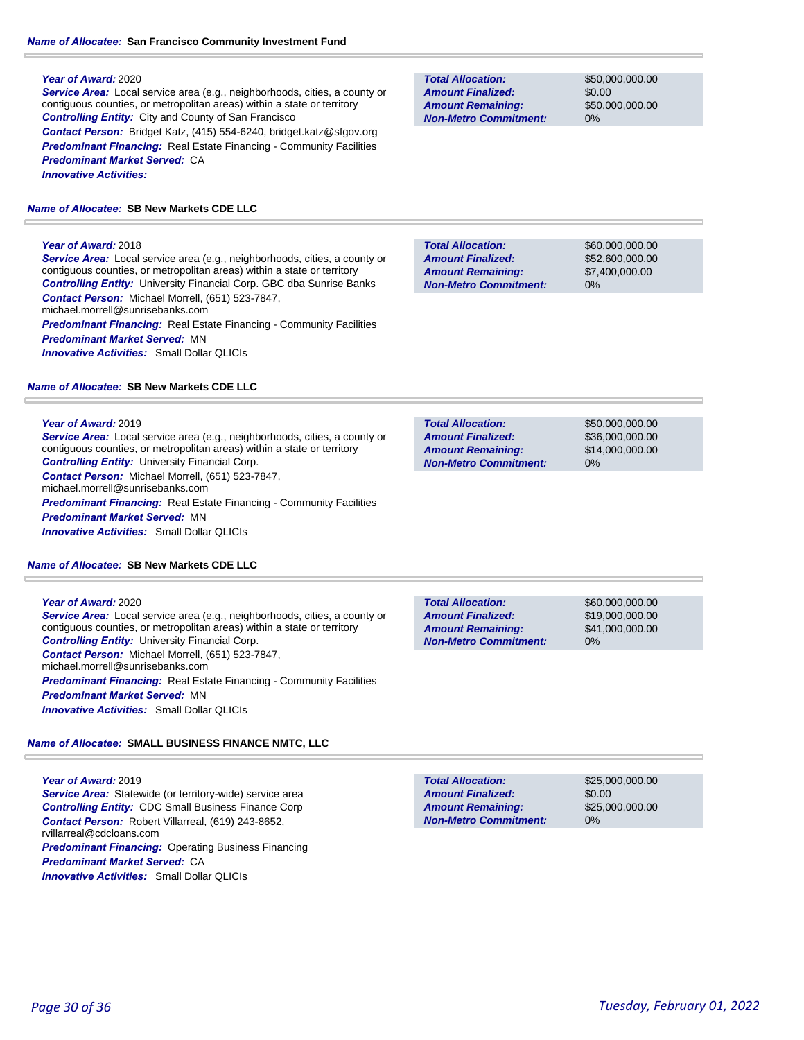**Name of Allocatee:** **San Francisco Community Investment Fund**

**Year of Award:** 2020
**Service Area:** Local service area (e.g., neighborhoods, cities, a county or contiguous counties, or metropolitan areas) within a state or territory
**Controlling Entity:** City and County of San Francisco
**Contact Person:** Bridget Katz, (415) 554-6240, bridget.katz@sfgov.org
**Predominant Financing:** Real Estate Financing - Community Facilities
**Predominant Market Served:** CA
**Innovative Activities:**

| | |
|---|---|
| **Total Allocation:** | $50,000,000.00 |
| **Amount Finalized:** | $0.00 |
| **Amount Remaining:** | $50,000,000.00 |
| **Non-Metro Commitment:** | 0% |

**Name of Allocatee:** **SB New Markets CDE LLC**

**Year of Award:** 2018
**Service Area:** Local service area (e.g., neighborhoods, cities, a county or contiguous counties, or metropolitan areas) within a state or territory
**Controlling Entity:** University Financial Corp. GBC dba Sunrise Banks
**Contact Person:** Michael Morrell, (651) 523-7847, michael.morrell@sunrisebanks.com
**Predominant Financing:** Real Estate Financing - Community Facilities
**Predominant Market Served:** MN
**Innovative Activities:** Small Dollar QLICIs

| | |
|---|---|
| **Total Allocation:** | $60,000,000.00 |
| **Amount Finalized:** | $52,600,000.00 |
| **Amount Remaining:** | $7,400,000.00 |
| **Non-Metro Commitment:** | 0% |

**Name of Allocatee:** **SB New Markets CDE LLC**

**Year of Award:** 2019
**Service Area:** Local service area (e.g., neighborhoods, cities, a county or contiguous counties, or metropolitan areas) within a state or territory
**Controlling Entity:** University Financial Corp.
**Contact Person:** Michael Morrell, (651) 523-7847, michael.morrell@sunrisebanks.com
**Predominant Financing:** Real Estate Financing - Community Facilities
**Predominant Market Served:** MN
**Innovative Activities:** Small Dollar QLICIs

| | |
|---|---|
| **Total Allocation:** | $50,000,000.00 |
| **Amount Finalized:** | $36,000,000.00 |
| **Amount Remaining:** | $14,000,000.00 |
| **Non-Metro Commitment:** | 0% |

**Name of Allocatee:** **SB New Markets CDE LLC**

**Year of Award:** 2020
**Service Area:** Local service area (e.g., neighborhoods, cities, a county or contiguous counties, or metropolitan areas) within a state or territory
**Controlling Entity:** University Financial Corp.
**Contact Person:** Michael Morrell, (651) 523-7847, michael.morrell@sunrisebanks.com
**Predominant Financing:** Real Estate Financing - Community Facilities
**Predominant Market Served:** MN
**Innovative Activities:** Small Dollar QLICIs

| | |
|---|---|
| **Total Allocation:** | $60,000,000.00 |
| **Amount Finalized:** | $19,000,000.00 |
| **Amount Remaining:** | $41,000,000.00 |
| **Non-Metro Commitment:** | 0% |

**Name of Allocatee:** **SMALL BUSINESS FINANCE NMTC, LLC**

**Year of Award:** 2019
**Service Area:** Statewide (or territory-wide) service area
**Controlling Entity:** CDC Small Business Finance Corp
**Contact Person:** Robert Villarreal, (619) 243-8652, rvillarreal@cdcloans.com
**Predominant Financing:** Operating Business Financing
**Predominant Market Served:** CA
**Innovative Activities:** Small Dollar QLICIs

| | |
|---|---|
| **Total Allocation:** | $25,000,000.00 |
| **Amount Finalized:** | $0.00 |
| **Amount Remaining:** | $25,000,000.00 |
| **Non-Metro Commitment:** | 0% |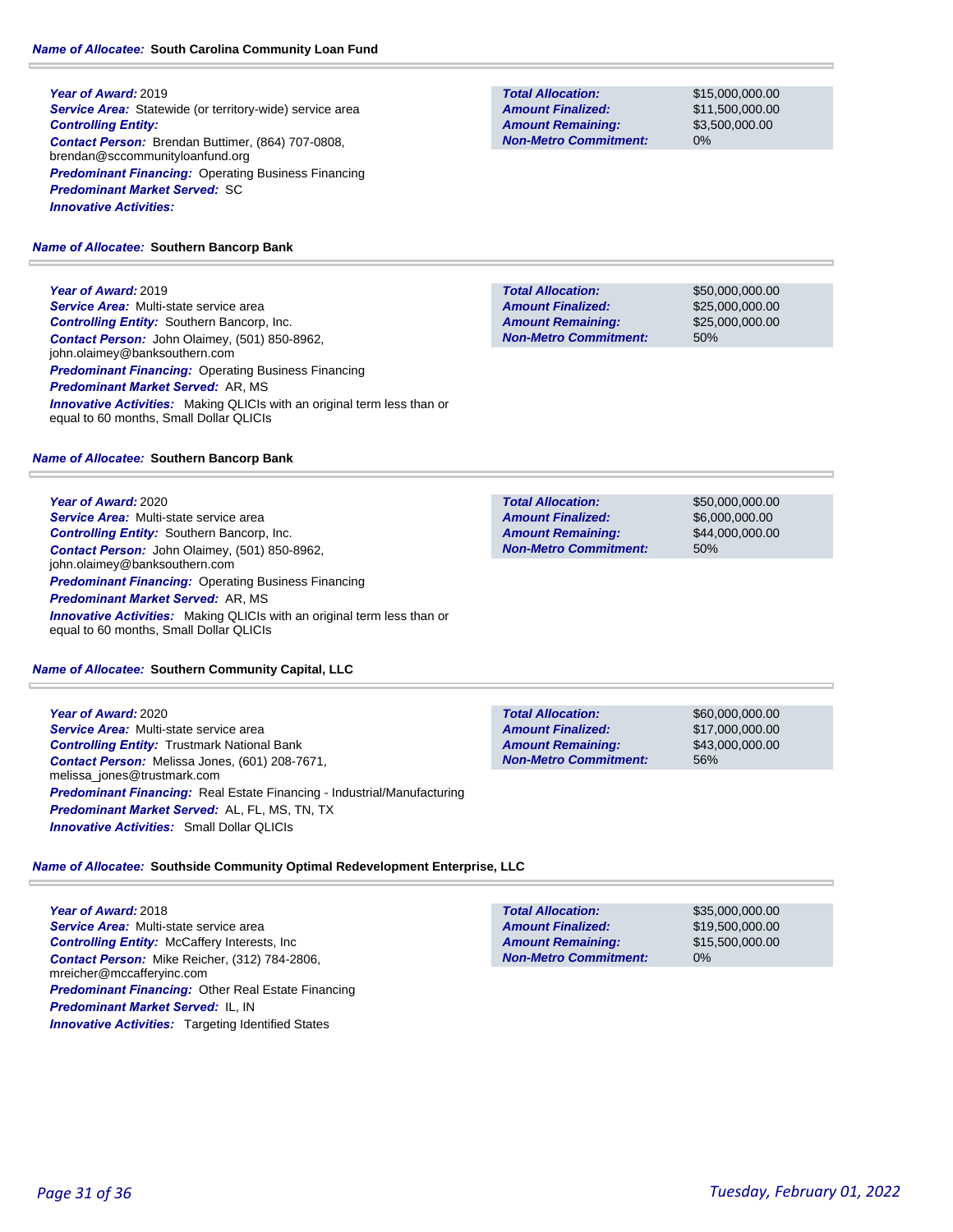**Name of Allocatee:** **South Carolina Community Loan Fund**

**Year of Award:** 2019
**Service Area:** Statewide (or territory-wide) service area
**Controlling Entity:**
**Contact Person:** Brendan Buttimer, (864) 707-0808, brendan@sccommunityloanfund.org
**Predominant Financing:** Operating Business Financing
**Predominant Market Served:** SC
**Innovative Activities:**

| | |
|---|---|
| **Total Allocation:** | $15,000,000.00 |
| **Amount Finalized:** | $11,500,000.00 |
| **Amount Remaining:** | $3,500,000.00 |
| **Non-Metro Commitment:** | 0% |

**Name of Allocatee:** **Southern Bancorp Bank**

**Year of Award:** 2019
**Service Area:** Multi-state service area
**Controlling Entity:** Southern Bancorp, Inc.
**Contact Person:** John Olaimey, (501) 850-8962, john.olaimey@banksouthern.com
**Predominant Financing:** Operating Business Financing
**Predominant Market Served:** AR, MS
**Innovative Activities:** Making QLICIs with an original term less than or equal to 60 months, Small Dollar QLICIs

| | |
|---|---|
| **Total Allocation:** | $50,000,000.00 |
| **Amount Finalized:** | $25,000,000.00 |
| **Amount Remaining:** | $25,000,000.00 |
| **Non-Metro Commitment:** | 50% |

**Name of Allocatee:** **Southern Bancorp Bank**

**Year of Award:** 2020
**Service Area:** Multi-state service area
**Controlling Entity:** Southern Bancorp, Inc.
**Contact Person:** John Olaimey, (501) 850-8962, john.olaimey@banksouthern.com
**Predominant Financing:** Operating Business Financing
**Predominant Market Served:** AR, MS
**Innovative Activities:** Making QLICIs with an original term less than or equal to 60 months, Small Dollar QLICIs

| | |
|---|---|
| **Total Allocation:** | $50,000,000.00 |
| **Amount Finalized:** | $6,000,000.00 |
| **Amount Remaining:** | $44,000,000.00 |
| **Non-Metro Commitment:** | 50% |

**Name of Allocatee:** **Southern Community Capital, LLC**

**Year of Award:** 2020
**Service Area:** Multi-state service area
**Controlling Entity:** Trustmark National Bank
**Contact Person:** Melissa Jones, (601) 208-7671, melissa_jones@trustmark.com
**Predominant Financing:** Real Estate Financing - Industrial/Manufacturing
**Predominant Market Served:** AL, FL, MS, TN, TX
**Innovative Activities:** Small Dollar QLICIs

| | |
|---|---|
| **Total Allocation:** | $60,000,000.00 |
| **Amount Finalized:** | $17,000,000.00 |
| **Amount Remaining:** | $43,000,000.00 |
| **Non-Metro Commitment:** | 56% |

**Name of Allocatee:** **Southside Community Optimal Redevelopment Enterprise, LLC**

**Year of Award:** 2018
**Service Area:** Multi-state service area
**Controlling Entity:** McCaffery Interests, Inc
**Contact Person:** Mike Reicher, (312) 784-2806, mreicher@mccafferyinc.com
**Predominant Financing:** Other Real Estate Financing
**Predominant Market Served:** IL, IN
**Innovative Activities:** Targeting Identified States

| | |
|---|---|
| **Total Allocation:** | $35,000,000.00 |
| **Amount Finalized:** | $19,500,000.00 |
| **Amount Remaining:** | $15,500,000.00 |
| **Non-Metro Commitment:** | 0% |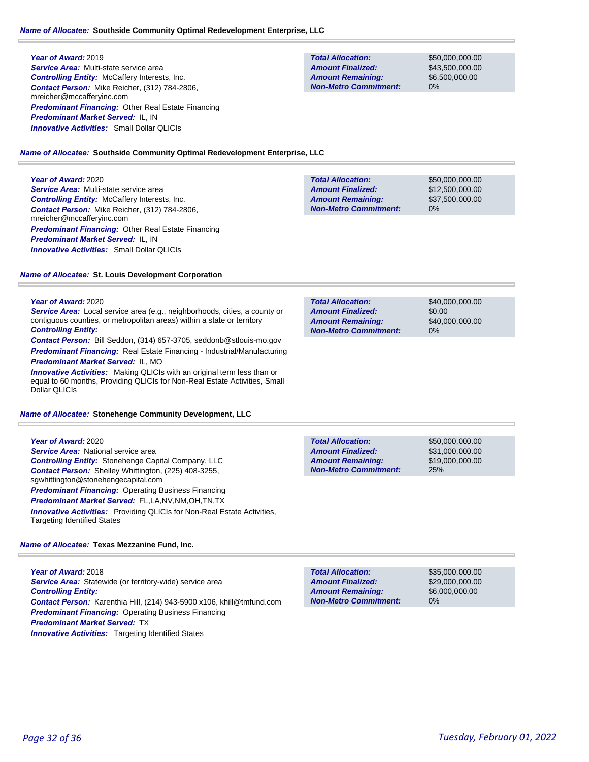**Name of Allocatee:** **Southside Community Optimal Redevelopment Enterprise, LLC**

***Year of Award:*** 2019
***Service Area:*** Multi-state service area
***Controlling Entity:*** McCaffery Interests, Inc.
***Contact Person:*** Mike Reicher, (312) 784-2806, mreicher@mccafferyinc.com
***Predominant Financing:*** Other Real Estate Financing
***Predominant Market Served:*** IL, IN
***Innovative Activities:*** Small Dollar QLICIs

| | |
|---|---|
| ***Total Allocation:*** | $50,000,000.00 |
| ***Amount Finalized:*** | $43,500,000.00 |
| ***Amount Remaining:*** | $6,500,000.00 |
| ***Non-Metro Commitment:*** | 0% |

**Name of Allocatee:** **Southside Community Optimal Redevelopment Enterprise, LLC**

***Year of Award:*** 2020
***Service Area:*** Multi-state service area
***Controlling Entity:*** McCaffery Interests, Inc.
***Contact Person:*** Mike Reicher, (312) 784-2806, mreicher@mccafferyinc.com
***Predominant Financing:*** Other Real Estate Financing
***Predominant Market Served:*** IL, IN
***Innovative Activities:*** Small Dollar QLICIs

| | |
|---|---|
| ***Total Allocation:*** | $50,000,000.00 |
| ***Amount Finalized:*** | $12,500,000.00 |
| ***Amount Remaining:*** | $37,500,000.00 |
| ***Non-Metro Commitment:*** | 0% |

**Name of Allocatee:** **St. Louis Development Corporation**

***Year of Award:*** 2020
***Service Area:*** Local service area (e.g., neighborhoods, cities, a county or contiguous counties, or metropolitan areas) within a state or territory
***Controlling Entity:***
***Contact Person:*** Bill Seddon, (314) 657-3705, seddonb@stlouis-mo.gov
***Predominant Financing:*** Real Estate Financing - Industrial/Manufacturing
***Predominant Market Served:*** IL, MO
***Innovative Activities:*** Making QLICIs with an original term less than or equal to 60 months, Providing QLICIs for Non-Real Estate Activities, Small Dollar QLICIs

| | |
|---|---|
| ***Total Allocation:*** | $40,000,000.00 |
| ***Amount Finalized:*** | $0.00 |
| ***Amount Remaining:*** | $40,000,000.00 |
| ***Non-Metro Commitment:*** | 0% |

**Name of Allocatee:** **Stonehenge Community Development, LLC**

***Year of Award:*** 2020
***Service Area:*** National service area
***Controlling Entity:*** Stonehenge Capital Company, LLC
***Contact Person:*** Shelley Whittington, (225) 408-3255, sgwhittington@stonehengecapital.com
***Predominant Financing:*** Operating Business Financing
***Predominant Market Served:*** FL,LA,NV,NM,OH,TN,TX
***Innovative Activities:*** Providing QLICIs for Non-Real Estate Activities, Targeting Identified States

| | |
|---|---|
| ***Total Allocation:*** | $50,000,000.00 |
| ***Amount Finalized:*** | $31,000,000.00 |
| ***Amount Remaining:*** | $19,000,000.00 |
| ***Non-Metro Commitment:*** | 25% |

**Name of Allocatee:** **Texas Mezzanine Fund, Inc.**

***Year of Award:*** 2018
***Service Area:*** Statewide (or territory-wide) service area
***Controlling Entity:***
***Contact Person:*** Karenthia Hill, (214) 943-5900 x106, khill@tmfund.com
***Predominant Financing:*** Operating Business Financing
***Predominant Market Served:*** TX
***Innovative Activities:*** Targeting Identified States

| | |
|---|---|
| ***Total Allocation:*** | $35,000,000.00 |
| ***Amount Finalized:*** | $29,000,000.00 |
| ***Amount Remaining:*** | $6,000,000.00 |
| ***Non-Metro Commitment:*** | 0% |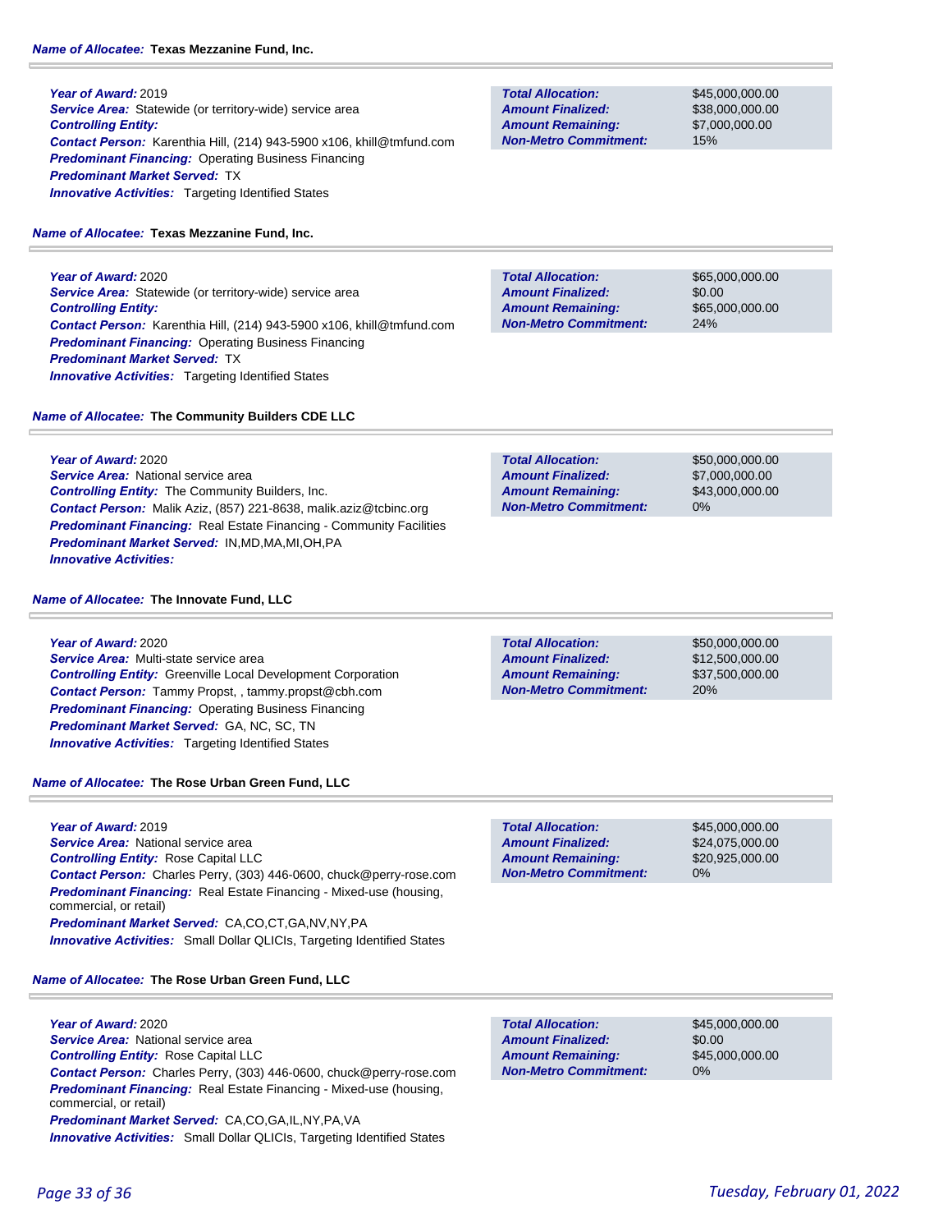**Name of Allocatee:** **Texas Mezzanine Fund, Inc.**

**Year of Award:** 2019
**Service Area:** Statewide (or territory-wide) service area
**Controlling Entity:**
**Contact Person:** Karenthia Hill, (214) 943-5900 x106, khill@tmfund.com
**Predominant Financing:** Operating Business Financing
**Predominant Market Served:** TX
**Innovative Activities:** Targeting Identified States

| | |
|---|---|
| **Total Allocation:** | $45,000,000.00 |
| **Amount Finalized:** | $38,000,000.00 |
| **Amount Remaining:** | $7,000,000.00 |
| **Non-Metro Commitment:** | 15% |

**Name of Allocatee:** **Texas Mezzanine Fund, Inc.**

**Year of Award:** 2020
**Service Area:** Statewide (or territory-wide) service area
**Controlling Entity:**
**Contact Person:** Karenthia Hill, (214) 943-5900 x106, khill@tmfund.com
**Predominant Financing:** Operating Business Financing
**Predominant Market Served:** TX
**Innovative Activities:** Targeting Identified States

| | |
|---|---|
| **Total Allocation:** | $65,000,000.00 |
| **Amount Finalized:** | $0.00 |
| **Amount Remaining:** | $65,000,000.00 |
| **Non-Metro Commitment:** | 24% |

**Name of Allocatee:** **The Community Builders CDE LLC**

**Year of Award:** 2020
**Service Area:** National service area
**Controlling Entity:** The Community Builders, Inc.
**Contact Person:** Malik Aziz, (857) 221-8638, malik.aziz@tcbinc.org
**Predominant Financing:** Real Estate Financing - Community Facilities
**Predominant Market Served:** IN,MD,MA,MI,OH,PA
**Innovative Activities:**

| | |
|---|---|
| **Total Allocation:** | $50,000,000.00 |
| **Amount Finalized:** | $7,000,000.00 |
| **Amount Remaining:** | $43,000,000.00 |
| **Non-Metro Commitment:** | 0% |

**Name of Allocatee:** **The Innovate Fund, LLC**

**Year of Award:** 2020
**Service Area:** Multi-state service area
**Controlling Entity:** Greenville Local Development Corporation
**Contact Person:** Tammy Propst, , tammy.propst@cbh.com
**Predominant Financing:** Operating Business Financing
**Predominant Market Served:** GA, NC, SC, TN
**Innovative Activities:** Targeting Identified States

| | |
|---|---|
| **Total Allocation:** | $50,000,000.00 |
| **Amount Finalized:** | $12,500,000.00 |
| **Amount Remaining:** | $37,500,000.00 |
| **Non-Metro Commitment:** | 20% |

**Name of Allocatee:** **The Rose Urban Green Fund, LLC**

**Year of Award:** 2019
**Service Area:** National service area
**Controlling Entity:** Rose Capital LLC
**Contact Person:** Charles Perry, (303) 446-0600, chuck@perry-rose.com
**Predominant Financing:** Real Estate Financing - Mixed-use (housing, commercial, or retail)
**Predominant Market Served:** CA,CO,CT,GA,NV,NY,PA
**Innovative Activities:** Small Dollar QLICIs, Targeting Identified States

| | |
|---|---|
| **Total Allocation:** | $45,000,000.00 |
| **Amount Finalized:** | $24,075,000.00 |
| **Amount Remaining:** | $20,925,000.00 |
| **Non-Metro Commitment:** | 0% |

**Name of Allocatee:** **The Rose Urban Green Fund, LLC**

**Year of Award:** 2020
**Service Area:** National service area
**Controlling Entity:** Rose Capital LLC
**Contact Person:** Charles Perry, (303) 446-0600, chuck@perry-rose.com
**Predominant Financing:** Real Estate Financing - Mixed-use (housing, commercial, or retail)
**Predominant Market Served:** CA,CO,GA,IL,NY,PA,VA
**Innovative Activities:** Small Dollar QLICIs, Targeting Identified States

| | |
|---|---|
| **Total Allocation:** | $45,000,000.00 |
| **Amount Finalized:** | $0.00 |
| **Amount Remaining:** | $45,000,000.00 |
| **Non-Metro Commitment:** | 0% |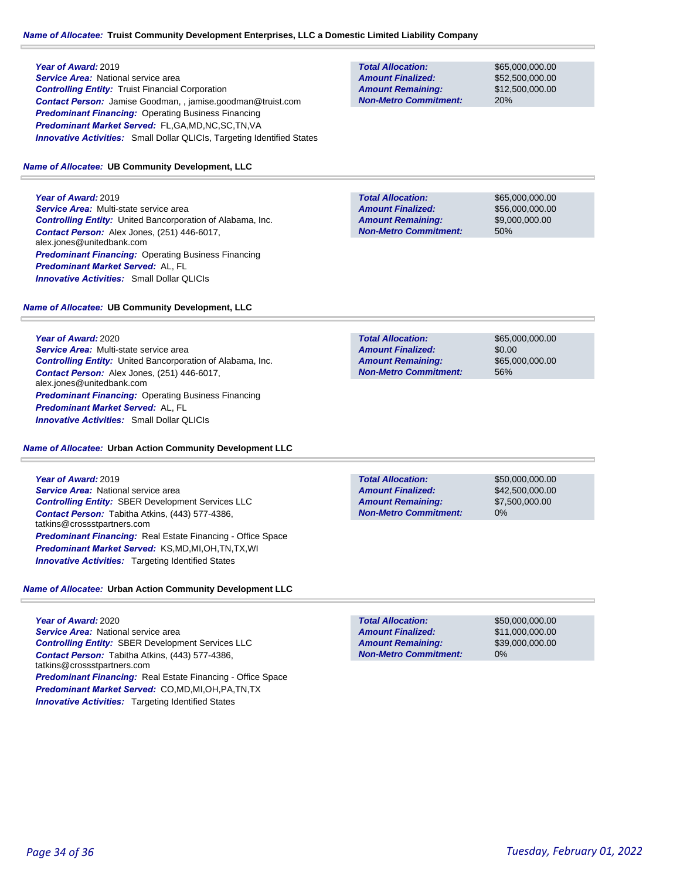**Name of Allocatee:** **Truist Community Development Enterprises, LLC a Domestic Limited Liability Company**

***Year of Award:*** 2019
***Service Area:*** National service area
***Controlling Entity:*** Truist Financial Corporation
***Contact Person:*** Jamise Goodman, , jamise.goodman@truist.com
***Predominant Financing:*** Operating Business Financing
***Predominant Market Served:*** FL,GA,MD,NC,SC,TN,VA
***Innovative Activities:*** Small Dollar QLICIs, Targeting Identified States

| | |
|---|---|
| ***Total Allocation:*** | $65,000,000.00 |
| ***Amount Finalized:*** | $52,500,000.00 |
| ***Amount Remaining:*** | $12,500,000.00 |
| ***Non-Metro Commitment:*** | 20% |

**Name of Allocatee:** **UB Community Development, LLC**

***Year of Award:*** 2019
***Service Area:*** Multi-state service area
***Controlling Entity:*** United Bancorporation of Alabama, Inc.
***Contact Person:*** Alex Jones, (251) 446-6017, alex.jones@unitedbank.com
***Predominant Financing:*** Operating Business Financing
***Predominant Market Served:*** AL, FL
***Innovative Activities:*** Small Dollar QLICIs

| | |
|---|---|
| ***Total Allocation:*** | $65,000,000.00 |
| ***Amount Finalized:*** | $56,000,000.00 |
| ***Amount Remaining:*** | $9,000,000.00 |
| ***Non-Metro Commitment:*** | 50% |

**Name of Allocatee:** **UB Community Development, LLC**

***Year of Award:*** 2020
***Service Area:*** Multi-state service area
***Controlling Entity:*** United Bancorporation of Alabama, Inc.
***Contact Person:*** Alex Jones, (251) 446-6017, alex.jones@unitedbank.com
***Predominant Financing:*** Operating Business Financing
***Predominant Market Served:*** AL, FL
***Innovative Activities:*** Small Dollar QLICIs

| | |
|---|---|
| ***Total Allocation:*** | $65,000,000.00 |
| ***Amount Finalized:*** | $0.00 |
| ***Amount Remaining:*** | $65,000,000.00 |
| ***Non-Metro Commitment:*** | 56% |

**Name of Allocatee:** **Urban Action Community Development LLC**

***Year of Award:*** 2019
***Service Area:*** National service area
***Controlling Entity:*** SBER Development Services LLC
***Contact Person:*** Tabitha Atkins, (443) 577-4386, tatkins@crossstpartners.com
***Predominant Financing:*** Real Estate Financing - Office Space
***Predominant Market Served:*** KS,MD,MI,OH,TN,TX,WI
***Innovative Activities:*** Targeting Identified States

| | |
|---|---|
| ***Total Allocation:*** | $50,000,000.00 |
| ***Amount Finalized:*** | $42,500,000.00 |
| ***Amount Remaining:*** | $7,500,000.00 |
| ***Non-Metro Commitment:*** | 0% |

**Name of Allocatee:** **Urban Action Community Development LLC**

***Year of Award:*** 2020
***Service Area:*** National service area
***Controlling Entity:*** SBER Development Services LLC
***Contact Person:*** Tabitha Atkins, (443) 577-4386, tatkins@crossstpartners.com
***Predominant Financing:*** Real Estate Financing - Office Space
***Predominant Market Served:*** CO,MD,MI,OH,PA,TN,TX
***Innovative Activities:*** Targeting Identified States

| | |
|---|---|
| ***Total Allocation:*** | $50,000,000.00 |
| ***Amount Finalized:*** | $11,000,000.00 |
| ***Amount Remaining:*** | $39,000,000.00 |
| ***Non-Metro Commitment:*** | 0% |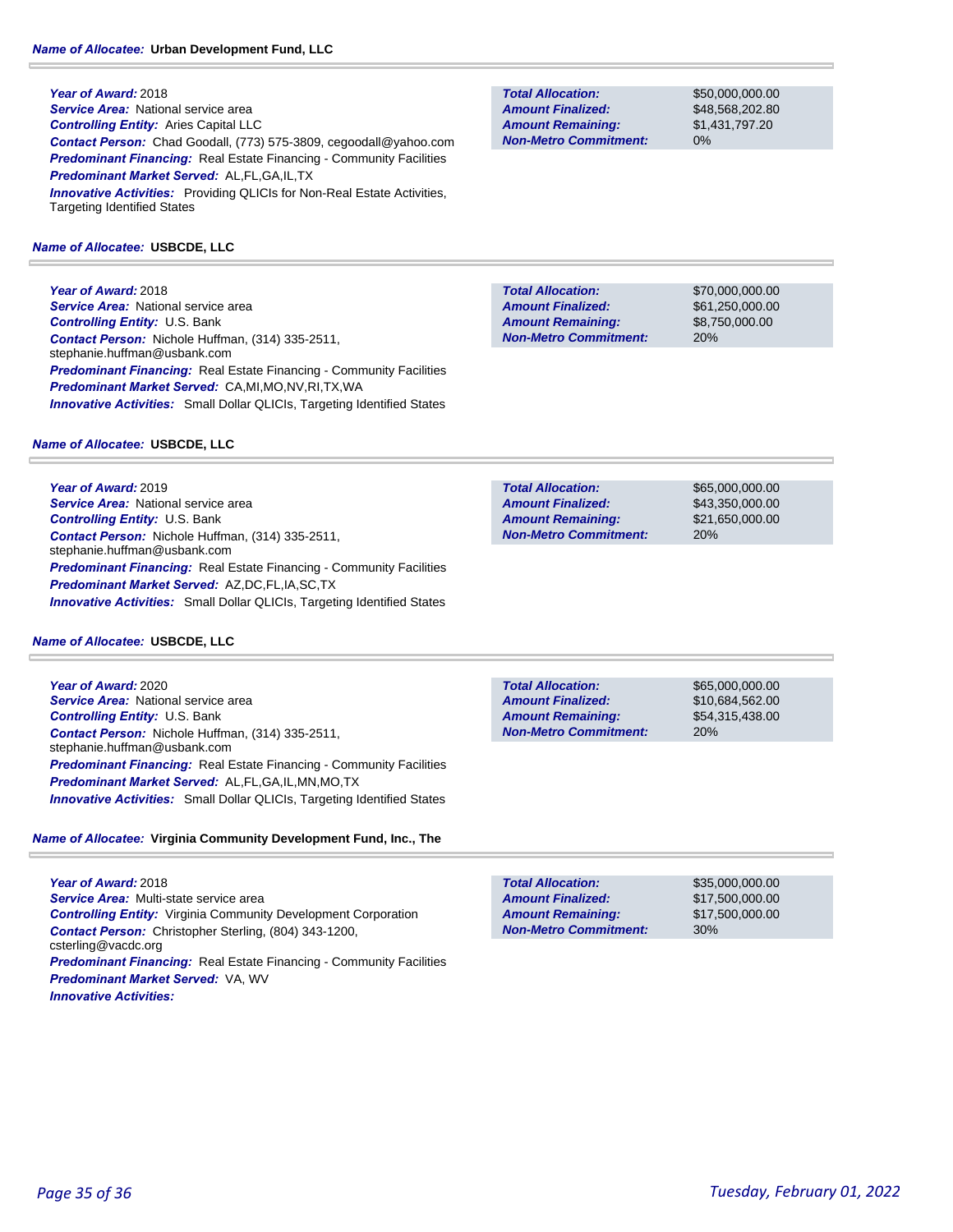**Name of Allocatee:** **Urban Development Fund, LLC**

***Year of Award:*** 2018
***Service Area:*** National service area
***Controlling Entity:*** Aries Capital LLC
***Contact Person:*** Chad Goodall, (773) 575-3809, cegoodall@yahoo.com
***Predominant Financing:*** Real Estate Financing - Community Facilities
***Predominant Market Served:*** AL,FL,GA,IL,TX
***Innovative Activities:*** Providing QLICIs for Non-Real Estate Activities, Targeting Identified States

| | |
|---|---|
| ***Total Allocation:*** | $50,000,000.00 |
| ***Amount Finalized:*** | $48,568,202.80 |
| ***Amount Remaining:*** | $1,431,797.20 |
| ***Non-Metro Commitment:*** | 0% |

**Name of Allocatee:** **USBCDE, LLC**

***Year of Award:*** 2018
***Service Area:*** National service area
***Controlling Entity:*** U.S. Bank
***Contact Person:*** Nichole Huffman, (314) 335-2511, stephanie.huffman@usbank.com
***Predominant Financing:*** Real Estate Financing - Community Facilities
***Predominant Market Served:*** CA,MI,MO,NV,RI,TX,WA
***Innovative Activities:*** Small Dollar QLICIs, Targeting Identified States

| | |
|---|---|
| ***Total Allocation:*** | $70,000,000.00 |
| ***Amount Finalized:*** | $61,250,000.00 |
| ***Amount Remaining:*** | $8,750,000.00 |
| ***Non-Metro Commitment:*** | 20% |

**Name of Allocatee:** **USBCDE, LLC**

***Year of Award:*** 2019
***Service Area:*** National service area
***Controlling Entity:*** U.S. Bank
***Contact Person:*** Nichole Huffman, (314) 335-2511, stephanie.huffman@usbank.com
***Predominant Financing:*** Real Estate Financing - Community Facilities
***Predominant Market Served:*** AZ,DC,FL,IA,SC,TX
***Innovative Activities:*** Small Dollar QLICIs, Targeting Identified States

| | |
|---|---|
| ***Total Allocation:*** | $65,000,000.00 |
| ***Amount Finalized:*** | $43,350,000.00 |
| ***Amount Remaining:*** | $21,650,000.00 |
| ***Non-Metro Commitment:*** | 20% |

**Name of Allocatee:** **USBCDE, LLC**

***Year of Award:*** 2020
***Service Area:*** National service area
***Controlling Entity:*** U.S. Bank
***Contact Person:*** Nichole Huffman, (314) 335-2511, stephanie.huffman@usbank.com
***Predominant Financing:*** Real Estate Financing - Community Facilities
***Predominant Market Served:*** AL,FL,GA,IL,MN,MO,TX
***Innovative Activities:*** Small Dollar QLICIs, Targeting Identified States

| | |
|---|---|
| ***Total Allocation:*** | $65,000,000.00 |
| ***Amount Finalized:*** | $10,684,562.00 |
| ***Amount Remaining:*** | $54,315,438.00 |
| ***Non-Metro Commitment:*** | 20% |

**Name of Allocatee:** **Virginia Community Development Fund, Inc., The**

***Year of Award:*** 2018
***Service Area:*** Multi-state service area
***Controlling Entity:*** Virginia Community Development Corporation
***Contact Person:*** Christopher Sterling, (804) 343-1200, csterling@vacdc.org
***Predominant Financing:*** Real Estate Financing - Community Facilities
***Predominant Market Served:*** VA, WV
***Innovative Activities:***

| | |
|---|---|
| ***Total Allocation:*** | $35,000,000.00 |
| ***Amount Finalized:*** | $17,500,000.00 |
| ***Amount Remaining:*** | $17,500,000.00 |
| ***Non-Metro Commitment:*** | 30% |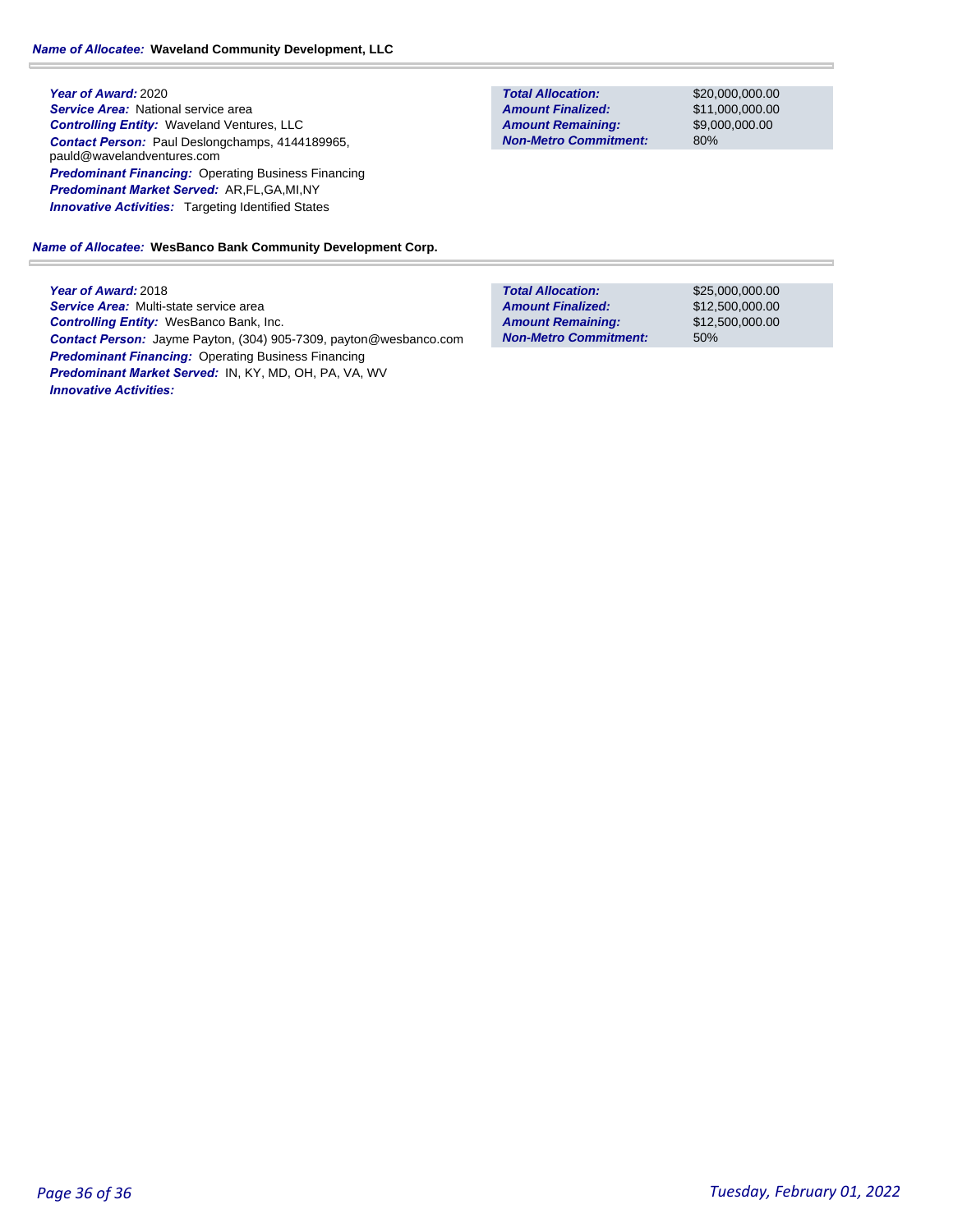**Name of Allocatee:** **Waveland Community Development, LLC**

**Year of Award:** 2020
**Service Area:** National service area
**Controlling Entity:** Waveland Ventures, LLC
**Contact Person:** Paul Deslongchamps, 4144189965, pauld@wavelandventures.com
**Predominant Financing:** Operating Business Financing
**Predominant Market Served:** AR,FL,GA,MI,NY
**Innovative Activities:** Targeting Identified States

| | |
|---|---|
| **Total Allocation:** | $20,000,000.00 |
| **Amount Finalized:** | $11,000,000.00 |
| **Amount Remaining:** | $9,000,000.00 |
| **Non-Metro Commitment:** | 80% |

**Name of Allocatee:** **WesBanco Bank Community Development Corp.**

**Year of Award:** 2018
**Service Area:** Multi-state service area
**Controlling Entity:** WesBanco Bank, Inc.
**Contact Person:** Jayme Payton, (304) 905-7309, payton@wesbanco.com
**Predominant Financing:** Operating Business Financing
**Predominant Market Served:** IN, KY, MD, OH, PA, VA, WV
**Innovative Activities:**

| | |
|---|---|
| **Total Allocation:** | $25,000,000.00 |
| **Amount Finalized:** | $12,500,000.00 |
| **Amount Remaining:** | $12,500,000.00 |
| **Non-Metro Commitment:** | 50% |